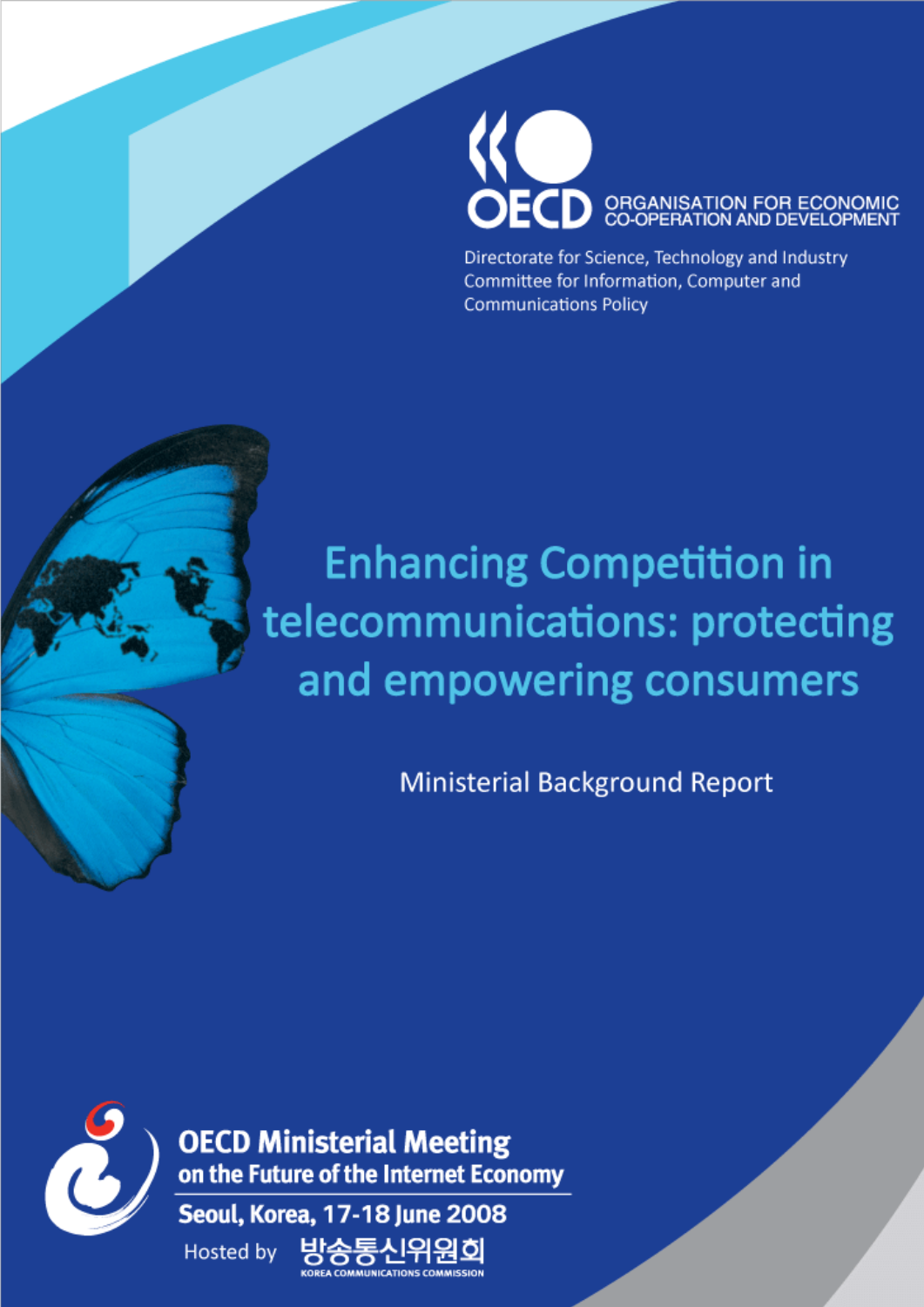OECD

ORGANISATION FOR ECONOMIC CO-OPERATION AND DEVELOPMENT

Directorate for Science, Technology and Industry
Committee for Information, Computer and Communications Policy

# Enhancing Competition in telecommunications: protecting and empowering consumers

Ministerial Background Report

**OECD Ministerial Meeting on the Future of the Internet Economy**

**Seoul, Korea, 17-18 June 2008**

Hosted by 방송통신위원회 KOREA COMMUNICATIONS COMMISSION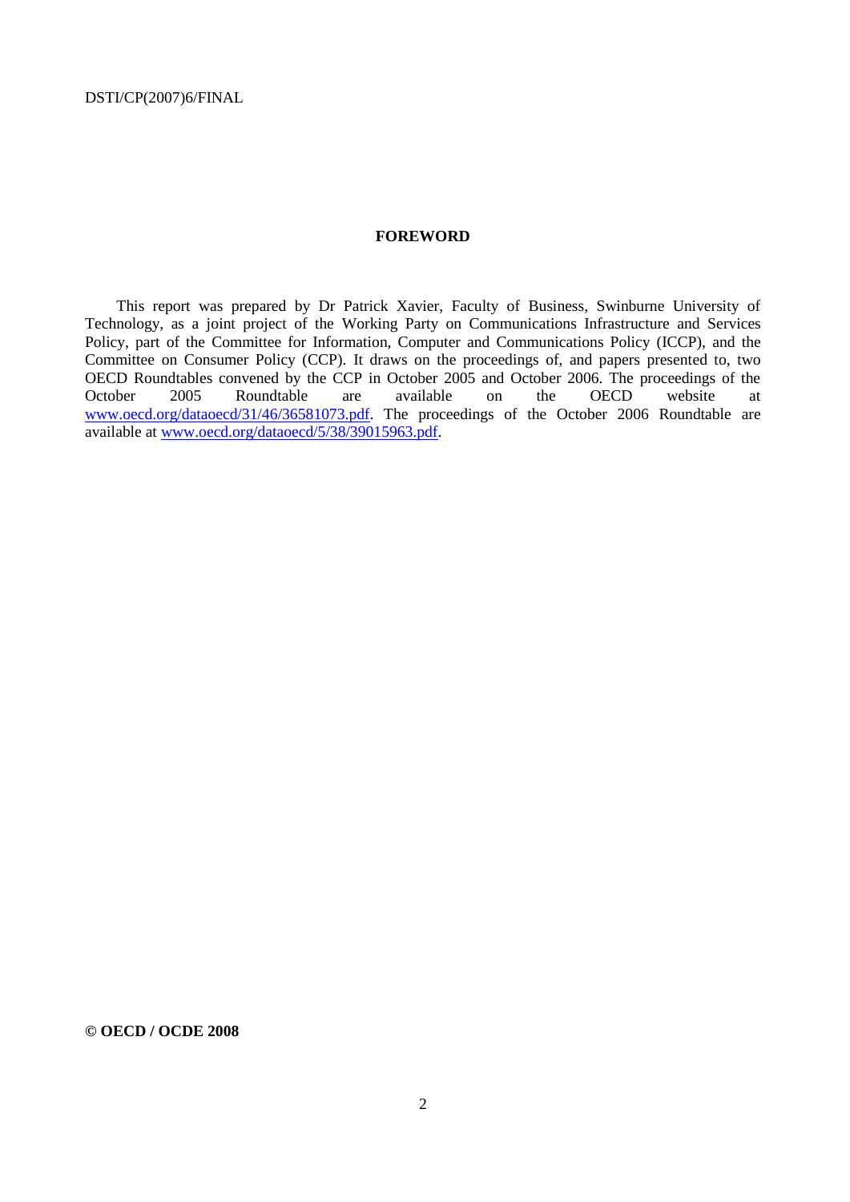**FOREWORD**

This report was prepared by Dr Patrick Xavier, Faculty of Business, Swinburne University of Technology, as a joint project of the Working Party on Communications Infrastructure and Services Policy, part of the Committee for Information, Computer and Communications Policy (ICCP), and the Committee on Consumer Policy (CCP). It draws on the proceedings of, and papers presented to, two OECD Roundtables convened by the CCP in October 2005 and October 2006. The proceedings of the October 2005 Roundtable are available on the OECD website at www.oecd.org/dataoecd/31/46/36581073.pdf. The proceedings of the October 2006 Roundtable are available at www.oecd.org/dataoecd/5/38/39015963.pdf.

**© OECD / OCDE 2008**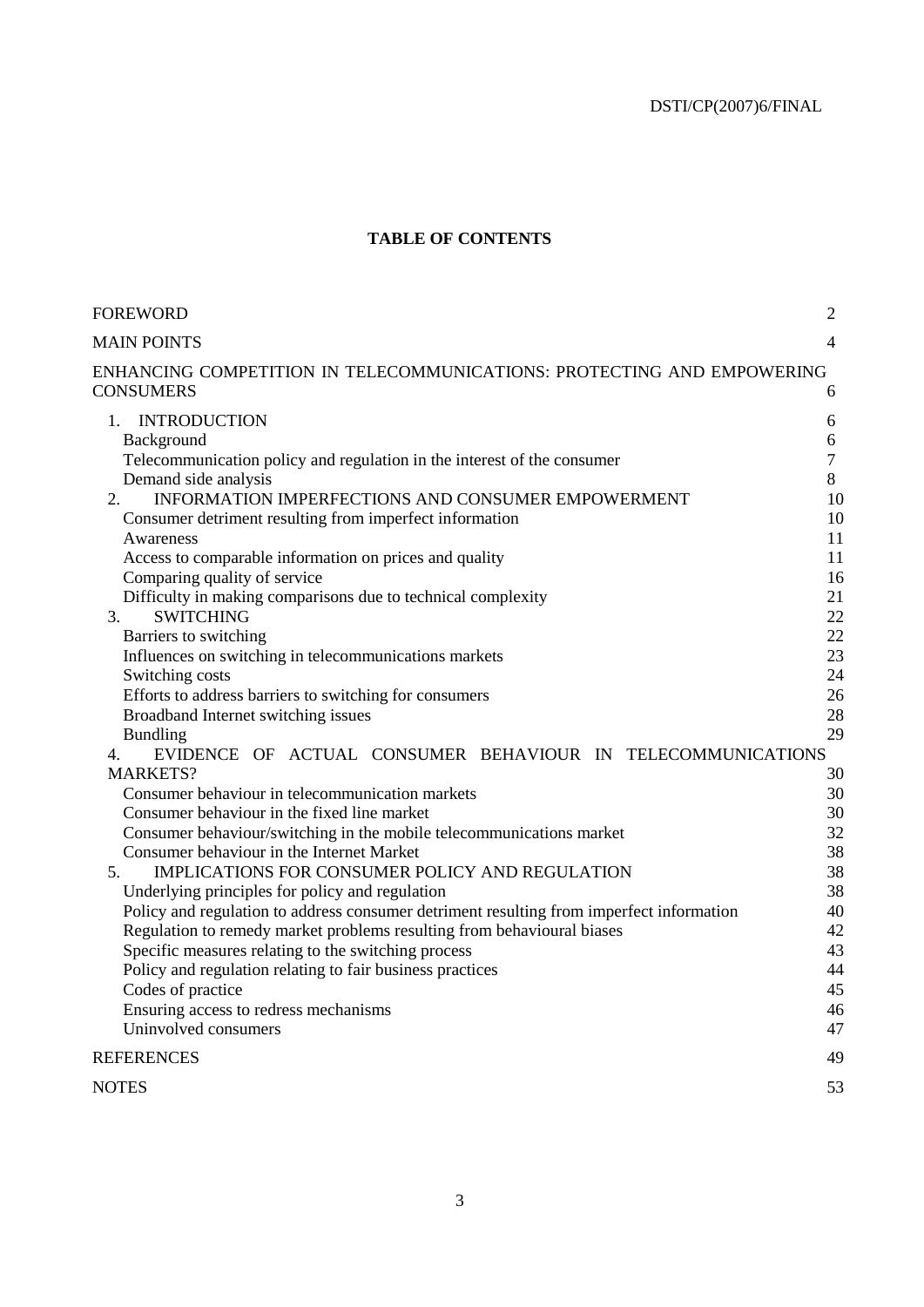**TABLE OF CONTENTS**

| | |
|---|---|
| FOREWORD | 2 |
| MAIN POINTS | 4 |
| ENHANCING COMPETITION IN TELECOMMUNICATIONS: PROTECTING AND EMPOWERING CONSUMERS | 6 |
| 1. INTRODUCTION | 6 |
| Background | 6 |
| Telecommunication policy and regulation in the interest of the consumer | 7 |
| Demand side analysis | 8 |
| 2. INFORMATION IMPERFECTIONS AND CONSUMER EMPOWERMENT | 10 |
| Consumer detriment resulting from imperfect information | 10 |
| Awareness | 11 |
| Access to comparable information on prices and quality | 11 |
| Comparing quality of service | 16 |
| Difficulty in making comparisons due to technical complexity | 21 |
| 3. SWITCHING | 22 |
| Barriers to switching | 22 |
| Influences on switching in telecommunications markets | 23 |
| Switching costs | 24 |
| Efforts to address barriers to switching for consumers | 26 |
| Broadband Internet switching issues | 28 |
| Bundling | 29 |
| 4. EVIDENCE OF ACTUAL CONSUMER BEHAVIOUR IN TELECOMMUNICATIONS MARKETS? | 30 |
| Consumer behaviour in telecommunication markets | 30 |
| Consumer behaviour in the fixed line market | 30 |
| Consumer behaviour/switching in the mobile telecommunications market | 32 |
| Consumer behaviour in the Internet Market | 38 |
| 5. IMPLICATIONS FOR CONSUMER POLICY AND REGULATION | 38 |
| Underlying principles for policy and regulation | 38 |
| Policy and regulation to address consumer detriment resulting from imperfect information | 40 |
| Regulation to remedy market problems resulting from behavioural biases | 42 |
| Specific measures relating to the switching process | 43 |
| Policy and regulation relating to fair business practices | 44 |
| Codes of practice | 45 |
| Ensuring access to redress mechanisms | 46 |
| Uninvolved consumers | 47 |
| REFERENCES | 49 |
| NOTES | 53 |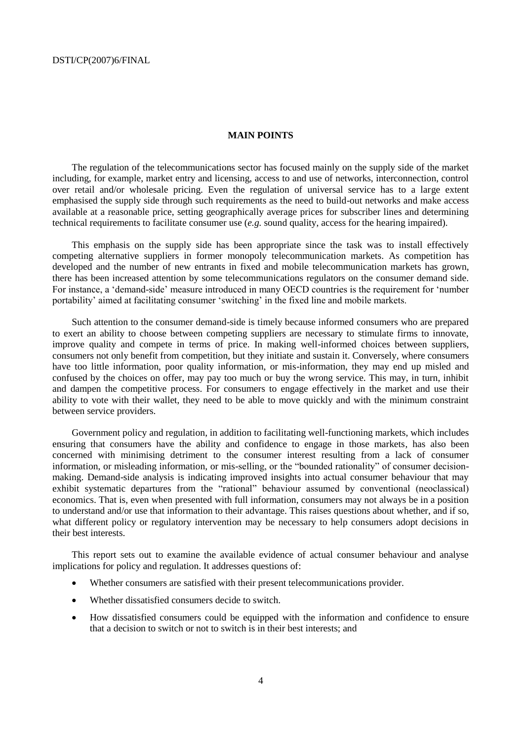## MAIN POINTS

The regulation of the telecommunications sector has focused mainly on the supply side of the market including, for example, market entry and licensing, access to and use of networks, interconnection, control over retail and/or wholesale pricing. Even the regulation of universal service has to a large extent emphasised the supply side through such requirements as the need to build-out networks and make access available at a reasonable price, setting geographically average prices for subscriber lines and determining technical requirements to facilitate consumer use (*e.g.* sound quality, access for the hearing impaired).

This emphasis on the supply side has been appropriate since the task was to install effectively competing alternative suppliers in former monopoly telecommunication markets. As competition has developed and the number of new entrants in fixed and mobile telecommunication markets has grown, there has been increased attention by some telecommunications regulators on the consumer demand side. For instance, a 'demand-side' measure introduced in many OECD countries is the requirement for 'number portability' aimed at facilitating consumer 'switching' in the fixed line and mobile markets.

Such attention to the consumer demand-side is timely because informed consumers who are prepared to exert an ability to choose between competing suppliers are necessary to stimulate firms to innovate, improve quality and compete in terms of price. In making well-informed choices between suppliers, consumers not only benefit from competition, but they initiate and sustain it. Conversely, where consumers have too little information, poor quality information, or mis-information, they may end up misled and confused by the choices on offer, may pay too much or buy the wrong service. This may, in turn, inhibit and dampen the competitive process. For consumers to engage effectively in the market and use their ability to vote with their wallet, they need to be able to move quickly and with the minimum constraint between service providers.

Government policy and regulation, in addition to facilitating well-functioning markets, which includes ensuring that consumers have the ability and confidence to engage in those markets, has also been concerned with minimising detriment to the consumer interest resulting from a lack of consumer information, or misleading information, or mis-selling, or the "bounded rationality" of consumer decision-making. Demand-side analysis is indicating improved insights into actual consumer behaviour that may exhibit systematic departures from the "rational" behaviour assumed by conventional (neoclassical) economics. That is, even when presented with full information, consumers may not always be in a position to understand and/or use that information to their advantage. This raises questions about whether, and if so, what different policy or regulatory intervention may be necessary to help consumers adopt decisions in their best interests.

This report sets out to examine the available evidence of actual consumer behaviour and analyse implications for policy and regulation. It addresses questions of:

- Whether consumers are satisfied with their present telecommunications provider.
- Whether dissatisfied consumers decide to switch.
- How dissatisfied consumers could be equipped with the information and confidence to ensure that a decision to switch or not to switch is in their best interests; and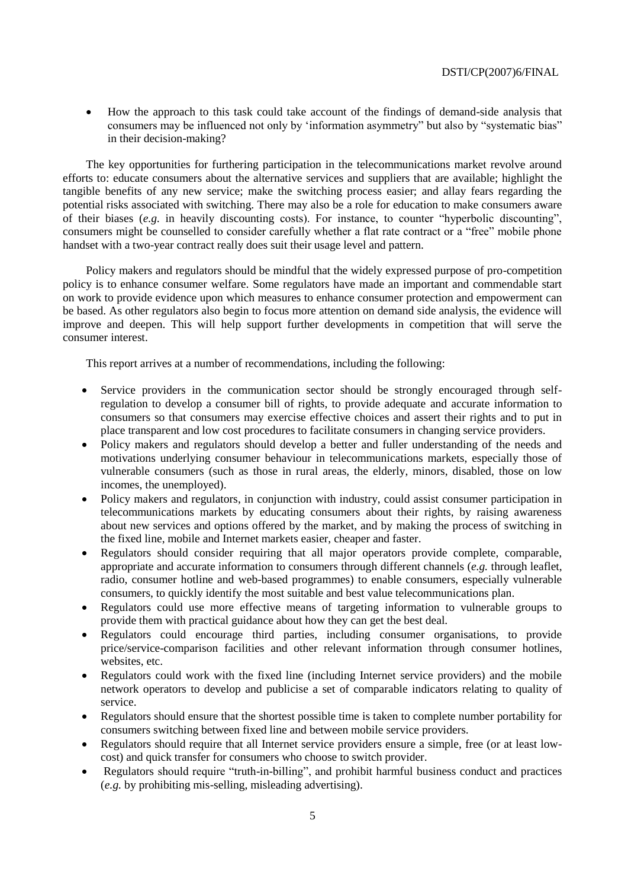- How the approach to this task could take account of the findings of demand-side analysis that consumers may be influenced not only by 'information asymmetry" but also by "systematic bias" in their decision-making?

The key opportunities for furthering participation in the telecommunications market revolve around efforts to: educate consumers about the alternative services and suppliers that are available; highlight the tangible benefits of any new service; make the switching process easier; and allay fears regarding the potential risks associated with switching. There may also be a role for education to make consumers aware of their biases (*e.g.* in heavily discounting costs). For instance, to counter "hyperbolic discounting", consumers might be counselled to consider carefully whether a flat rate contract or a "free" mobile phone handset with a two-year contract really does suit their usage level and pattern.

Policy makers and regulators should be mindful that the widely expressed purpose of pro-competition policy is to enhance consumer welfare. Some regulators have made an important and commendable start on work to provide evidence upon which measures to enhance consumer protection and empowerment can be based. As other regulators also begin to focus more attention on demand side analysis, the evidence will improve and deepen. This will help support further developments in competition that will serve the consumer interest.

This report arrives at a number of recommendations, including the following:

- Service providers in the communication sector should be strongly encouraged through self-regulation to develop a consumer bill of rights, to provide adequate and accurate information to consumers so that consumers may exercise effective choices and assert their rights and to put in place transparent and low cost procedures to facilitate consumers in changing service providers.
- Policy makers and regulators should develop a better and fuller understanding of the needs and motivations underlying consumer behaviour in telecommunications markets, especially those of vulnerable consumers (such as those in rural areas, the elderly, minors, disabled, those on low incomes, the unemployed).
- Policy makers and regulators, in conjunction with industry, could assist consumer participation in telecommunications markets by educating consumers about their rights, by raising awareness about new services and options offered by the market, and by making the process of switching in the fixed line, mobile and Internet markets easier, cheaper and faster.
- Regulators should consider requiring that all major operators provide complete, comparable, appropriate and accurate information to consumers through different channels (*e.g.* through leaflet, radio, consumer hotline and web-based programmes) to enable consumers, especially vulnerable consumers, to quickly identify the most suitable and best value telecommunications plan.
- Regulators could use more effective means of targeting information to vulnerable groups to provide them with practical guidance about how they can get the best deal.
- Regulators could encourage third parties, including consumer organisations, to provide price/service-comparison facilities and other relevant information through consumer hotlines, websites, etc.
- Regulators could work with the fixed line (including Internet service providers) and the mobile network operators to develop and publicise a set of comparable indicators relating to quality of service.
- Regulators should ensure that the shortest possible time is taken to complete number portability for consumers switching between fixed line and between mobile service providers.
- Regulators should require that all Internet service providers ensure a simple, free (or at least low-cost) and quick transfer for consumers who choose to switch provider.
- Regulators should require "truth-in-billing", and prohibit harmful business conduct and practices (*e.g.* by prohibiting mis-selling, misleading advertising).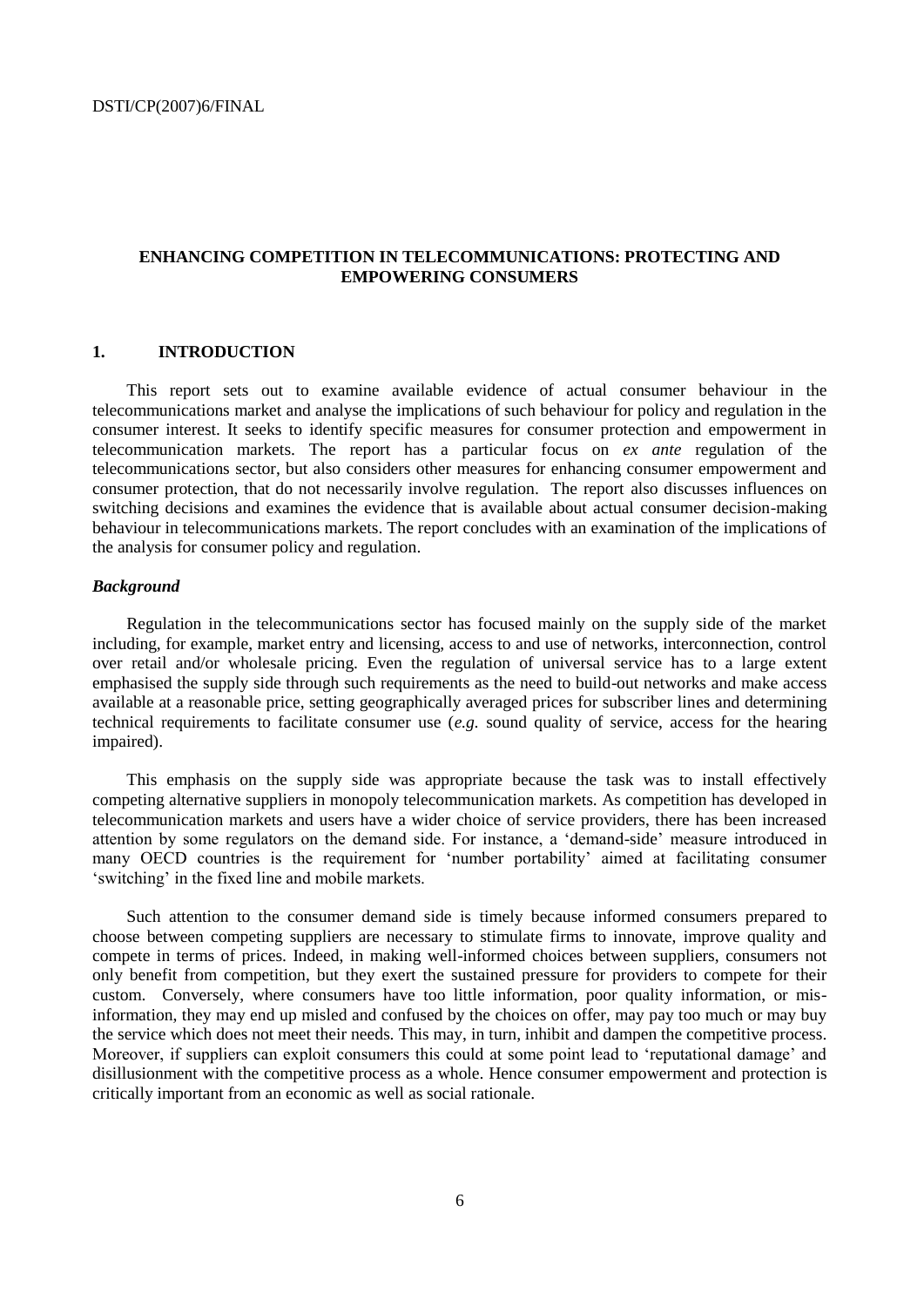## ENHANCING COMPETITION IN TELECOMMUNICATIONS: PROTECTING AND EMPOWERING CONSUMERS

### 1. INTRODUCTION

This report sets out to examine available evidence of actual consumer behaviour in the telecommunications market and analyse the implications of such behaviour for policy and regulation in the consumer interest. It seeks to identify specific measures for consumer protection and empowerment in telecommunication markets. The report has a particular focus on *ex ante* regulation of the telecommunications sector, but also considers other measures for enhancing consumer empowerment and consumer protection, that do not necessarily involve regulation. The report also discusses influences on switching decisions and examines the evidence that is available about actual consumer decision-making behaviour in telecommunications markets. The report concludes with an examination of the implications of the analysis for consumer policy and regulation.

#### *Background*

Regulation in the telecommunications sector has focused mainly on the supply side of the market including, for example, market entry and licensing, access to and use of networks, interconnection, control over retail and/or wholesale pricing. Even the regulation of universal service has to a large extent emphasised the supply side through such requirements as the need to build-out networks and make access available at a reasonable price, setting geographically averaged prices for subscriber lines and determining technical requirements to facilitate consumer use (*e.g.* sound quality of service, access for the hearing impaired).

This emphasis on the supply side was appropriate because the task was to install effectively competing alternative suppliers in monopoly telecommunication markets. As competition has developed in telecommunication markets and users have a wider choice of service providers, there has been increased attention by some regulators on the demand side. For instance, a 'demand-side' measure introduced in many OECD countries is the requirement for 'number portability' aimed at facilitating consumer 'switching' in the fixed line and mobile markets.

Such attention to the consumer demand side is timely because informed consumers prepared to choose between competing suppliers are necessary to stimulate firms to innovate, improve quality and compete in terms of prices. Indeed, in making well-informed choices between suppliers, consumers not only benefit from competition, but they exert the sustained pressure for providers to compete for their custom. Conversely, where consumers have too little information, poor quality information, or mis-information, they may end up misled and confused by the choices on offer, may pay too much or may buy the service which does not meet their needs. This may, in turn, inhibit and dampen the competitive process. Moreover, if suppliers can exploit consumers this could at some point lead to 'reputational damage' and disillusionment with the competitive process as a whole. Hence consumer empowerment and protection is critically important from an economic as well as social rationale.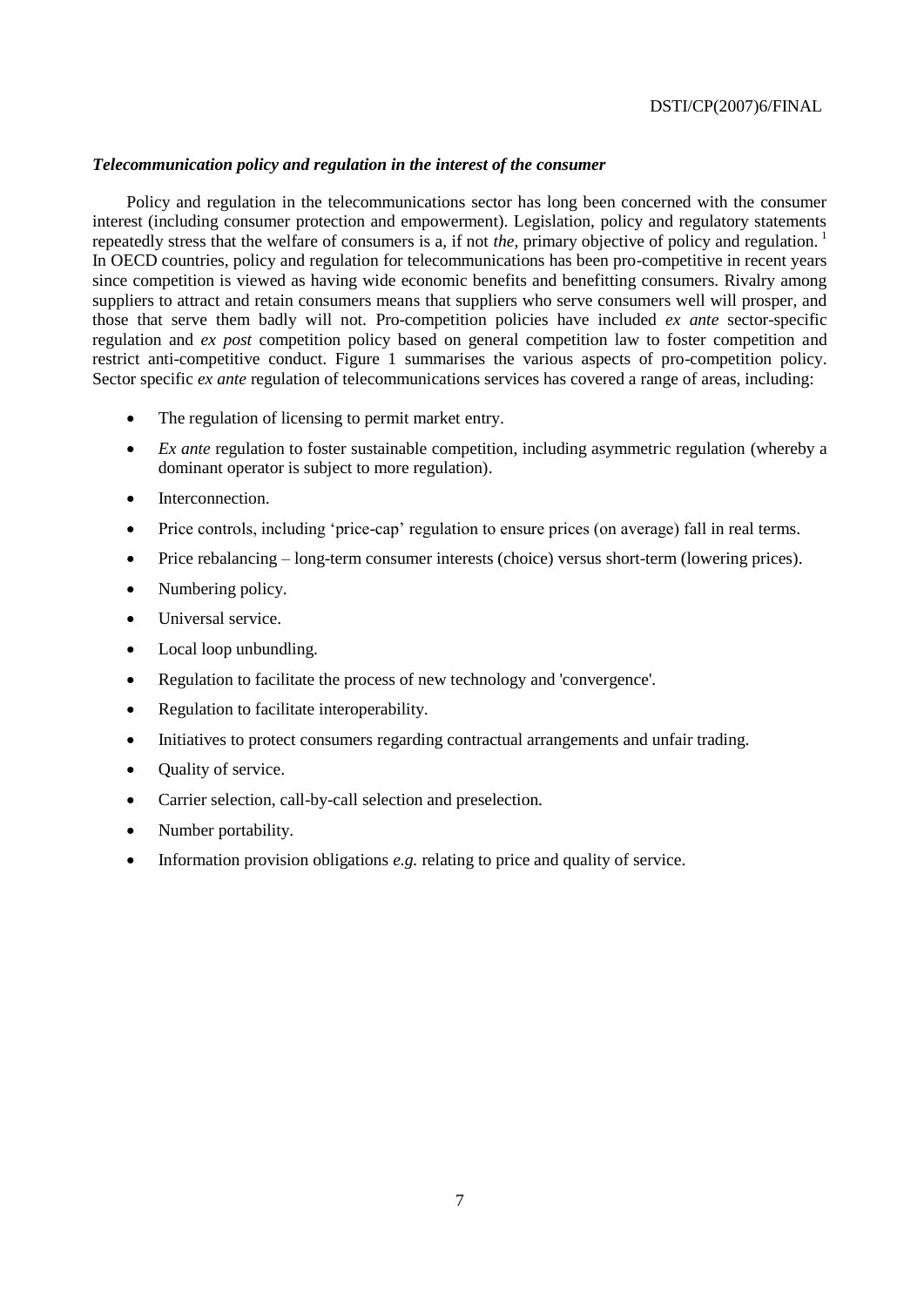### *Telecommunication policy and regulation in the interest of the consumer*

Policy and regulation in the telecommunications sector has long been concerned with the consumer interest (including consumer protection and empowerment). Legislation, policy and regulatory statements repeatedly stress that the welfare of consumers is a, if not *the,* primary objective of policy and regulation. [1] In OECD countries, policy and regulation for telecommunications has been pro-competitive in recent years since competition is viewed as having wide economic benefits and benefitting consumers. Rivalry among suppliers to attract and retain consumers means that suppliers who serve consumers well will prosper, and those that serve them badly will not. Pro-competition policies have included *ex ante* sector-specific regulation and *ex post* competition policy based on general competition law to foster competition and restrict anti-competitive conduct. Figure 1 summarises the various aspects of pro-competition policy. Sector specific *ex ante* regulation of telecommunications services has covered a range of areas, including:

- The regulation of licensing to permit market entry.
- *Ex ante* regulation to foster sustainable competition, including asymmetric regulation (whereby a dominant operator is subject to more regulation).
- Interconnection.
- Price controls, including 'price-cap' regulation to ensure prices (on average) fall in real terms.
- Price rebalancing – long-term consumer interests (choice) versus short-term (lowering prices).
- Numbering policy.
- Universal service.
- Local loop unbundling.
- Regulation to facilitate the process of new technology and 'convergence'.
- Regulation to facilitate interoperability.
- Initiatives to protect consumers regarding contractual arrangements and unfair trading.
- Quality of service.
- Carrier selection, call-by-call selection and preselection.
- Number portability.
- Information provision obligations *e.g.* relating to price and quality of service.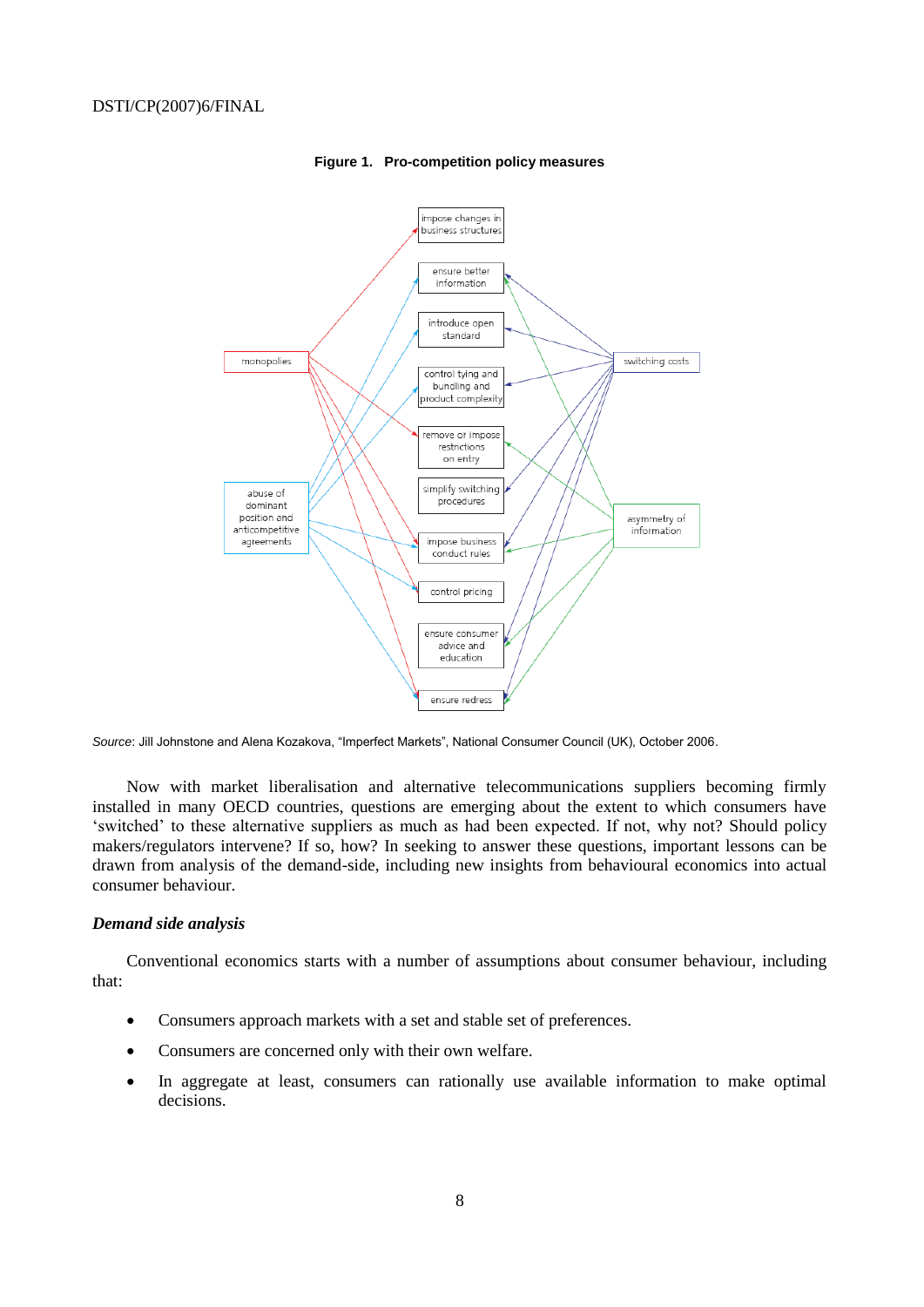**Figure 1. Pro-competition policy measures**

Source: Jill Johnstone and Alena Kozakova, “Imperfect Markets”, National Consumer Council (UK), October 2006.

Now with market liberalisation and alternative telecommunications suppliers becoming firmly installed in many OECD countries, questions are emerging about the extent to which consumers have ‘switched’ to these alternative suppliers as much as had been expected. If not, why not? Should policy makers/regulators intervene? If so, how? In seeking to answer these questions, important lessons can be drawn from analysis of the demand-side, including new insights from behavioural economics into actual consumer behaviour.

### *Demand side analysis*

Conventional economics starts with a number of assumptions about consumer behaviour, including that:

- Consumers approach markets with a set and stable set of preferences.
- Consumers are concerned only with their own welfare.
- In aggregate at least, consumers can rationally use available information to make optimal decisions.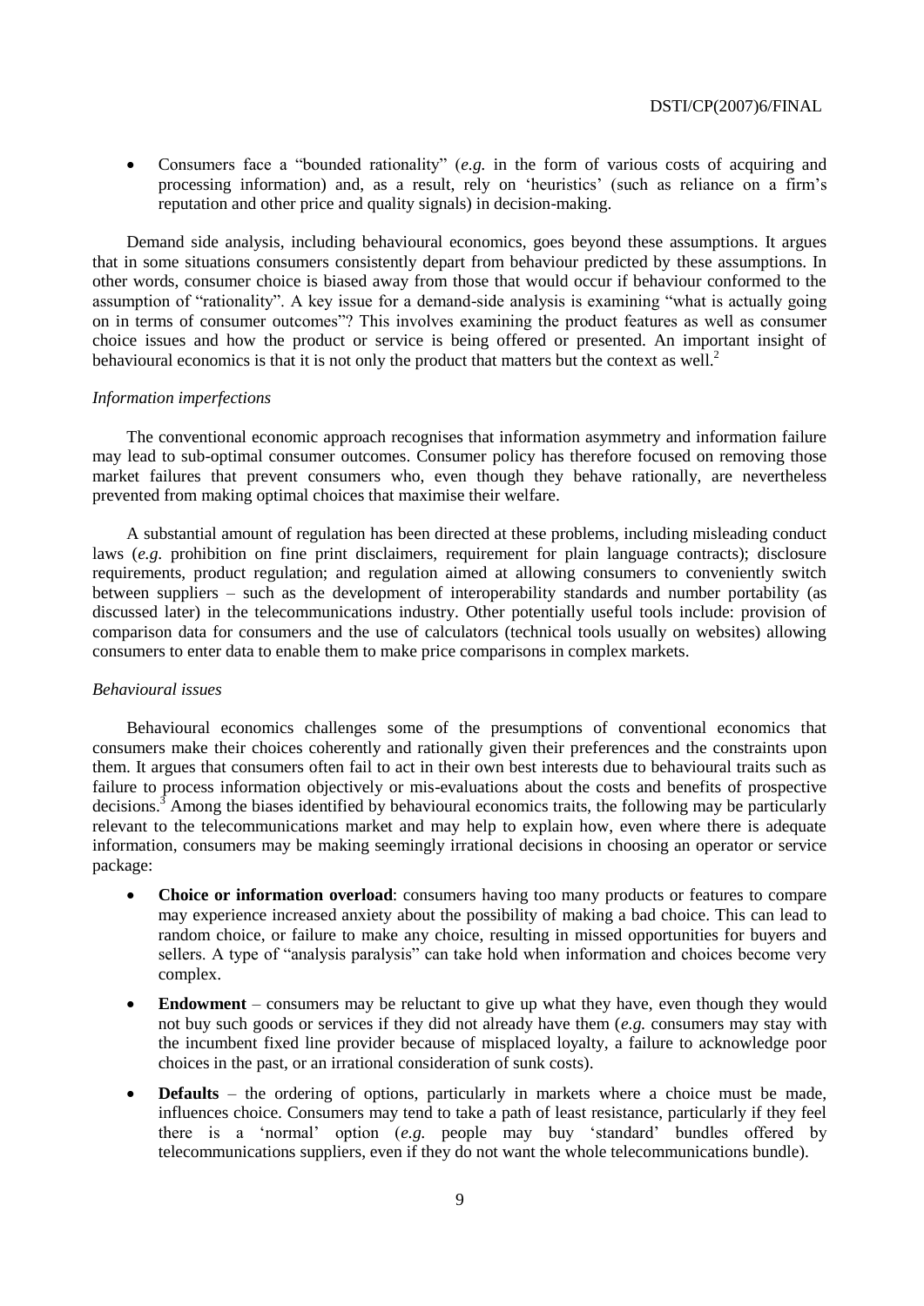- Consumers face a "bounded rationality" (*e.g.* in the form of various costs of acquiring and processing information) and, as a result, rely on 'heuristics' (such as reliance on a firm's reputation and other price and quality signals) in decision-making.

Demand side analysis, including behavioural economics, goes beyond these assumptions. It argues that in some situations consumers consistently depart from behaviour predicted by these assumptions. In other words, consumer choice is biased away from those that would occur if behaviour conformed to the assumption of "rationality". A key issue for a demand-side analysis is examining "what is actually going on in terms of consumer outcomes"? This involves examining the product features as well as consumer choice issues and how the product or service is being offered or presented. An important insight of behavioural economics is that it is not only the product that matters but the context as well.[2]

*Information imperfections*

The conventional economic approach recognises that information asymmetry and information failure may lead to sub-optimal consumer outcomes. Consumer policy has therefore focused on removing those market failures that prevent consumers who, even though they behave rationally, are nevertheless prevented from making optimal choices that maximise their welfare.

A substantial amount of regulation has been directed at these problems, including misleading conduct laws (*e.g.* prohibition on fine print disclaimers, requirement for plain language contracts); disclosure requirements, product regulation; and regulation aimed at allowing consumers to conveniently switch between suppliers – such as the development of interoperability standards and number portability (as discussed later) in the telecommunications industry. Other potentially useful tools include: provision of comparison data for consumers and the use of calculators (technical tools usually on websites) allowing consumers to enter data to enable them to make price comparisons in complex markets.

*Behavioural issues*

Behavioural economics challenges some of the presumptions of conventional economics that consumers make their choices coherently and rationally given their preferences and the constraints upon them. It argues that consumers often fail to act in their own best interests due to behavioural traits such as failure to process information objectively or mis-evaluations about the costs and benefits of prospective decisions.[3] Among the biases identified by behavioural economics traits, the following may be particularly relevant to the telecommunications market and may help to explain how, even where there is adequate information, consumers may be making seemingly irrational decisions in choosing an operator or service package:

- **Choice or information overload**: consumers having too many products or features to compare may experience increased anxiety about the possibility of making a bad choice. This can lead to random choice, or failure to make any choice, resulting in missed opportunities for buyers and sellers. A type of "analysis paralysis" can take hold when information and choices become very complex.
- **Endowment** – consumers may be reluctant to give up what they have, even though they would not buy such goods or services if they did not already have them (*e.g.* consumers may stay with the incumbent fixed line provider because of misplaced loyalty, a failure to acknowledge poor choices in the past, or an irrational consideration of sunk costs).
- **Defaults** – the ordering of options, particularly in markets where a choice must be made, influences choice. Consumers may tend to take a path of least resistance, particularly if they feel there is a 'normal' option (*e.g.* people may buy 'standard' bundles offered by telecommunications suppliers, even if they do not want the whole telecommunications bundle).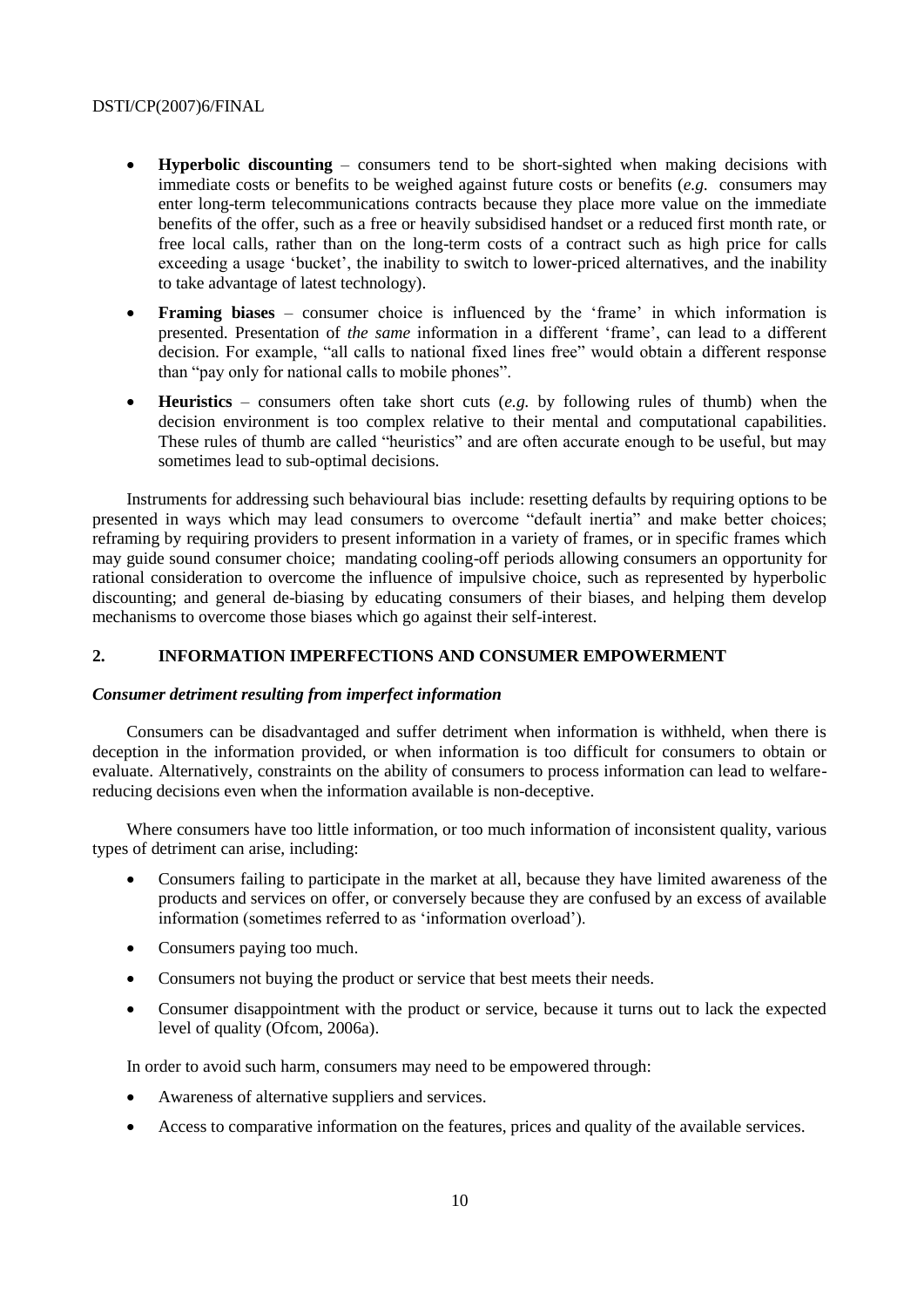- **Hyperbolic discounting** – consumers tend to be short-sighted when making decisions with immediate costs or benefits to be weighed against future costs or benefits (*e.g.* consumers may enter long-term telecommunications contracts because they place more value on the immediate benefits of the offer, such as a free or heavily subsidised handset or a reduced first month rate, or free local calls, rather than on the long-term costs of a contract such as high price for calls exceeding a usage 'bucket', the inability to switch to lower-priced alternatives, and the inability to take advantage of latest technology).
- **Framing biases** – consumer choice is influenced by the 'frame' in which information is presented. Presentation of *the same* information in a different 'frame', can lead to a different decision. For example, "all calls to national fixed lines free" would obtain a different response than "pay only for national calls to mobile phones".
- **Heuristics** – consumers often take short cuts (*e.g.* by following rules of thumb) when the decision environment is too complex relative to their mental and computational capabilities. These rules of thumb are called "heuristics" and are often accurate enough to be useful, but may sometimes lead to sub-optimal decisions.

Instruments for addressing such behavioural bias include: resetting defaults by requiring options to be presented in ways which may lead consumers to overcome "default inertia" and make better choices; reframing by requiring providers to present information in a variety of frames, or in specific frames which may guide sound consumer choice; mandating cooling-off periods allowing consumers an opportunity for rational consideration to overcome the influence of impulsive choice, such as represented by hyperbolic discounting; and general de-biasing by educating consumers of their biases, and helping them develop mechanisms to overcome those biases which go against their self-interest.

## 2. INFORMATION IMPERFECTIONS AND CONSUMER EMPOWERMENT

### *Consumer detriment resulting from imperfect information*

Consumers can be disadvantaged and suffer detriment when information is withheld, when there is deception in the information provided, or when information is too difficult for consumers to obtain or evaluate. Alternatively, constraints on the ability of consumers to process information can lead to welfare-reducing decisions even when the information available is non-deceptive.

Where consumers have too little information, or too much information of inconsistent quality, various types of detriment can arise, including:

- Consumers failing to participate in the market at all, because they have limited awareness of the products and services on offer, or conversely because they are confused by an excess of available information (sometimes referred to as 'information overload').
- Consumers paying too much.
- Consumers not buying the product or service that best meets their needs.
- Consumer disappointment with the product or service, because it turns out to lack the expected level of quality (Ofcom, 2006a).

In order to avoid such harm, consumers may need to be empowered through:

- Awareness of alternative suppliers and services.
- Access to comparative information on the features, prices and quality of the available services.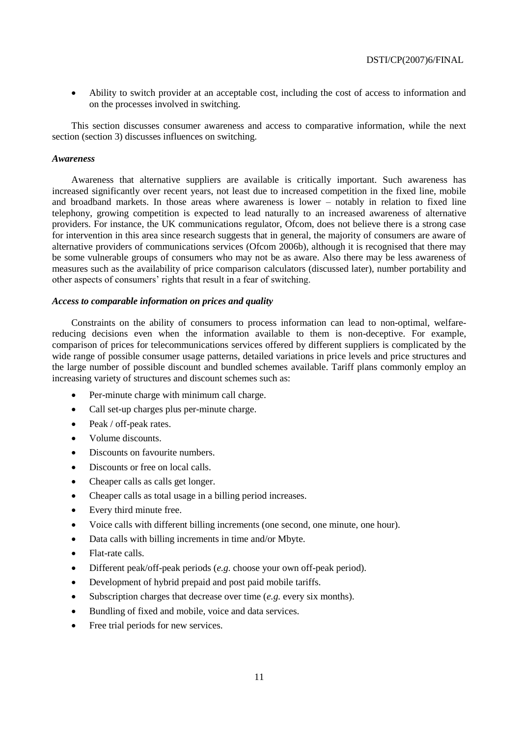- Ability to switch provider at an acceptable cost, including the cost of access to information and on the processes involved in switching.

This section discusses consumer awareness and access to comparative information, while the next section (section 3) discusses influences on switching.

***Awareness***

Awareness that alternative suppliers are available is critically important. Such awareness has increased significantly over recent years, not least due to increased competition in the fixed line, mobile and broadband markets. In those areas where awareness is lower – notably in relation to fixed line telephony, growing competition is expected to lead naturally to an increased awareness of alternative providers. For instance, the UK communications regulator, Ofcom, does not believe there is a strong case for intervention in this area since research suggests that in general, the majority of consumers are aware of alternative providers of communications services (Ofcom 2006b), although it is recognised that there may be some vulnerable groups of consumers who may not be as aware. Also there may be less awareness of measures such as the availability of price comparison calculators (discussed later), number portability and other aspects of consumers' rights that result in a fear of switching.

***Access to comparable information on prices and quality***

Constraints on the ability of consumers to process information can lead to non-optimal, welfare-reducing decisions even when the information available to them is non-deceptive. For example, comparison of prices for telecommunications services offered by different suppliers is complicated by the wide range of possible consumer usage patterns, detailed variations in price levels and price structures and the large number of possible discount and bundled schemes available. Tariff plans commonly employ an increasing variety of structures and discount schemes such as:

- Per-minute charge with minimum call charge.
- Call set-up charges plus per-minute charge.
- Peak / off-peak rates.
- Volume discounts.
- Discounts on favourite numbers.
- Discounts or free on local calls.
- Cheaper calls as calls get longer.
- Cheaper calls as total usage in a billing period increases.
- Every third minute free.
- Voice calls with different billing increments (one second, one minute, one hour).
- Data calls with billing increments in time and/or Mbyte.
- Flat-rate calls.
- Different peak/off-peak periods (*e.g.* choose your own off-peak period).
- Development of hybrid prepaid and post paid mobile tariffs.
- Subscription charges that decrease over time (*e.g.* every six months).
- Bundling of fixed and mobile, voice and data services.
- Free trial periods for new services.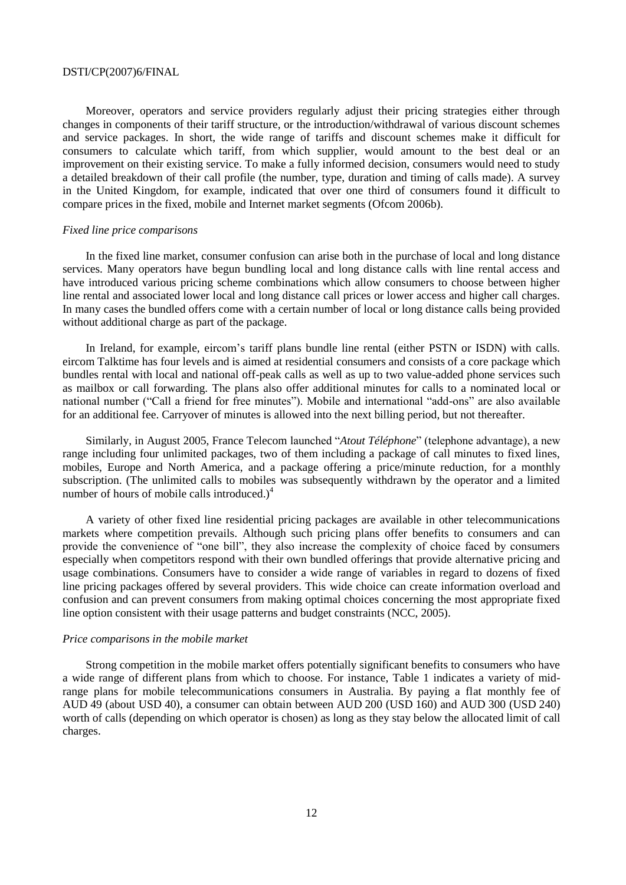Moreover, operators and service providers regularly adjust their pricing strategies either through changes in components of their tariff structure, or the introduction/withdrawal of various discount schemes and service packages. In short, the wide range of tariffs and discount schemes make it difficult for consumers to calculate which tariff, from which supplier, would amount to the best deal or an improvement on their existing service. To make a fully informed decision, consumers would need to study a detailed breakdown of their call profile (the number, type, duration and timing of calls made). A survey in the United Kingdom, for example, indicated that over one third of consumers found it difficult to compare prices in the fixed, mobile and Internet market segments (Ofcom 2006b).

*Fixed line price comparisons*

In the fixed line market, consumer confusion can arise both in the purchase of local and long distance services. Many operators have begun bundling local and long distance calls with line rental access and have introduced various pricing scheme combinations which allow consumers to choose between higher line rental and associated lower local and long distance call prices or lower access and higher call charges. In many cases the bundled offers come with a certain number of local or long distance calls being provided without additional charge as part of the package.

In Ireland, for example, eircom's tariff plans bundle line rental (either PSTN or ISDN) with calls. eircom Talktime has four levels and is aimed at residential consumers and consists of a core package which bundles rental with local and national off-peak calls as well as up to two value-added phone services such as mailbox or call forwarding. The plans also offer additional minutes for calls to a nominated local or national number ("Call a friend for free minutes"). Mobile and international "add-ons" are also available for an additional fee. Carryover of minutes is allowed into the next billing period, but not thereafter.

Similarly, in August 2005, France Telecom launched "*Atout Téléphone*" (telephone advantage), a new range including four unlimited packages, two of them including a package of call minutes to fixed lines, mobiles, Europe and North America, and a package offering a price/minute reduction, for a monthly subscription. (The unlimited calls to mobiles was subsequently withdrawn by the operator and a limited number of hours of mobile calls introduced.)[4]

A variety of other fixed line residential pricing packages are available in other telecommunications markets where competition prevails. Although such pricing plans offer benefits to consumers and can provide the convenience of "one bill", they also increase the complexity of choice faced by consumers especially when competitors respond with their own bundled offerings that provide alternative pricing and usage combinations. Consumers have to consider a wide range of variables in regard to dozens of fixed line pricing packages offered by several providers. This wide choice can create information overload and confusion and can prevent consumers from making optimal choices concerning the most appropriate fixed line option consistent with their usage patterns and budget constraints (NCC, 2005).

*Price comparisons in the mobile market*

Strong competition in the mobile market offers potentially significant benefits to consumers who have a wide range of different plans from which to choose. For instance, Table 1 indicates a variety of mid-range plans for mobile telecommunications consumers in Australia. By paying a flat monthly fee of AUD 49 (about USD 40), a consumer can obtain between AUD 200 (USD 160) and AUD 300 (USD 240) worth of calls (depending on which operator is chosen) as long as they stay below the allocated limit of call charges.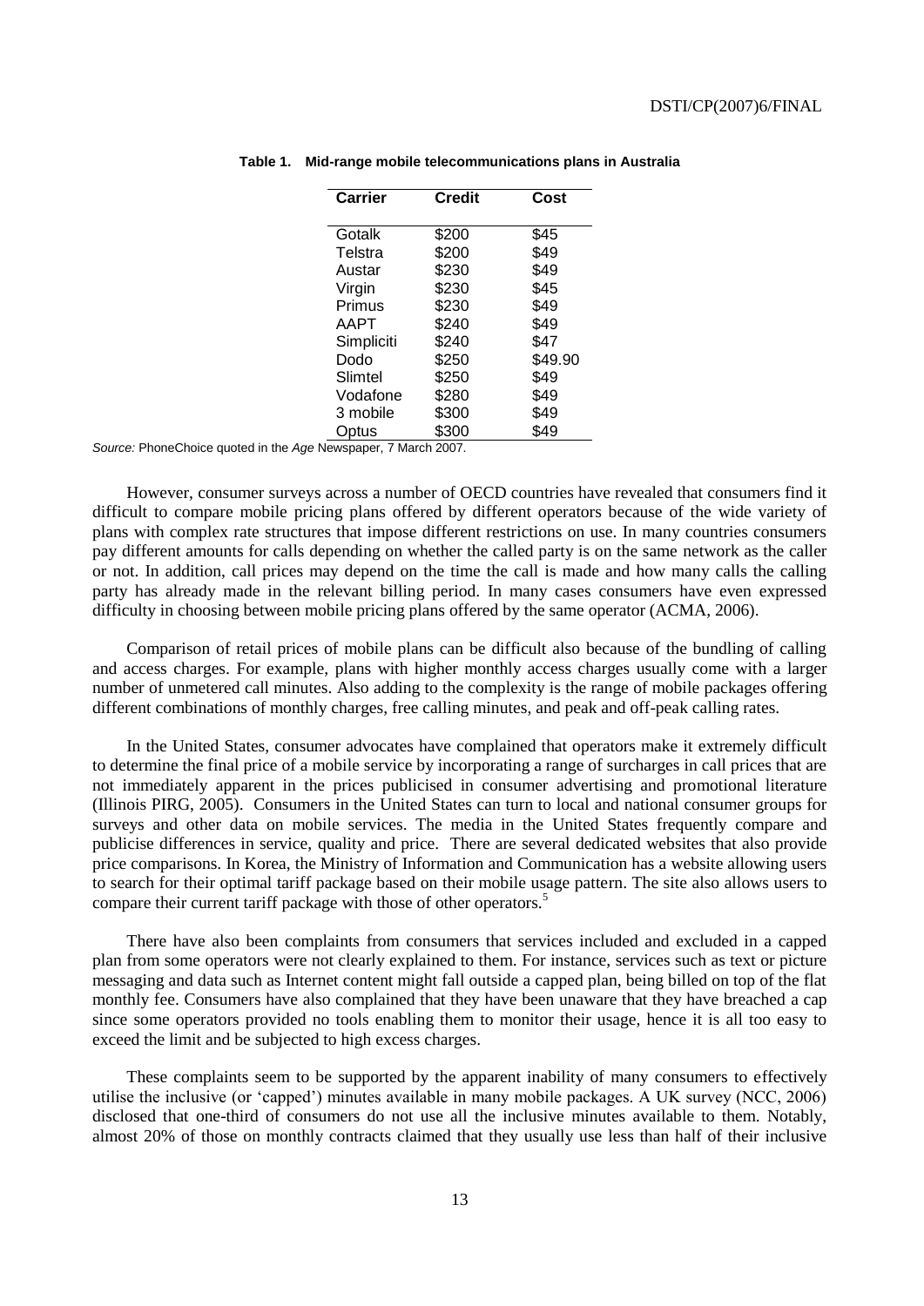**Table 1. Mid-range mobile telecommunications plans in Australia**

| Carrier | Credit | Cost |
|---|---|---|
| Gotalk | $200 | $45 |
| Telstra | $200 | $49 |
| Austar | $230 | $49 |
| Virgin | $230 | $45 |
| Primus | $230 | $49 |
| AAPT | $240 | $49 |
| Simpliciti | $240 | $47 |
| Dodo | $250 | $49.90 |
| Slimtel | $250 | $49 |
| Vodafone | $280 | $49 |
| 3 mobile | $300 | $49 |
| Optus | $300 | $49 |

*Source:* PhoneChoice quoted in the *Age* Newspaper, 7 March 2007.

However, consumer surveys across a number of OECD countries have revealed that consumers find it difficult to compare mobile pricing plans offered by different operators because of the wide variety of plans with complex rate structures that impose different restrictions on use. In many countries consumers pay different amounts for calls depending on whether the called party is on the same network as the caller or not. In addition, call prices may depend on the time the call is made and how many calls the calling party has already made in the relevant billing period. In many cases consumers have even expressed difficulty in choosing between mobile pricing plans offered by the same operator (ACMA, 2006).

Comparison of retail prices of mobile plans can be difficult also because of the bundling of calling and access charges. For example, plans with higher monthly access charges usually come with a larger number of unmetered call minutes. Also adding to the complexity is the range of mobile packages offering different combinations of monthly charges, free calling minutes, and peak and off-peak calling rates.

In the United States, consumer advocates have complained that operators make it extremely difficult to determine the final price of a mobile service by incorporating a range of surcharges in call prices that are not immediately apparent in the prices publicised in consumer advertising and promotional literature (Illinois PIRG, 2005). Consumers in the United States can turn to local and national consumer groups for surveys and other data on mobile services. The media in the United States frequently compare and publicise differences in service, quality and price. There are several dedicated websites that also provide price comparisons. In Korea, the Ministry of Information and Communication has a website allowing users to search for their optimal tariff package based on their mobile usage pattern. The site also allows users to compare their current tariff package with those of other operators.[5]

There have also been complaints from consumers that services included and excluded in a capped plan from some operators were not clearly explained to them. For instance, services such as text or picture messaging and data such as Internet content might fall outside a capped plan, being billed on top of the flat monthly fee. Consumers have also complained that they have been unaware that they have breached a cap since some operators provided no tools enabling them to monitor their usage, hence it is all too easy to exceed the limit and be subjected to high excess charges.

These complaints seem to be supported by the apparent inability of many consumers to effectively utilise the inclusive (or 'capped') minutes available in many mobile packages. A UK survey (NCC, 2006) disclosed that one-third of consumers do not use all the inclusive minutes available to them. Notably, almost 20% of those on monthly contracts claimed that they usually use less than half of their inclusive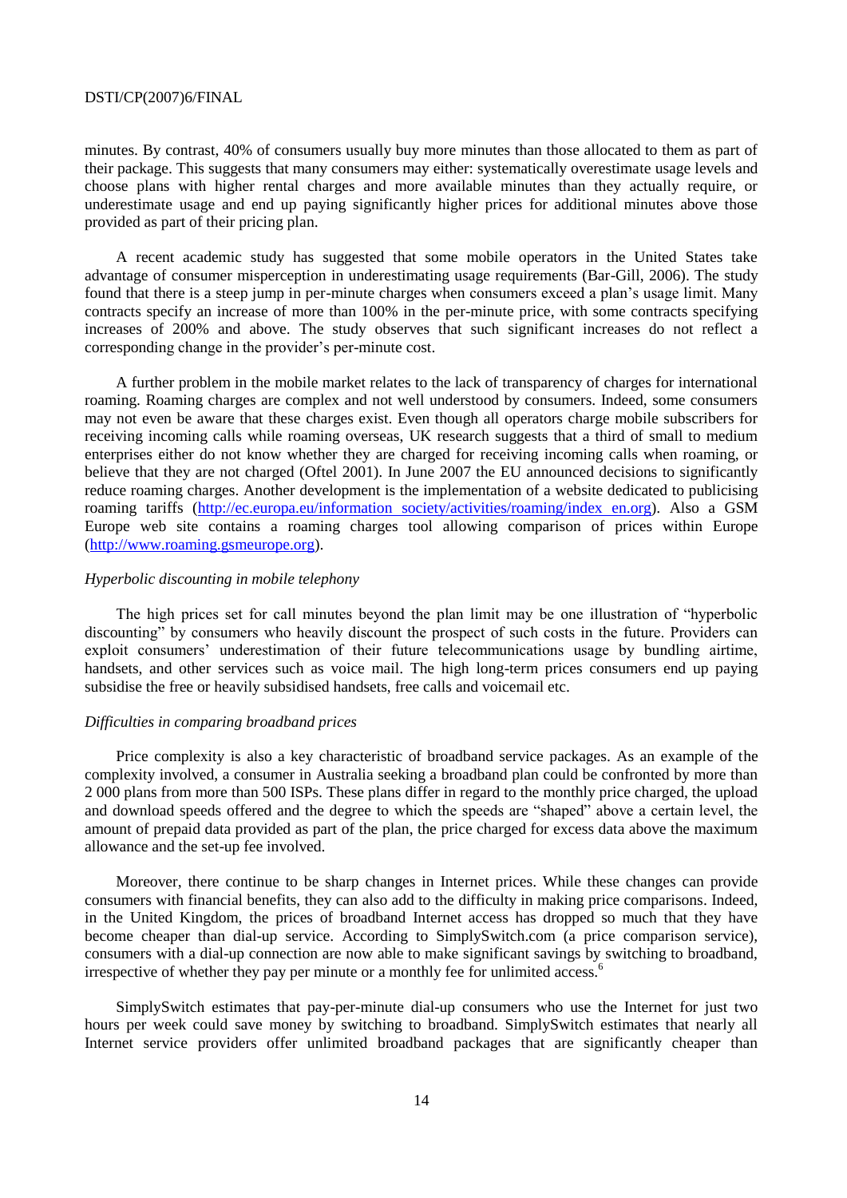minutes. By contrast, 40% of consumers usually buy more minutes than those allocated to them as part of their package. This suggests that many consumers may either: systematically overestimate usage levels and choose plans with higher rental charges and more available minutes than they actually require, or underestimate usage and end up paying significantly higher prices for additional minutes above those provided as part of their pricing plan.

A recent academic study has suggested that some mobile operators in the United States take advantage of consumer misperception in underestimating usage requirements (Bar-Gill, 2006). The study found that there is a steep jump in per-minute charges when consumers exceed a plan's usage limit. Many contracts specify an increase of more than 100% in the per-minute price, with some contracts specifying increases of 200% and above. The study observes that such significant increases do not reflect a corresponding change in the provider's per-minute cost.

A further problem in the mobile market relates to the lack of transparency of charges for international roaming. Roaming charges are complex and not well understood by consumers. Indeed, some consumers may not even be aware that these charges exist. Even though all operators charge mobile subscribers for receiving incoming calls while roaming overseas, UK research suggests that a third of small to medium enterprises either do not know whether they are charged for receiving incoming calls when roaming, or believe that they are not charged (Oftel 2001). In June 2007 the EU announced decisions to significantly reduce roaming charges. Another development is the implementation of a website dedicated to publicising roaming tariffs (http://ec.europa.eu/information_society/activities/roaming/index_en.org). Also a GSM Europe web site contains a roaming charges tool allowing comparison of prices within Europe (http://www.roaming.gsmeurope.org).

*Hyperbolic discounting in mobile telephony*

The high prices set for call minutes beyond the plan limit may be one illustration of "hyperbolic discounting" by consumers who heavily discount the prospect of such costs in the future. Providers can exploit consumers' underestimation of their future telecommunications usage by bundling airtime, handsets, and other services such as voice mail. The high long-term prices consumers end up paying subsidise the free or heavily subsidised handsets, free calls and voicemail etc.

*Difficulties in comparing broadband prices*

Price complexity is also a key characteristic of broadband service packages. As an example of the complexity involved, a consumer in Australia seeking a broadband plan could be confronted by more than 2 000 plans from more than 500 ISPs. These plans differ in regard to the monthly price charged, the upload and download speeds offered and the degree to which the speeds are "shaped" above a certain level, the amount of prepaid data provided as part of the plan, the price charged for excess data above the maximum allowance and the set-up fee involved.

Moreover, there continue to be sharp changes in Internet prices. While these changes can provide consumers with financial benefits, they can also add to the difficulty in making price comparisons. Indeed, in the United Kingdom, the prices of broadband Internet access has dropped so much that they have become cheaper than dial-up service. According to SimplySwitch.com (a price comparison service), consumers with a dial-up connection are now able to make significant savings by switching to broadband, irrespective of whether they pay per minute or a monthly fee for unlimited access.[6]

SimplySwitch estimates that pay-per-minute dial-up consumers who use the Internet for just two hours per week could save money by switching to broadband. SimplySwitch estimates that nearly all Internet service providers offer unlimited broadband packages that are significantly cheaper than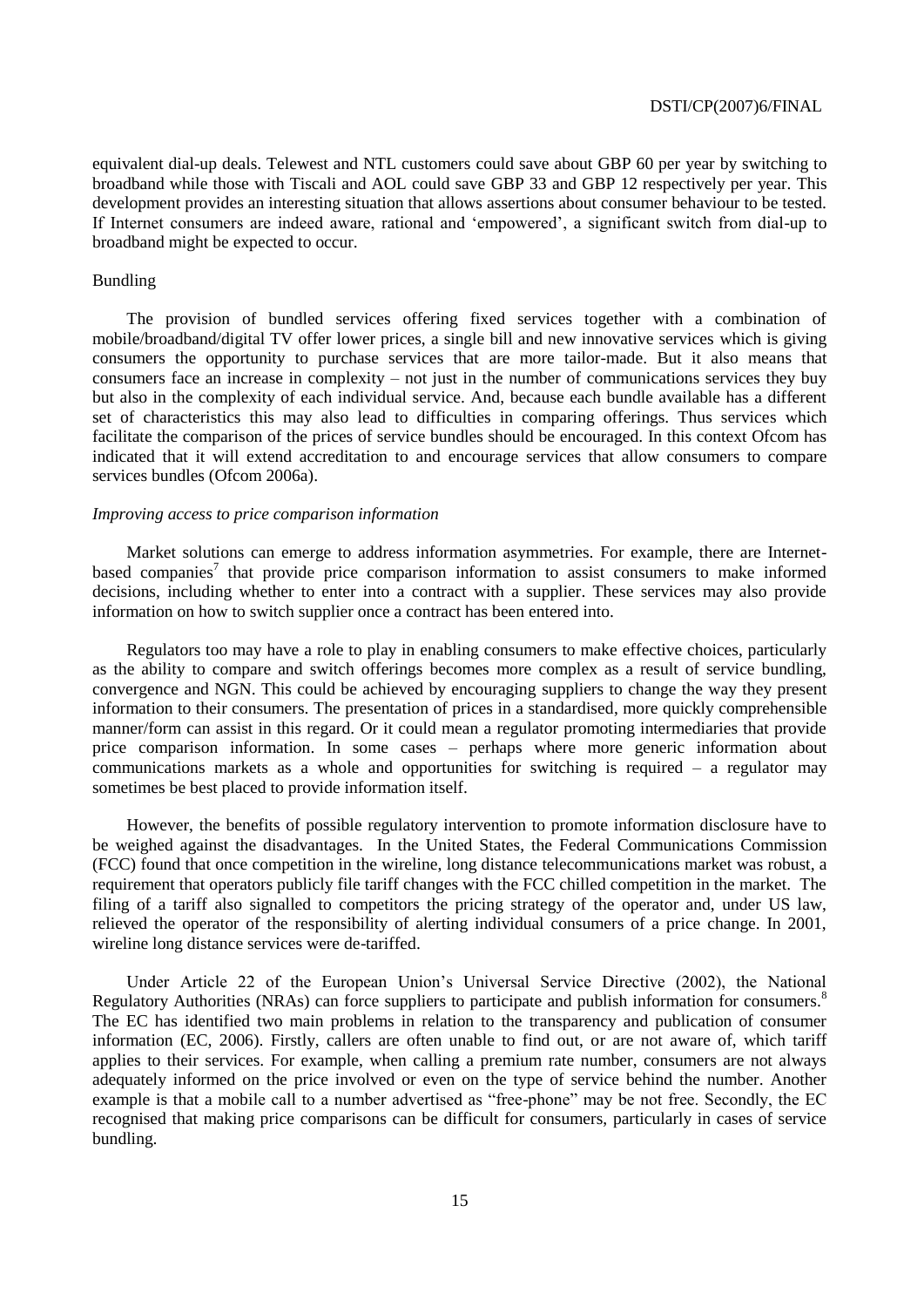equivalent dial-up deals. Telewest and NTL customers could save about GBP 60 per year by switching to broadband while those with Tiscali and AOL could save GBP 33 and GBP 12 respectively per year. This development provides an interesting situation that allows assertions about consumer behaviour to be tested. If Internet consumers are indeed aware, rational and 'empowered', a significant switch from dial-up to broadband might be expected to occur.

### Bundling

The provision of bundled services offering fixed services together with a combination of mobile/broadband/digital TV offer lower prices, a single bill and new innovative services which is giving consumers the opportunity to purchase services that are more tailor-made. But it also means that consumers face an increase in complexity – not just in the number of communications services they buy but also in the complexity of each individual service. And, because each bundle available has a different set of characteristics this may also lead to difficulties in comparing offerings. Thus services which facilitate the comparison of the prices of service bundles should be encouraged. In this context Ofcom has indicated that it will extend accreditation to and encourage services that allow consumers to compare services bundles (Ofcom 2006a).

#### *Improving access to price comparison information*

Market solutions can emerge to address information asymmetries. For example, there are Internet-based companies[7] that provide price comparison information to assist consumers to make informed decisions, including whether to enter into a contract with a supplier. These services may also provide information on how to switch supplier once a contract has been entered into.

Regulators too may have a role to play in enabling consumers to make effective choices, particularly as the ability to compare and switch offerings becomes more complex as a result of service bundling, convergence and NGN. This could be achieved by encouraging suppliers to change the way they present information to their consumers. The presentation of prices in a standardised, more quickly comprehensible manner/form can assist in this regard. Or it could mean a regulator promoting intermediaries that provide price comparison information. In some cases – perhaps where more generic information about communications markets as a whole and opportunities for switching is required – a regulator may sometimes be best placed to provide information itself.

However, the benefits of possible regulatory intervention to promote information disclosure have to be weighed against the disadvantages. In the United States, the Federal Communications Commission (FCC) found that once competition in the wireline, long distance telecommunications market was robust, a requirement that operators publicly file tariff changes with the FCC chilled competition in the market. The filing of a tariff also signalled to competitors the pricing strategy of the operator and, under US law, relieved the operator of the responsibility of alerting individual consumers of a price change. In 2001, wireline long distance services were de-tariffed.

Under Article 22 of the European Union's Universal Service Directive (2002), the National Regulatory Authorities (NRAs) can force suppliers to participate and publish information for consumers.[8] The EC has identified two main problems in relation to the transparency and publication of consumer information (EC, 2006). Firstly, callers are often unable to find out, or are not aware of, which tariff applies to their services. For example, when calling a premium rate number, consumers are not always adequately informed on the price involved or even on the type of service behind the number. Another example is that a mobile call to a number advertised as "free-phone" may be not free. Secondly, the EC recognised that making price comparisons can be difficult for consumers, particularly in cases of service bundling.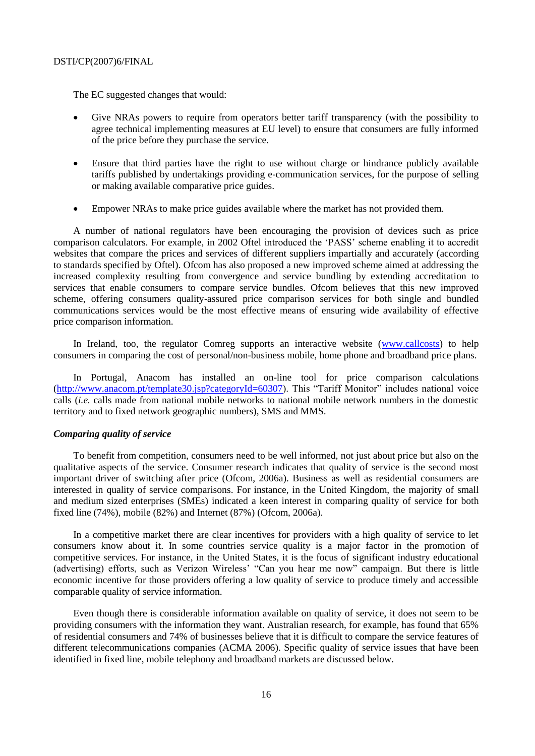The EC suggested changes that would:

- Give NRAs powers to require from operators better tariff transparency (with the possibility to agree technical implementing measures at EU level) to ensure that consumers are fully informed of the price before they purchase the service.
- Ensure that third parties have the right to use without charge or hindrance publicly available tariffs published by undertakings providing e-communication services, for the purpose of selling or making available comparative price guides.
- Empower NRAs to make price guides available where the market has not provided them.

A number of national regulators have been encouraging the provision of devices such as price comparison calculators. For example, in 2002 Oftel introduced the 'PASS' scheme enabling it to accredit websites that compare the prices and services of different suppliers impartially and accurately (according to standards specified by Oftel). Ofcom has also proposed a new improved scheme aimed at addressing the increased complexity resulting from convergence and service bundling by extending accreditation to services that enable consumers to compare service bundles. Ofcom believes that this new improved scheme, offering consumers quality-assured price comparison services for both single and bundled communications services would be the most effective means of ensuring wide availability of effective price comparison information.

In Ireland, too, the regulator Comreg supports an interactive website (www.callcosts) to help consumers in comparing the cost of personal/non-business mobile, home phone and broadband price plans.

In Portugal, Anacom has installed an on-line tool for price comparison calculations (http://www.anacom.pt/template30.jsp?categoryId=60307). This "Tariff Monitor" includes national voice calls (*i.e.* calls made from national mobile networks to national mobile network numbers in the domestic territory and to fixed network geographic numbers), SMS and MMS.

### *Comparing quality of service*

To benefit from competition, consumers need to be well informed, not just about price but also on the qualitative aspects of the service. Consumer research indicates that quality of service is the second most important driver of switching after price (Ofcom, 2006a). Business as well as residential consumers are interested in quality of service comparisons. For instance, in the United Kingdom, the majority of small and medium sized enterprises (SMEs) indicated a keen interest in comparing quality of service for both fixed line (74%), mobile (82%) and Internet (87%) (Ofcom, 2006a).

In a competitive market there are clear incentives for providers with a high quality of service to let consumers know about it. In some countries service quality is a major factor in the promotion of competitive services. For instance, in the United States, it is the focus of significant industry educational (advertising) efforts, such as Verizon Wireless' "Can you hear me now" campaign. But there is little economic incentive for those providers offering a low quality of service to produce timely and accessible comparable quality of service information.

Even though there is considerable information available on quality of service, it does not seem to be providing consumers with the information they want. Australian research, for example, has found that 65% of residential consumers and 74% of businesses believe that it is difficult to compare the service features of different telecommunications companies (ACMA 2006). Specific quality of service issues that have been identified in fixed line, mobile telephony and broadband markets are discussed below.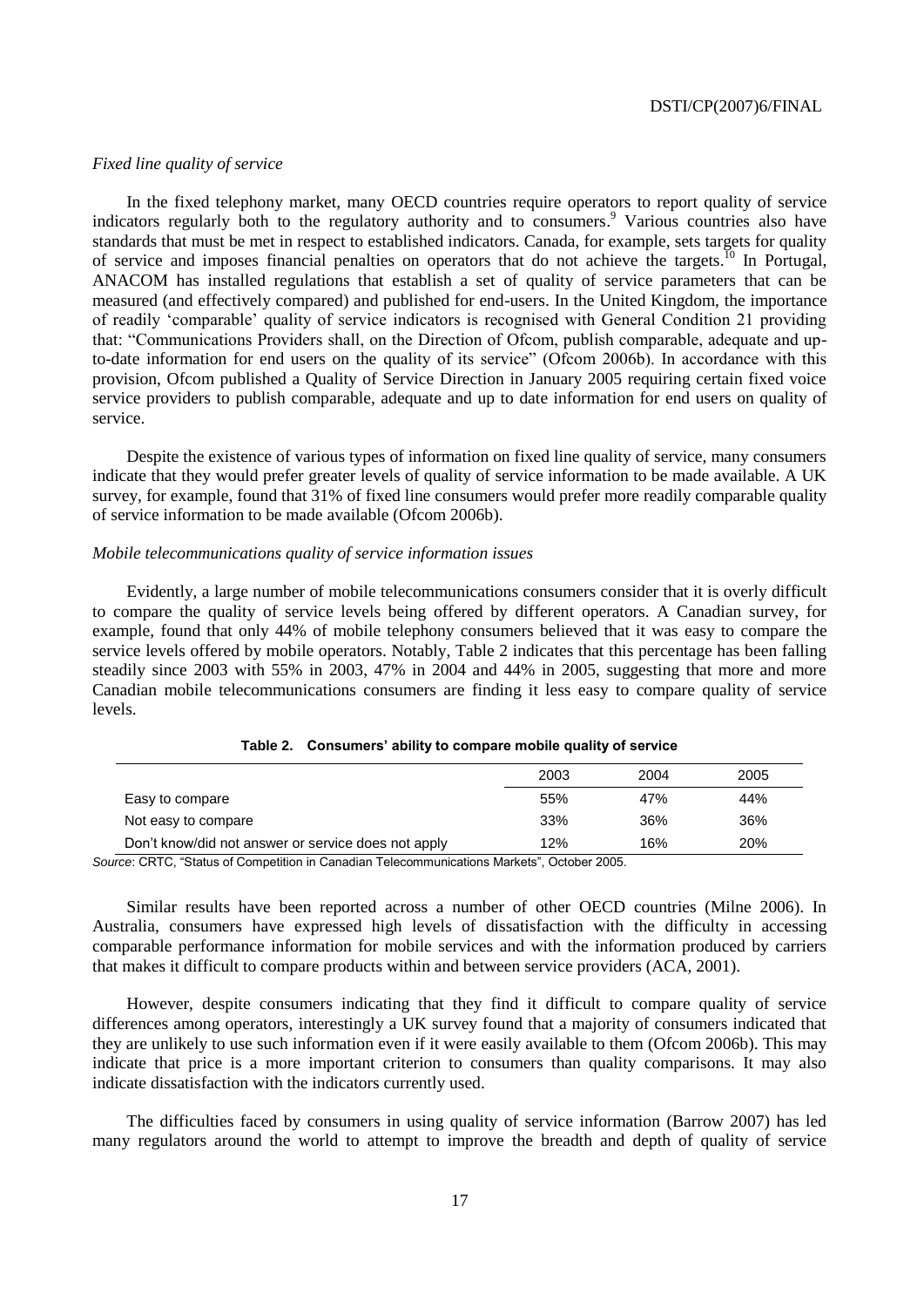*Fixed line quality of service*

In the fixed telephony market, many OECD countries require operators to report quality of service indicators regularly both to the regulatory authority and to consumers.[9] Various countries also have standards that must be met in respect to established indicators. Canada, for example, sets targets for quality of service and imposes financial penalties on operators that do not achieve the targets.[10] In Portugal, ANACOM has installed regulations that establish a set of quality of service parameters that can be measured (and effectively compared) and published for end-users. In the United Kingdom, the importance of readily 'comparable' quality of service indicators is recognised with General Condition 21 providing that: "Communications Providers shall, on the Direction of Ofcom, publish comparable, adequate and up-to-date information for end users on the quality of its service" (Ofcom 2006b). In accordance with this provision, Ofcom published a Quality of Service Direction in January 2005 requiring certain fixed voice service providers to publish comparable, adequate and up to date information for end users on quality of service.

Despite the existence of various types of information on fixed line quality of service, many consumers indicate that they would prefer greater levels of quality of service information to be made available. A UK survey, for example, found that 31% of fixed line consumers would prefer more readily comparable quality of service information to be made available (Ofcom 2006b).

*Mobile telecommunications quality of service information issues*

Evidently, a large number of mobile telecommunications consumers consider that it is overly difficult to compare the quality of service levels being offered by different operators. A Canadian survey, for example, found that only 44% of mobile telephony consumers believed that it was easy to compare the service levels offered by mobile operators. Notably, Table 2 indicates that this percentage has been falling steadily since 2003 with 55% in 2003, 47% in 2004 and 44% in 2005, suggesting that more and more Canadian mobile telecommunications consumers are finding it less easy to compare quality of service levels.

**Table 2. Consumers' ability to compare mobile quality of service**

| | 2003 | 2004 | 2005 |
|---|---|---|---|
| Easy to compare | 55% | 47% | 44% |
| Not easy to compare | 33% | 36% | 36% |
| Don't know/did not answer or service does not apply | 12% | 16% | 20% |

*Source*: CRTC, "Status of Competition in Canadian Telecommunications Markets", October 2005.

Similar results have been reported across a number of other OECD countries (Milne 2006). In Australia, consumers have expressed high levels of dissatisfaction with the difficulty in accessing comparable performance information for mobile services and with the information produced by carriers that makes it difficult to compare products within and between service providers (ACA, 2001).

However, despite consumers indicating that they find it difficult to compare quality of service differences among operators, interestingly a UK survey found that a majority of consumers indicated that they are unlikely to use such information even if it were easily available to them (Ofcom 2006b). This may indicate that price is a more important criterion to consumers than quality comparisons. It may also indicate dissatisfaction with the indicators currently used.

The difficulties faced by consumers in using quality of service information (Barrow 2007) has led many regulators around the world to attempt to improve the breadth and depth of quality of service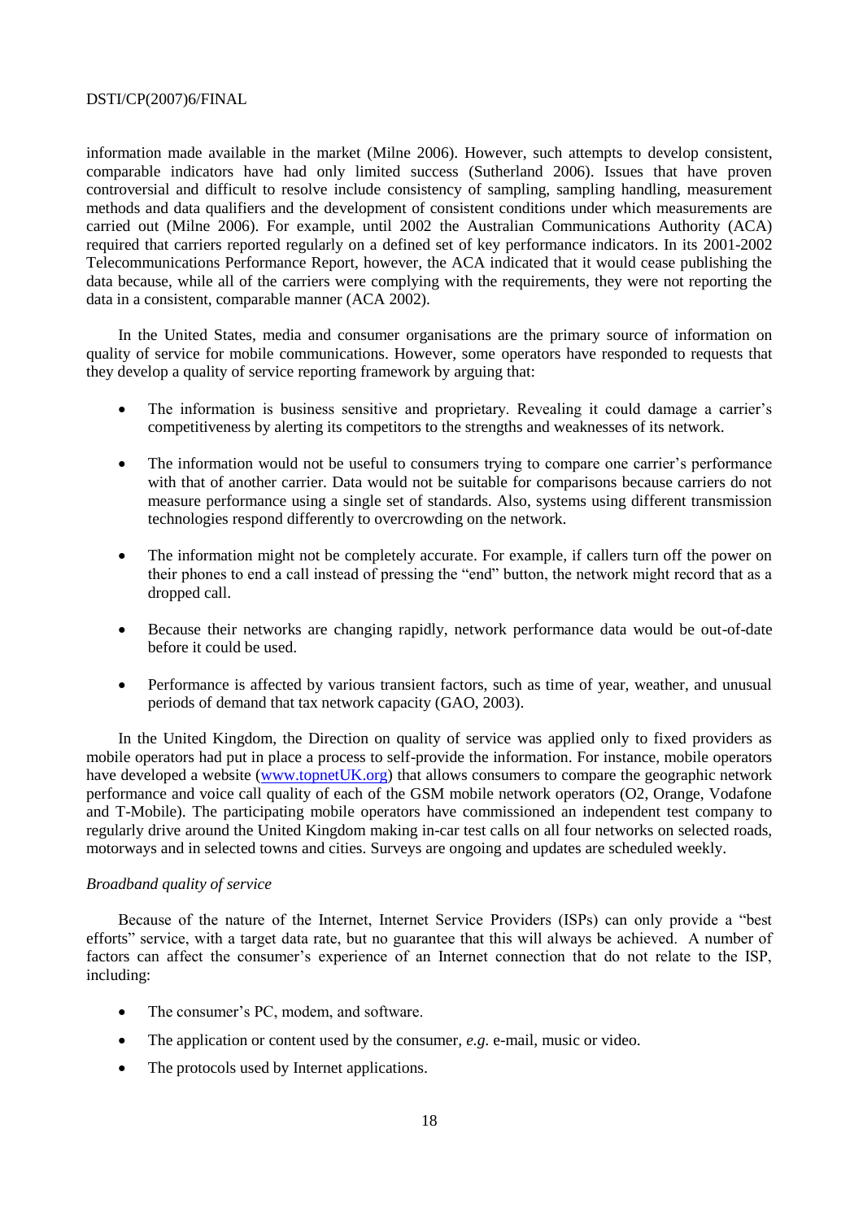information made available in the market (Milne 2006). However, such attempts to develop consistent, comparable indicators have had only limited success (Sutherland 2006). Issues that have proven controversial and difficult to resolve include consistency of sampling, sampling handling, measurement methods and data qualifiers and the development of consistent conditions under which measurements are carried out (Milne 2006). For example, until 2002 the Australian Communications Authority (ACA) required that carriers reported regularly on a defined set of key performance indicators. In its 2001-2002 Telecommunications Performance Report, however, the ACA indicated that it would cease publishing the data because, while all of the carriers were complying with the requirements, they were not reporting the data in a consistent, comparable manner (ACA 2002).

In the United States, media and consumer organisations are the primary source of information on quality of service for mobile communications. However, some operators have responded to requests that they develop a quality of service reporting framework by arguing that:

- The information is business sensitive and proprietary. Revealing it could damage a carrier's competitiveness by alerting its competitors to the strengths and weaknesses of its network.
- The information would not be useful to consumers trying to compare one carrier's performance with that of another carrier. Data would not be suitable for comparisons because carriers do not measure performance using a single set of standards. Also, systems using different transmission technologies respond differently to overcrowding on the network.
- The information might not be completely accurate. For example, if callers turn off the power on their phones to end a call instead of pressing the "end" button, the network might record that as a dropped call.
- Because their networks are changing rapidly, network performance data would be out-of-date before it could be used.
- Performance is affected by various transient factors, such as time of year, weather, and unusual periods of demand that tax network capacity (GAO, 2003).

In the United Kingdom, the Direction on quality of service was applied only to fixed providers as mobile operators had put in place a process to self-provide the information. For instance, mobile operators have developed a website (www.topnetUK.org) that allows consumers to compare the geographic network performance and voice call quality of each of the GSM mobile network operators (O2, Orange, Vodafone and T-Mobile). The participating mobile operators have commissioned an independent test company to regularly drive around the United Kingdom making in-car test calls on all four networks on selected roads, motorways and in selected towns and cities. Surveys are ongoing and updates are scheduled weekly.

*Broadband quality of service*

Because of the nature of the Internet, Internet Service Providers (ISPs) can only provide a "best efforts" service, with a target data rate, but no guarantee that this will always be achieved. A number of factors can affect the consumer's experience of an Internet connection that do not relate to the ISP, including:

- The consumer's PC, modem, and software.
- The application or content used by the consumer, *e.g.* e-mail, music or video.
- The protocols used by Internet applications.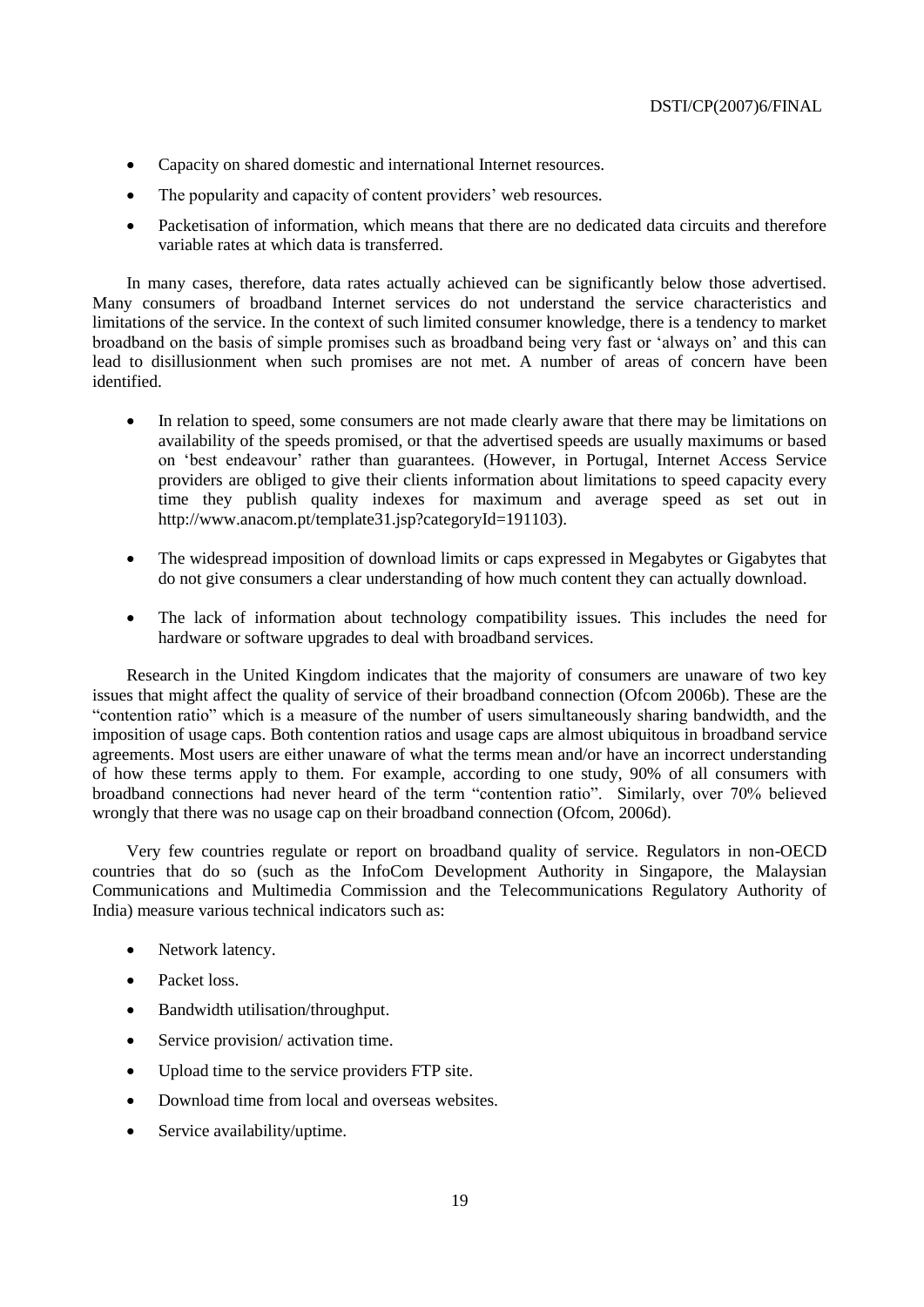- Capacity on shared domestic and international Internet resources.
- The popularity and capacity of content providers' web resources.
- Packetisation of information, which means that there are no dedicated data circuits and therefore variable rates at which data is transferred.

In many cases, therefore, data rates actually achieved can be significantly below those advertised. Many consumers of broadband Internet services do not understand the service characteristics and limitations of the service. In the context of such limited consumer knowledge, there is a tendency to market broadband on the basis of simple promises such as broadband being very fast or 'always on' and this can lead to disillusionment when such promises are not met. A number of areas of concern have been identified.

- In relation to speed, some consumers are not made clearly aware that there may be limitations on availability of the speeds promised, or that the advertised speeds are usually maximums or based on 'best endeavour' rather than guarantees. (However, in Portugal, Internet Access Service providers are obliged to give their clients information about limitations to speed capacity every time they publish quality indexes for maximum and average speed as set out in http://www.anacom.pt/template31.jsp?categoryId=191103).
- The widespread imposition of download limits or caps expressed in Megabytes or Gigabytes that do not give consumers a clear understanding of how much content they can actually download.
- The lack of information about technology compatibility issues. This includes the need for hardware or software upgrades to deal with broadband services.

Research in the United Kingdom indicates that the majority of consumers are unaware of two key issues that might affect the quality of service of their broadband connection (Ofcom 2006b). These are the "contention ratio" which is a measure of the number of users simultaneously sharing bandwidth, and the imposition of usage caps. Both contention ratios and usage caps are almost ubiquitous in broadband service agreements. Most users are either unaware of what the terms mean and/or have an incorrect understanding of how these terms apply to them. For example, according to one study, 90% of all consumers with broadband connections had never heard of the term "contention ratio". Similarly, over 70% believed wrongly that there was no usage cap on their broadband connection (Ofcom, 2006d).

Very few countries regulate or report on broadband quality of service. Regulators in non-OECD countries that do so (such as the InfoCom Development Authority in Singapore, the Malaysian Communications and Multimedia Commission and the Telecommunications Regulatory Authority of India) measure various technical indicators such as:

- Network latency.
- Packet loss.
- Bandwidth utilisation/throughput.
- Service provision/ activation time.
- Upload time to the service providers FTP site.
- Download time from local and overseas websites.
- Service availability/uptime.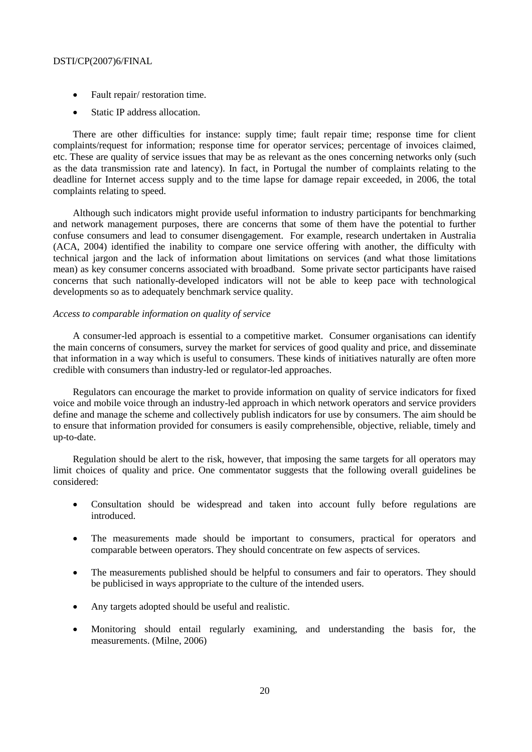- Fault repair/ restoration time.
- Static IP address allocation.

There are other difficulties for instance: supply time; fault repair time; response time for client complaints/request for information; response time for operator services; percentage of invoices claimed, etc. These are quality of service issues that may be as relevant as the ones concerning networks only (such as the data transmission rate and latency). In fact, in Portugal the number of complaints relating to the deadline for Internet access supply and to the time lapse for damage repair exceeded, in 2006, the total complaints relating to speed.

Although such indicators might provide useful information to industry participants for benchmarking and network management purposes, there are concerns that some of them have the potential to further confuse consumers and lead to consumer disengagement. For example, research undertaken in Australia (ACA, 2004) identified the inability to compare one service offering with another, the difficulty with technical jargon and the lack of information about limitations on services (and what those limitations mean) as key consumer concerns associated with broadband. Some private sector participants have raised concerns that such nationally-developed indicators will not be able to keep pace with technological developments so as to adequately benchmark service quality.

*Access to comparable information on quality of service*

A consumer-led approach is essential to a competitive market. Consumer organisations can identify the main concerns of consumers, survey the market for services of good quality and price, and disseminate that information in a way which is useful to consumers. These kinds of initiatives naturally are often more credible with consumers than industry-led or regulator-led approaches.

Regulators can encourage the market to provide information on quality of service indicators for fixed voice and mobile voice through an industry-led approach in which network operators and service providers define and manage the scheme and collectively publish indicators for use by consumers. The aim should be to ensure that information provided for consumers is easily comprehensible, objective, reliable, timely and up-to-date.

Regulation should be alert to the risk, however, that imposing the same targets for all operators may limit choices of quality and price. One commentator suggests that the following overall guidelines be considered:

- Consultation should be widespread and taken into account fully before regulations are introduced.
- The measurements made should be important to consumers, practical for operators and comparable between operators. They should concentrate on few aspects of services.
- The measurements published should be helpful to consumers and fair to operators. They should be publicised in ways appropriate to the culture of the intended users.
- Any targets adopted should be useful and realistic.
- Monitoring should entail regularly examining, and understanding the basis for, the measurements. (Milne, 2006)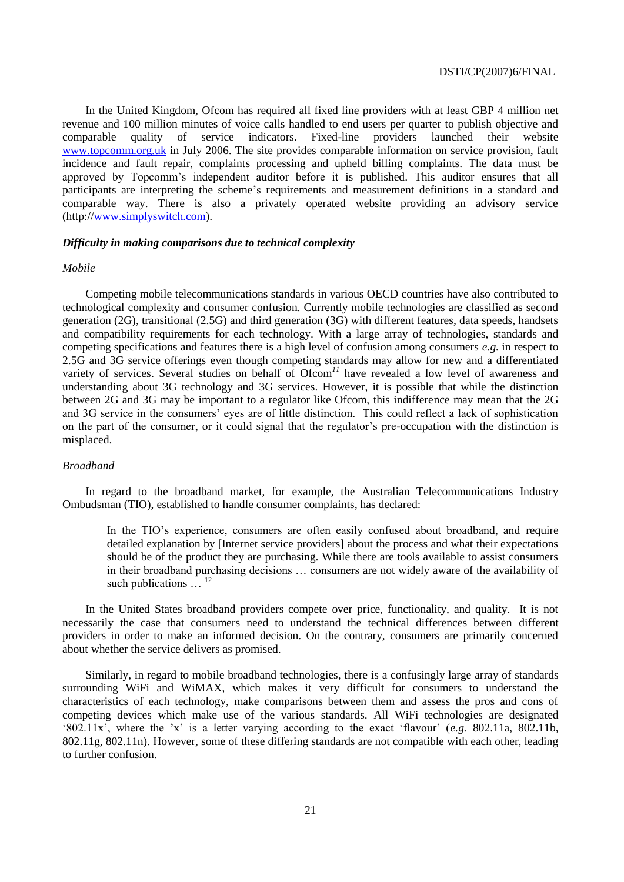In the United Kingdom, Ofcom has required all fixed line providers with at least GBP 4 million net revenue and 100 million minutes of voice calls handled to end users per quarter to publish objective and comparable quality of service indicators. Fixed-line providers launched their website [www.topcomm.org.uk](www.topcomm.org.uk) in July 2006. The site provides comparable information on service provision, fault incidence and fault repair, complaints processing and upheld billing complaints. The data must be approved by Topcomm's independent auditor before it is published. This auditor ensures that all participants are interpreting the scheme's requirements and measurement definitions in a standard and comparable way. There is also a privately operated website providing an advisory service (http://www.simplyswitch.com).

### *Difficulty in making comparisons due to technical complexity*

*Mobile*

Competing mobile telecommunications standards in various OECD countries have also contributed to technological complexity and consumer confusion. Currently mobile technologies are classified as second generation (2G), transitional (2.5G) and third generation (3G) with different features, data speeds, handsets and compatibility requirements for each technology. With a large array of technologies, standards and competing specifications and features there is a high level of confusion among consumers *e.g.* in respect to 2.5G and 3G service offerings even though competing standards may allow for new and a differentiated variety of services. Several studies on behalf of Ofcom[11] have revealed a low level of awareness and understanding about 3G technology and 3G services. However, it is possible that while the distinction between 2G and 3G may be important to a regulator like Ofcom, this indifference may mean that the 2G and 3G service in the consumers' eyes are of little distinction. This could reflect a lack of sophistication on the part of the consumer, or it could signal that the regulator's pre-occupation with the distinction is misplaced.

*Broadband*

In regard to the broadband market, for example, the Australian Telecommunications Industry Ombudsman (TIO), established to handle consumer complaints, has declared:

> In the TIO's experience, consumers are often easily confused about broadband, and require detailed explanation by [Internet service providers] about the process and what their expectations should be of the product they are purchasing. While there are tools available to assist consumers in their broadband purchasing decisions … consumers are not widely aware of the availability of such publications … [12]

In the United States broadband providers compete over price, functionality, and quality. It is not necessarily the case that consumers need to understand the technical differences between different providers in order to make an informed decision. On the contrary, consumers are primarily concerned about whether the service delivers as promised.

Similarly, in regard to mobile broadband technologies, there is a confusingly large array of standards surrounding WiFi and WiMAX, which makes it very difficult for consumers to understand the characteristics of each technology, make comparisons between them and assess the pros and cons of competing devices which make use of the various standards. All WiFi technologies are designated '802.11x', where the 'x' is a letter varying according to the exact 'flavour' (*e.g.* 802.11a, 802.11b, 802.11g, 802.11n). However, some of these differing standards are not compatible with each other, leading to further confusion.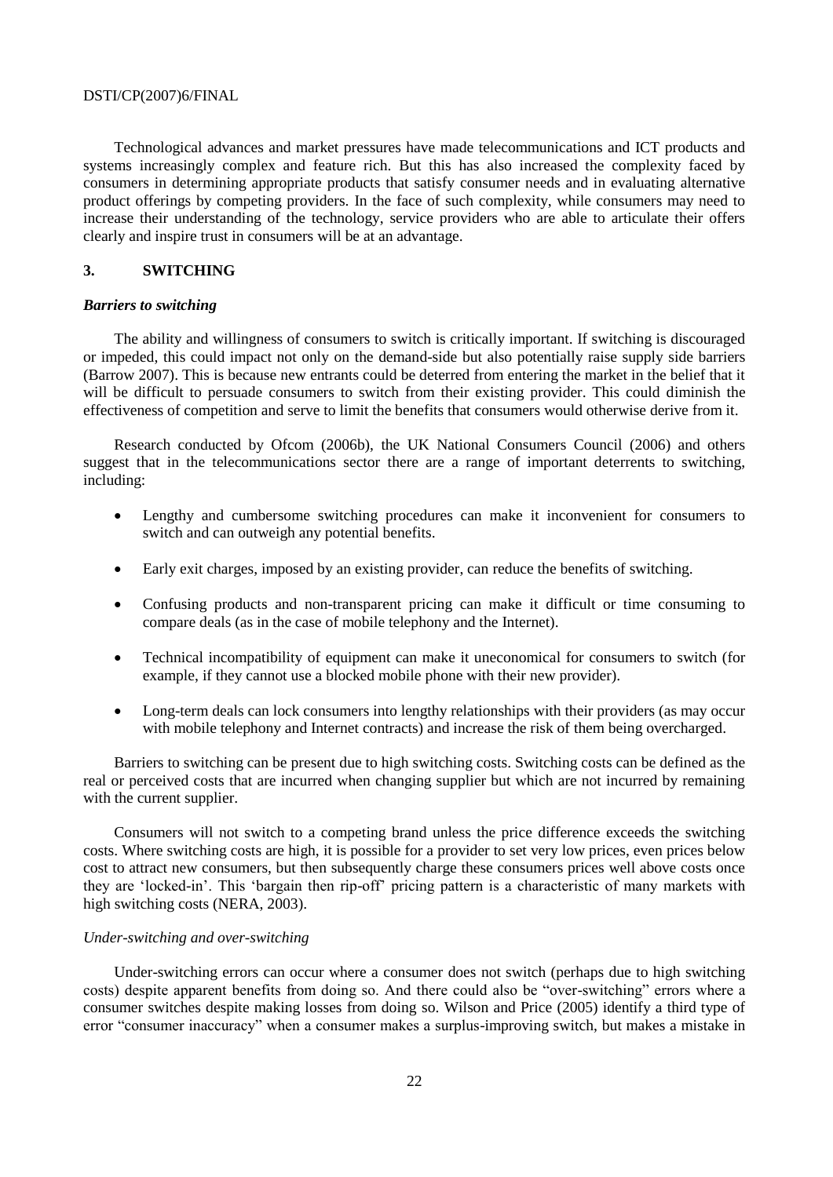Technological advances and market pressures have made telecommunications and ICT products and systems increasingly complex and feature rich. But this has also increased the complexity faced by consumers in determining appropriate products that satisfy consumer needs and in evaluating alternative product offerings by competing providers. In the face of such complexity, while consumers may need to increase their understanding of the technology, service providers who are able to articulate their offers clearly and inspire trust in consumers will be at an advantage.

## 3. SWITCHING

### *Barriers to switching*

The ability and willingness of consumers to switch is critically important. If switching is discouraged or impeded, this could impact not only on the demand-side but also potentially raise supply side barriers (Barrow 2007). This is because new entrants could be deterred from entering the market in the belief that it will be difficult to persuade consumers to switch from their existing provider. This could diminish the effectiveness of competition and serve to limit the benefits that consumers would otherwise derive from it.

Research conducted by Ofcom (2006b), the UK National Consumers Council (2006) and others suggest that in the telecommunications sector there are a range of important deterrents to switching, including:

- Lengthy and cumbersome switching procedures can make it inconvenient for consumers to switch and can outweigh any potential benefits.
- Early exit charges, imposed by an existing provider, can reduce the benefits of switching.
- Confusing products and non-transparent pricing can make it difficult or time consuming to compare deals (as in the case of mobile telephony and the Internet).
- Technical incompatibility of equipment can make it uneconomical for consumers to switch (for example, if they cannot use a blocked mobile phone with their new provider).
- Long-term deals can lock consumers into lengthy relationships with their providers (as may occur with mobile telephony and Internet contracts) and increase the risk of them being overcharged.

Barriers to switching can be present due to high switching costs. Switching costs can be defined as the real or perceived costs that are incurred when changing supplier but which are not incurred by remaining with the current supplier.

Consumers will not switch to a competing brand unless the price difference exceeds the switching costs. Where switching costs are high, it is possible for a provider to set very low prices, even prices below cost to attract new consumers, but then subsequently charge these consumers prices well above costs once they are 'locked-in'. This 'bargain then rip-off' pricing pattern is a characteristic of many markets with high switching costs (NERA, 2003).

#### *Under-switching and over-switching*

Under-switching errors can occur where a consumer does not switch (perhaps due to high switching costs) despite apparent benefits from doing so. And there could also be "over-switching" errors where a consumer switches despite making losses from doing so. Wilson and Price (2005) identify a third type of error "consumer inaccuracy" when a consumer makes a surplus-improving switch, but makes a mistake in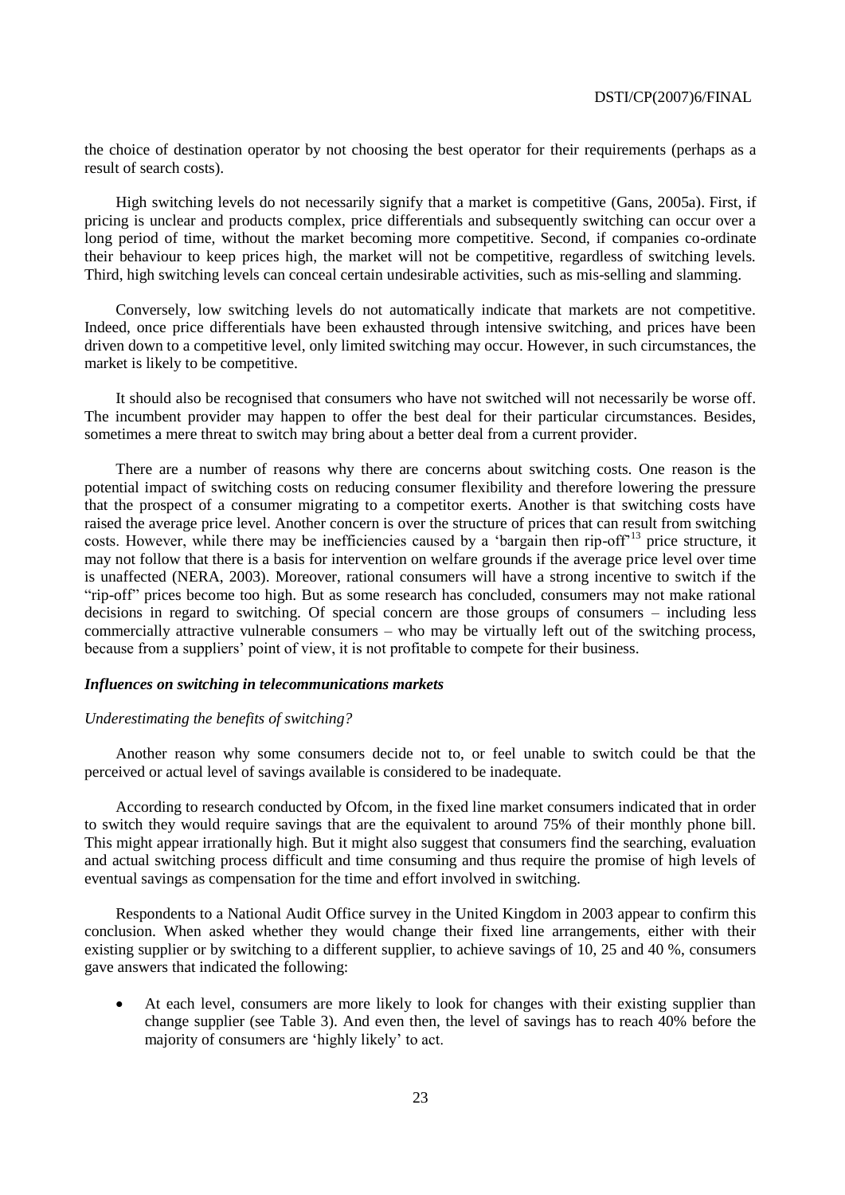the choice of destination operator by not choosing the best operator for their requirements (perhaps as a result of search costs).

High switching levels do not necessarily signify that a market is competitive (Gans, 2005a). First, if pricing is unclear and products complex, price differentials and subsequently switching can occur over a long period of time, without the market becoming more competitive. Second, if companies co-ordinate their behaviour to keep prices high, the market will not be competitive, regardless of switching levels. Third, high switching levels can conceal certain undesirable activities, such as mis-selling and slamming.

Conversely, low switching levels do not automatically indicate that markets are not competitive. Indeed, once price differentials have been exhausted through intensive switching, and prices have been driven down to a competitive level, only limited switching may occur. However, in such circumstances, the market is likely to be competitive.

It should also be recognised that consumers who have not switched will not necessarily be worse off. The incumbent provider may happen to offer the best deal for their particular circumstances. Besides, sometimes a mere threat to switch may bring about a better deal from a current provider.

There are a number of reasons why there are concerns about switching costs. One reason is the potential impact of switching costs on reducing consumer flexibility and therefore lowering the pressure that the prospect of a consumer migrating to a competitor exerts. Another is that switching costs have raised the average price level. Another concern is over the structure of prices that can result from switching costs. However, while there may be inefficiencies caused by a 'bargain then rip-off'[13] price structure, it may not follow that there is a basis for intervention on welfare grounds if the average price level over time is unaffected (NERA, 2003). Moreover, rational consumers will have a strong incentive to switch if the "rip-off" prices become too high. But as some research has concluded, consumers may not make rational decisions in regard to switching. Of special concern are those groups of consumers – including less commercially attractive vulnerable consumers – who may be virtually left out of the switching process, because from a suppliers' point of view, it is not profitable to compete for their business.

### *Influences on switching in telecommunications markets*

*Underestimating the benefits of switching?*

Another reason why some consumers decide not to, or feel unable to switch could be that the perceived or actual level of savings available is considered to be inadequate.

According to research conducted by Ofcom, in the fixed line market consumers indicated that in order to switch they would require savings that are the equivalent to around 75% of their monthly phone bill. This might appear irrationally high. But it might also suggest that consumers find the searching, evaluation and actual switching process difficult and time consuming and thus require the promise of high levels of eventual savings as compensation for the time and effort involved in switching.

Respondents to a National Audit Office survey in the United Kingdom in 2003 appear to confirm this conclusion. When asked whether they would change their fixed line arrangements, either with their existing supplier or by switching to a different supplier, to achieve savings of 10, 25 and 40 %, consumers gave answers that indicated the following:

- At each level, consumers are more likely to look for changes with their existing supplier than change supplier (see Table 3). And even then, the level of savings has to reach 40% before the majority of consumers are 'highly likely' to act.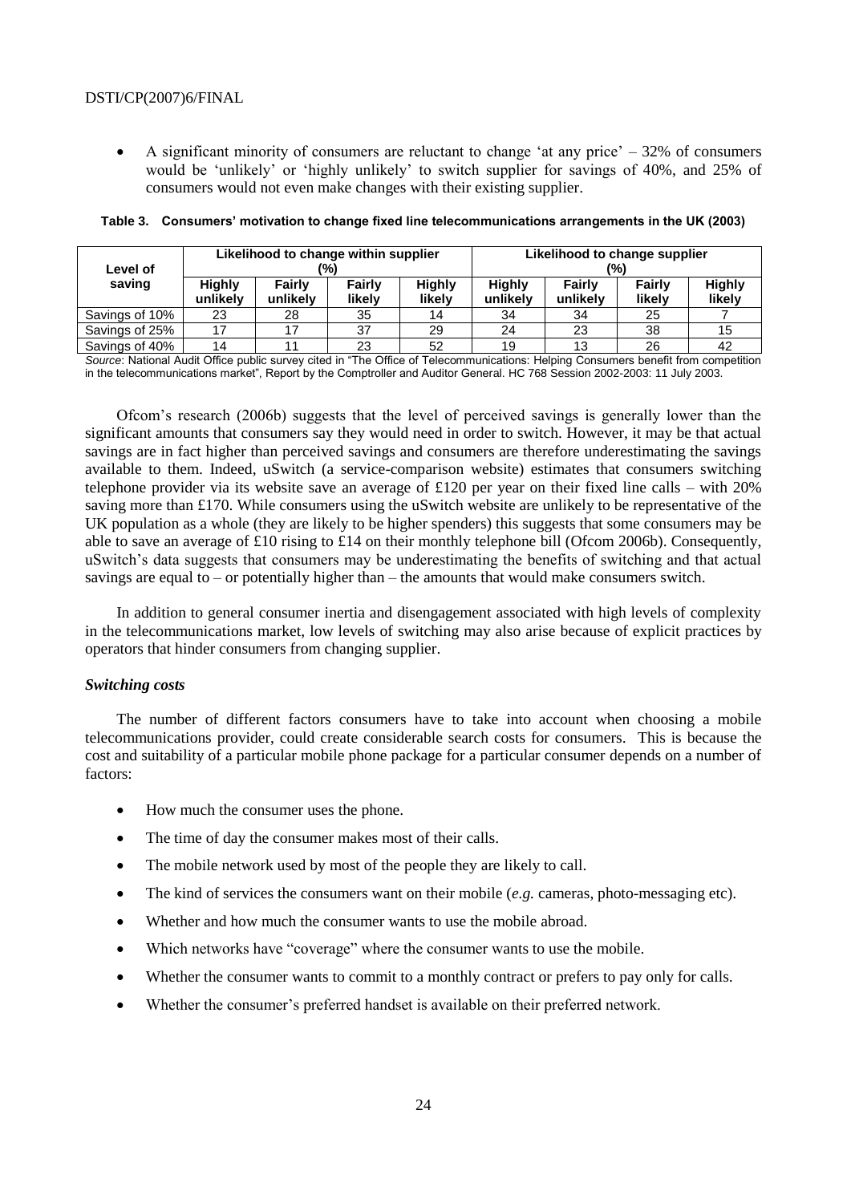- A significant minority of consumers are reluctant to change 'at any price' – 32% of consumers would be 'unlikely' or 'highly unlikely' to switch supplier for savings of 40%, and 25% of consumers would not even make changes with their existing supplier.

**Table 3. Consumers' motivation to change fixed line telecommunications arrangements in the UK (2003)**

| Level of saving | Likelihood to change within supplier (%) | | | | Likelihood to change supplier (%) | | | |
|---|---|---|---|---|---|---|---|---|
| | Highly unlikely | Fairly unlikely | Fairly likely | Highly likely | Highly unlikely | Fairly unlikely | Fairly likely | Highly likely |
| Savings of 10% | 23 | 28 | 35 | 14 | 34 | 34 | 25 | 7 |
| Savings of 25% | 17 | 17 | 37 | 29 | 24 | 23 | 38 | 15 |
| Savings of 40% | 14 | 11 | 23 | 52 | 19 | 13 | 26 | 42 |

*Source*: National Audit Office public survey cited in "The Office of Telecommunications: Helping Consumers benefit from competition in the telecommunications market", Report by the Comptroller and Auditor General. HC 768 Session 2002-2003: 11 July 2003.

Ofcom's research (2006b) suggests that the level of perceived savings is generally lower than the significant amounts that consumers say they would need in order to switch. However, it may be that actual savings are in fact higher than perceived savings and consumers are therefore underestimating the savings available to them. Indeed, uSwitch (a service-comparison website) estimates that consumers switching telephone provider via its website save an average of £120 per year on their fixed line calls – with 20% saving more than £170. While consumers using the uSwitch website are unlikely to be representative of the UK population as a whole (they are likely to be higher spenders) this suggests that some consumers may be able to save an average of £10 rising to £14 on their monthly telephone bill (Ofcom 2006b). Consequently, uSwitch's data suggests that consumers may be underestimating the benefits of switching and that actual savings are equal to – or potentially higher than – the amounts that would make consumers switch.

In addition to general consumer inertia and disengagement associated with high levels of complexity in the telecommunications market, low levels of switching may also arise because of explicit practices by operators that hinder consumers from changing supplier.

### *Switching costs*

The number of different factors consumers have to take into account when choosing a mobile telecommunications provider, could create considerable search costs for consumers. This is because the cost and suitability of a particular mobile phone package for a particular consumer depends on a number of factors:

- How much the consumer uses the phone.
- The time of day the consumer makes most of their calls.
- The mobile network used by most of the people they are likely to call.
- The kind of services the consumers want on their mobile (*e.g.* cameras, photo-messaging etc).
- Whether and how much the consumer wants to use the mobile abroad.
- Which networks have "coverage" where the consumer wants to use the mobile.
- Whether the consumer wants to commit to a monthly contract or prefers to pay only for calls.
- Whether the consumer's preferred handset is available on their preferred network.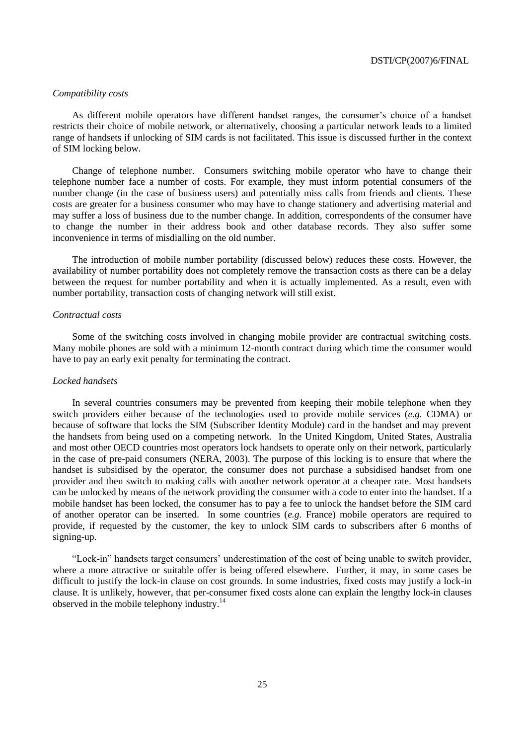*Compatibility costs*

As different mobile operators have different handset ranges, the consumer's choice of a handset restricts their choice of mobile network, or alternatively, choosing a particular network leads to a limited range of handsets if unlocking of SIM cards is not facilitated. This issue is discussed further in the context of SIM locking below.

Change of telephone number. Consumers switching mobile operator who have to change their telephone number face a number of costs. For example, they must inform potential consumers of the number change (in the case of business users) and potentially miss calls from friends and clients. These costs are greater for a business consumer who may have to change stationery and advertising material and may suffer a loss of business due to the number change. In addition, correspondents of the consumer have to change the number in their address book and other database records. They also suffer some inconvenience in terms of misdialling on the old number.

The introduction of mobile number portability (discussed below) reduces these costs. However, the availability of number portability does not completely remove the transaction costs as there can be a delay between the request for number portability and when it is actually implemented. As a result, even with number portability, transaction costs of changing network will still exist.

*Contractual costs*

Some of the switching costs involved in changing mobile provider are contractual switching costs. Many mobile phones are sold with a minimum 12-month contract during which time the consumer would have to pay an early exit penalty for terminating the contract.

*Locked handsets*

In several countries consumers may be prevented from keeping their mobile telephone when they switch providers either because of the technologies used to provide mobile services (*e.g.* CDMA) or because of software that locks the SIM (Subscriber Identity Module) card in the handset and may prevent the handsets from being used on a competing network. In the United Kingdom, United States, Australia and most other OECD countries most operators lock handsets to operate only on their network, particularly in the case of pre-paid consumers (NERA, 2003). The purpose of this locking is to ensure that where the handset is subsidised by the operator, the consumer does not purchase a subsidised handset from one provider and then switch to making calls with another network operator at a cheaper rate. Most handsets can be unlocked by means of the network providing the consumer with a code to enter into the handset. If a mobile handset has been locked, the consumer has to pay a fee to unlock the handset before the SIM card of another operator can be inserted. In some countries (*e.g.* France) mobile operators are required to provide, if requested by the customer, the key to unlock SIM cards to subscribers after 6 months of signing-up.

"Lock-in" handsets target consumers' underestimation of the cost of being unable to switch provider, where a more attractive or suitable offer is being offered elsewhere. Further, it may, in some cases be difficult to justify the lock-in clause on cost grounds. In some industries, fixed costs may justify a lock-in clause. It is unlikely, however, that per-consumer fixed costs alone can explain the lengthy lock-in clauses observed in the mobile telephony industry.[14]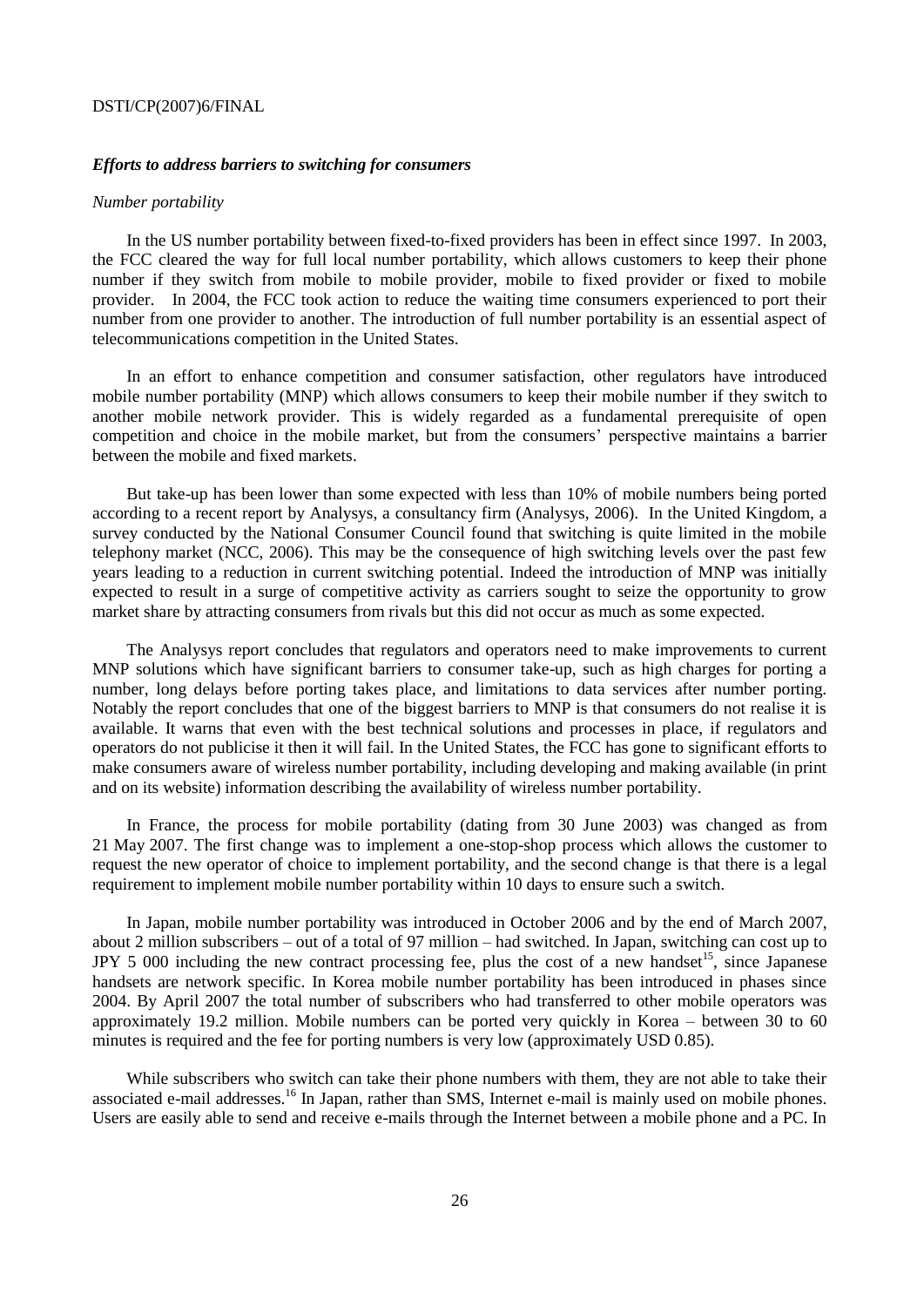### *Efforts to address barriers to switching for consumers*

*Number portability*

In the US number portability between fixed-to-fixed providers has been in effect since 1997. In 2003, the FCC cleared the way for full local number portability, which allows customers to keep their phone number if they switch from mobile to mobile provider, mobile to fixed provider or fixed to mobile provider. In 2004, the FCC took action to reduce the waiting time consumers experienced to port their number from one provider to another. The introduction of full number portability is an essential aspect of telecommunications competition in the United States.

In an effort to enhance competition and consumer satisfaction, other regulators have introduced mobile number portability (MNP) which allows consumers to keep their mobile number if they switch to another mobile network provider. This is widely regarded as a fundamental prerequisite of open competition and choice in the mobile market, but from the consumers' perspective maintains a barrier between the mobile and fixed markets.

But take-up has been lower than some expected with less than 10% of mobile numbers being ported according to a recent report by Analysys, a consultancy firm (Analysys, 2006). In the United Kingdom, a survey conducted by the National Consumer Council found that switching is quite limited in the mobile telephony market (NCC, 2006). This may be the consequence of high switching levels over the past few years leading to a reduction in current switching potential. Indeed the introduction of MNP was initially expected to result in a surge of competitive activity as carriers sought to seize the opportunity to grow market share by attracting consumers from rivals but this did not occur as much as some expected.

The Analysys report concludes that regulators and operators need to make improvements to current MNP solutions which have significant barriers to consumer take-up, such as high charges for porting a number, long delays before porting takes place, and limitations to data services after number porting. Notably the report concludes that one of the biggest barriers to MNP is that consumers do not realise it is available. It warns that even with the best technical solutions and processes in place, if regulators and operators do not publicise it then it will fail. In the United States, the FCC has gone to significant efforts to make consumers aware of wireless number portability, including developing and making available (in print and on its website) information describing the availability of wireless number portability.

In France, the process for mobile portability (dating from 30 June 2003) was changed as from 21 May 2007. The first change was to implement a one-stop-shop process which allows the customer to request the new operator of choice to implement portability, and the second change is that there is a legal requirement to implement mobile number portability within 10 days to ensure such a switch.

In Japan, mobile number portability was introduced in October 2006 and by the end of March 2007, about 2 million subscribers – out of a total of 97 million – had switched. In Japan, switching can cost up to JPY 5 000 including the new contract processing fee, plus the cost of a new handset[15], since Japanese handsets are network specific. In Korea mobile number portability has been introduced in phases since 2004. By April 2007 the total number of subscribers who had transferred to other mobile operators was approximately 19.2 million. Mobile numbers can be ported very quickly in Korea – between 30 to 60 minutes is required and the fee for porting numbers is very low (approximately USD 0.85).

While subscribers who switch can take their phone numbers with them, they are not able to take their associated e-mail addresses.[16] In Japan, rather than SMS, Internet e-mail is mainly used on mobile phones. Users are easily able to send and receive e-mails through the Internet between a mobile phone and a PC. In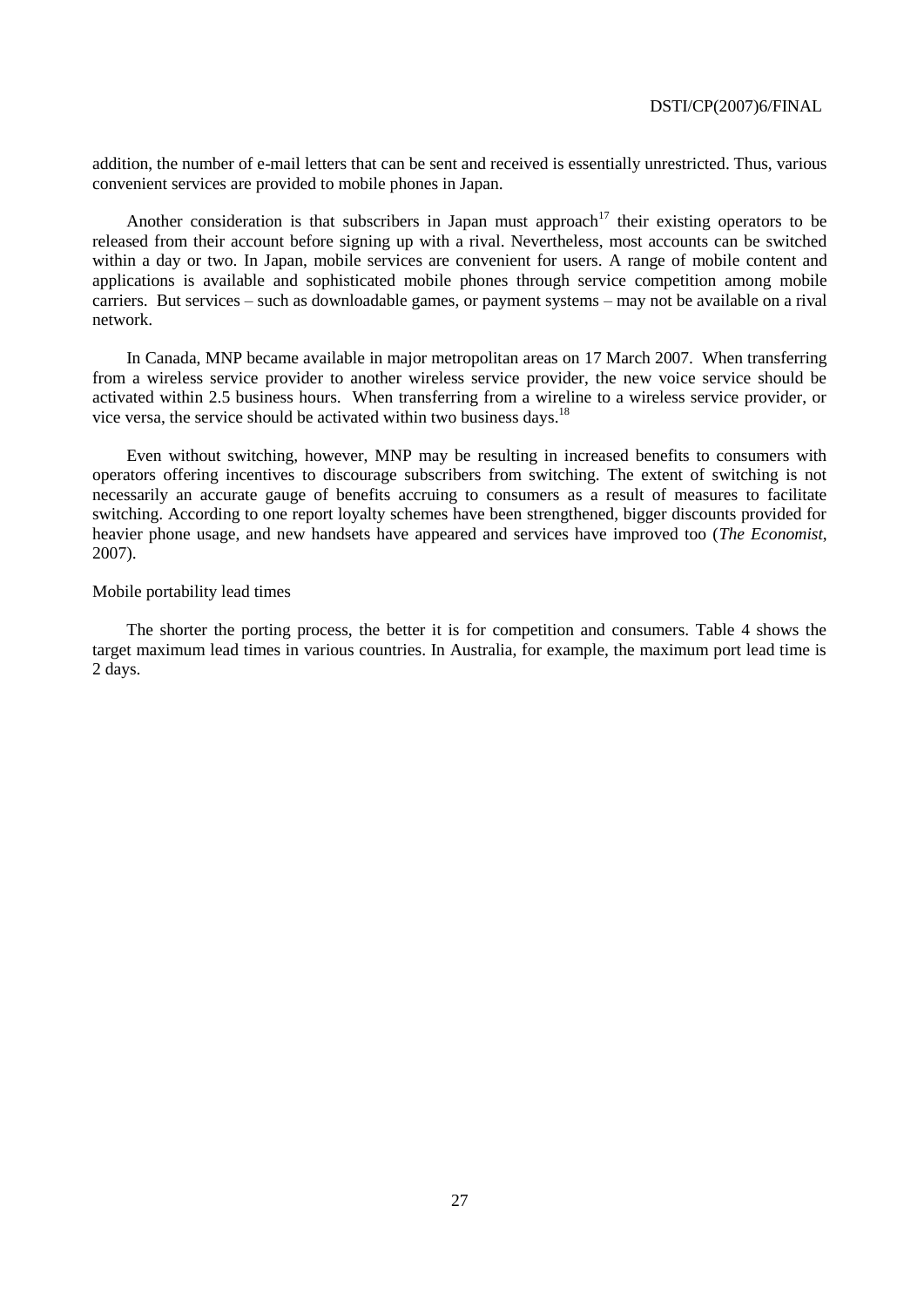addition, the number of e-mail letters that can be sent and received is essentially unrestricted. Thus, various convenient services are provided to mobile phones in Japan.

Another consideration is that subscribers in Japan must approach[17] their existing operators to be released from their account before signing up with a rival. Nevertheless, most accounts can be switched within a day or two. In Japan, mobile services are convenient for users. A range of mobile content and applications is available and sophisticated mobile phones through service competition among mobile carriers. But services – such as downloadable games, or payment systems – may not be available on a rival network.

In Canada, MNP became available in major metropolitan areas on 17 March 2007. When transferring from a wireless service provider to another wireless service provider, the new voice service should be activated within 2.5 business hours. When transferring from a wireline to a wireless service provider, or vice versa, the service should be activated within two business days.[18]

Even without switching, however, MNP may be resulting in increased benefits to consumers with operators offering incentives to discourage subscribers from switching. The extent of switching is not necessarily an accurate gauge of benefits accruing to consumers as a result of measures to facilitate switching. According to one report loyalty schemes have been strengthened, bigger discounts provided for heavier phone usage, and new handsets have appeared and services have improved too (*The Economist*, 2007).

Mobile portability lead times

The shorter the porting process, the better it is for competition and consumers. Table 4 shows the target maximum lead times in various countries. In Australia, for example, the maximum port lead time is 2 days.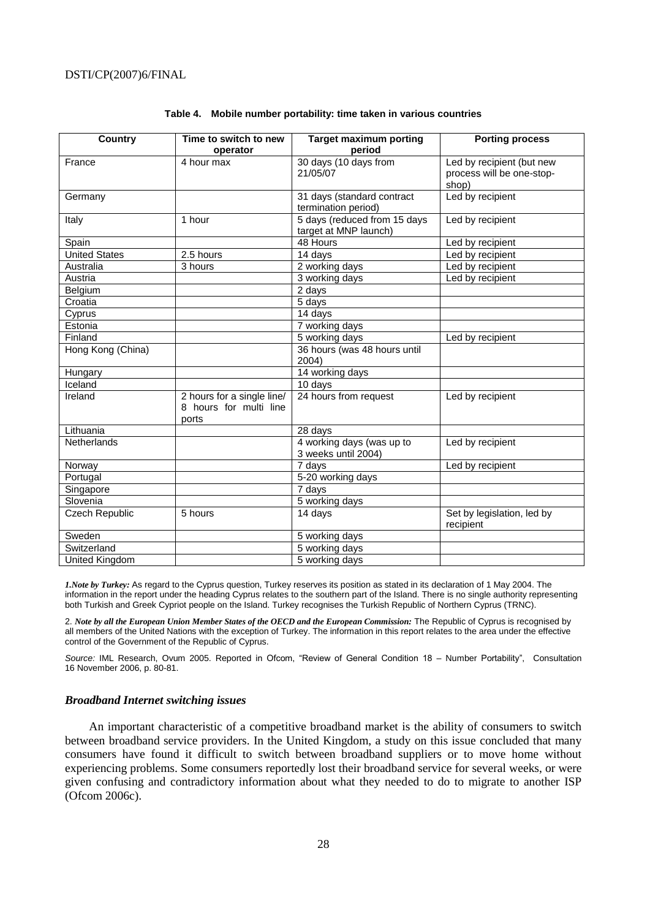**Table 4. Mobile number portability: time taken in various countries**

| Country | Time to switch to new operator | Target maximum porting period | Porting process |
|---|---|---|---|
| France | 4 hour max | 30 days (10 days from 21/05/07 | Led by recipient (but new process will be one-stop-shop) |
| Germany | | 31 days (standard contract termination period) | Led by recipient |
| Italy | 1 hour | 5 days (reduced from 15 days target at MNP launch) | Led by recipient |
| Spain | | 48 Hours | Led by recipient |
| United States | 2.5 hours | 14 days | Led by recipient |
| Australia | 3 hours | 2 working days | Led by recipient |
| Austria | | 3 working days | Led by recipient |
| Belgium | | 2 days | |
| Croatia | | 5 days | |
| Cyprus | | 14 days | |
| Estonia | | 7 working days | |
| Finland | | 5 working days | Led by recipient |
| Hong Kong (China) | | 36 hours (was 48 hours until 2004) | |
| Hungary | | 14 working days | |
| Iceland | | 10 days | |
| Ireland | 2 hours for a single line/ 8 hours for multi line ports | 24 hours from request | Led by recipient |
| Lithuania | | 28 days | |
| Netherlands | | 4 working days (was up to 3 weeks until 2004) | Led by recipient |
| Norway | | 7 days | Led by recipient |
| Portugal | | 5-20 working days | |
| Singapore | | 7 days | |
| Slovenia | | 5 working days | |
| Czech Republic | 5 hours | 14 days | Set by legislation, led by recipient |
| Sweden | | 5 working days | |
| Switzerland | | 5 working days | |
| United Kingdom | | 5 working days | |

*1.Note by Turkey:* As regard to the Cyprus question, Turkey reserves its position as stated in its declaration of 1 May 2004. The information in the report under the heading Cyprus relates to the southern part of the Island. There is no single authority representing both Turkish and Greek Cypriot people on the Island. Turkey recognises the Turkish Republic of Northern Cyprus (TRNC).

2. *Note by all the European Union Member States of the OECD and the European Commission:* The Republic of Cyprus is recognised by all members of the United Nations with the exception of Turkey. The information in this report relates to the area under the effective control of the Government of the Republic of Cyprus.

*Source:* IML Research, Ovum 2005. Reported in Ofcom, "Review of General Condition 18 – Number Portability", Consultation 16 November 2006, p. 80-81.

### *Broadband Internet switching issues*

An important characteristic of a competitive broadband market is the ability of consumers to switch between broadband service providers. In the United Kingdom, a study on this issue concluded that many consumers have found it difficult to switch between broadband suppliers or to move home without experiencing problems. Some consumers reportedly lost their broadband service for several weeks, or were given confusing and contradictory information about what they needed to do to migrate to another ISP (Ofcom 2006c).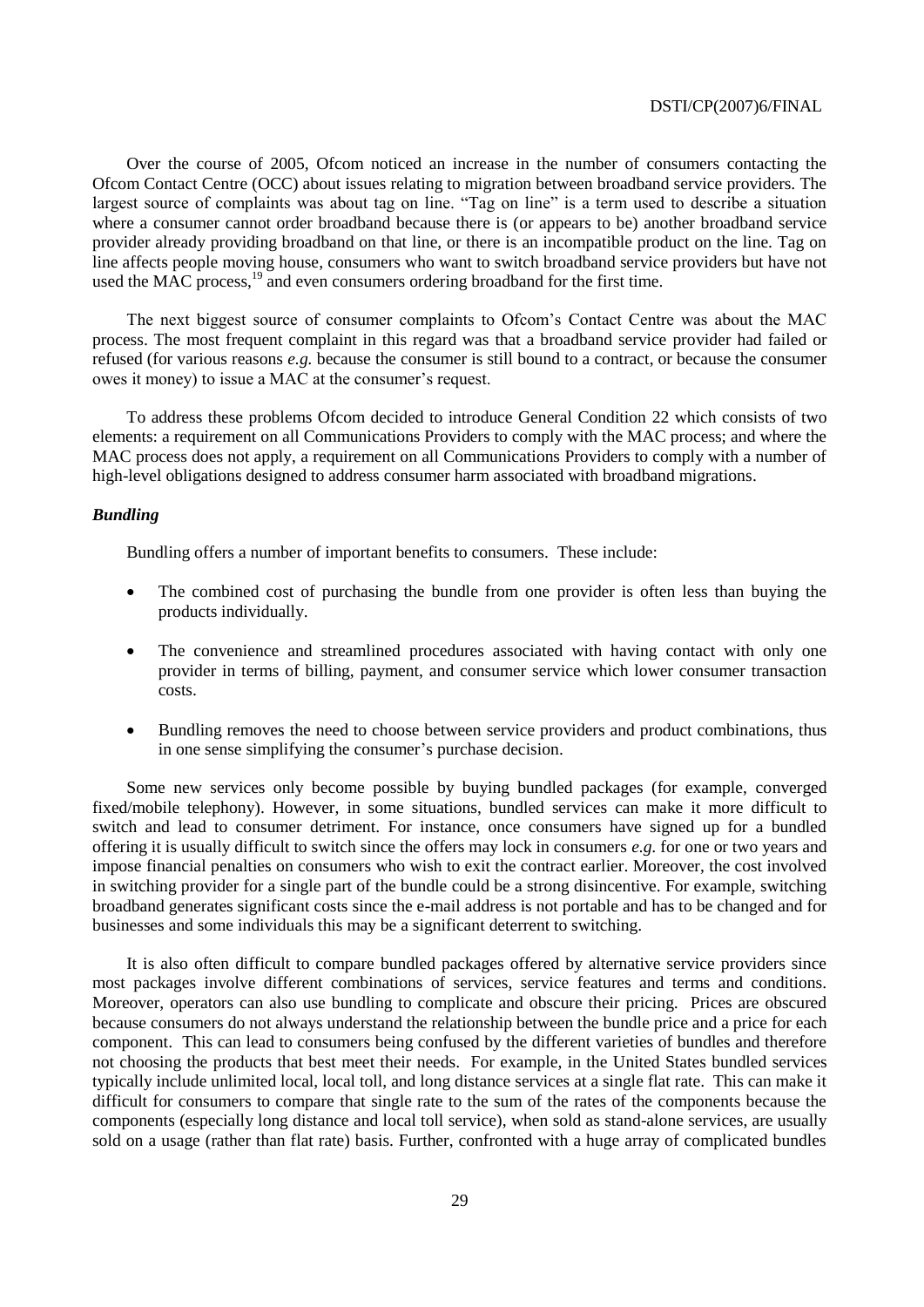Over the course of 2005, Ofcom noticed an increase in the number of consumers contacting the Ofcom Contact Centre (OCC) about issues relating to migration between broadband service providers. The largest source of complaints was about tag on line. "Tag on line" is a term used to describe a situation where a consumer cannot order broadband because there is (or appears to be) another broadband service provider already providing broadband on that line, or there is an incompatible product on the line. Tag on line affects people moving house, consumers who want to switch broadband service providers but have not used the MAC process,[19] and even consumers ordering broadband for the first time.

The next biggest source of consumer complaints to Ofcom's Contact Centre was about the MAC process. The most frequent complaint in this regard was that a broadband service provider had failed or refused (for various reasons *e.g.* because the consumer is still bound to a contract, or because the consumer owes it money) to issue a MAC at the consumer's request.

To address these problems Ofcom decided to introduce General Condition 22 which consists of two elements: a requirement on all Communications Providers to comply with the MAC process; and where the MAC process does not apply, a requirement on all Communications Providers to comply with a number of high-level obligations designed to address consumer harm associated with broadband migrations.

***Bundling***

Bundling offers a number of important benefits to consumers. These include:

- The combined cost of purchasing the bundle from one provider is often less than buying the products individually.
- The convenience and streamlined procedures associated with having contact with only one provider in terms of billing, payment, and consumer service which lower consumer transaction costs.
- Bundling removes the need to choose between service providers and product combinations, thus in one sense simplifying the consumer's purchase decision.

Some new services only become possible by buying bundled packages (for example, converged fixed/mobile telephony). However, in some situations, bundled services can make it more difficult to switch and lead to consumer detriment. For instance, once consumers have signed up for a bundled offering it is usually difficult to switch since the offers may lock in consumers *e.g.* for one or two years and impose financial penalties on consumers who wish to exit the contract earlier. Moreover, the cost involved in switching provider for a single part of the bundle could be a strong disincentive. For example, switching broadband generates significant costs since the e-mail address is not portable and has to be changed and for businesses and some individuals this may be a significant deterrent to switching.

It is also often difficult to compare bundled packages offered by alternative service providers since most packages involve different combinations of services, service features and terms and conditions. Moreover, operators can also use bundling to complicate and obscure their pricing. Prices are obscured because consumers do not always understand the relationship between the bundle price and a price for each component. This can lead to consumers being confused by the different varieties of bundles and therefore not choosing the products that best meet their needs. For example, in the United States bundled services typically include unlimited local, local toll, and long distance services at a single flat rate. This can make it difficult for consumers to compare that single rate to the sum of the rates of the components because the components (especially long distance and local toll service), when sold as stand-alone services, are usually sold on a usage (rather than flat rate) basis. Further, confronted with a huge array of complicated bundles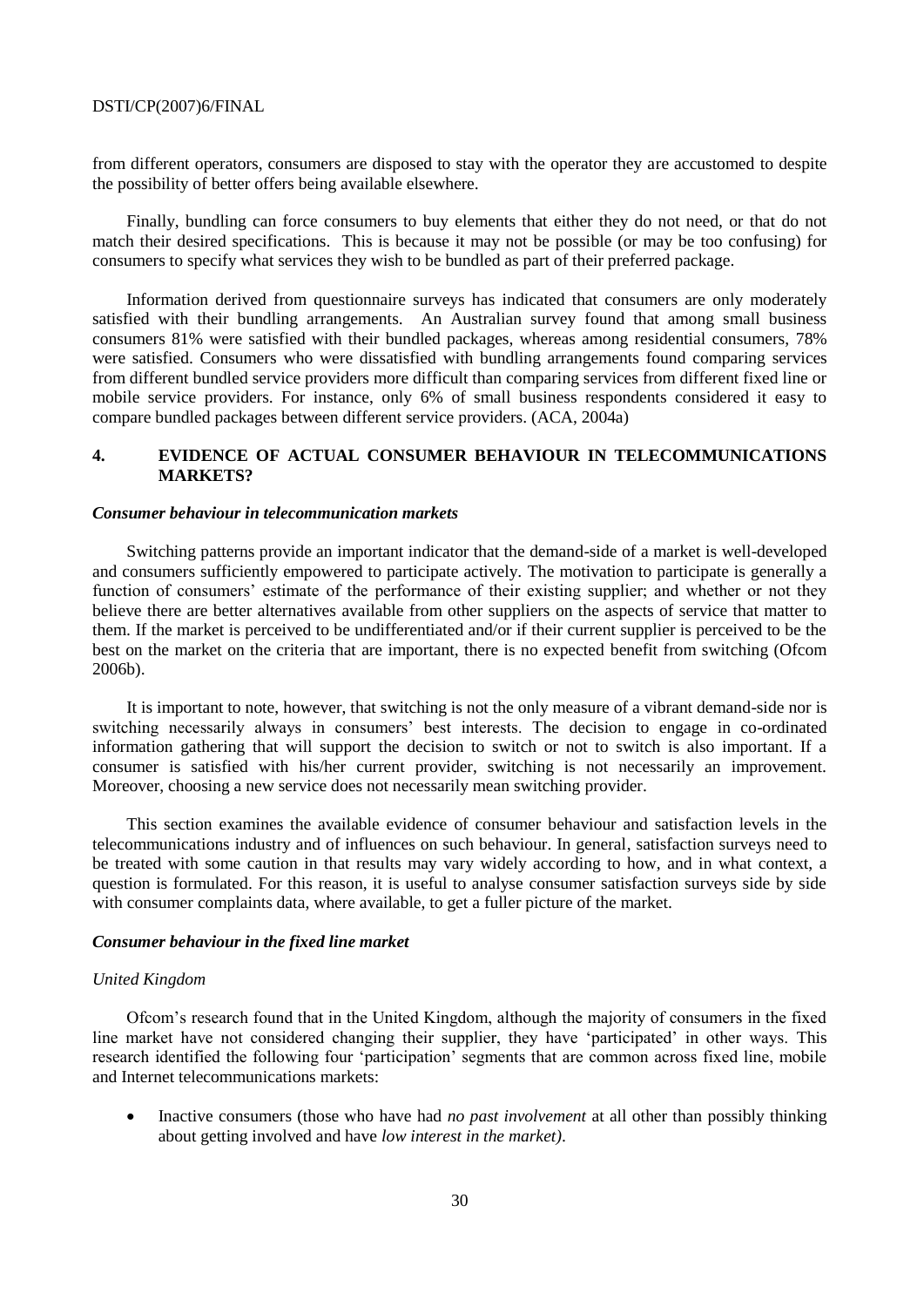from different operators, consumers are disposed to stay with the operator they are accustomed to despite the possibility of better offers being available elsewhere.

Finally, bundling can force consumers to buy elements that either they do not need, or that do not match their desired specifications. This is because it may not be possible (or may be too confusing) for consumers to specify what services they wish to be bundled as part of their preferred package.

Information derived from questionnaire surveys has indicated that consumers are only moderately satisfied with their bundling arrangements. An Australian survey found that among small business consumers 81% were satisfied with their bundled packages, whereas among residential consumers, 78% were satisfied. Consumers who were dissatisfied with bundling arrangements found comparing services from different bundled service providers more difficult than comparing services from different fixed line or mobile service providers. For instance, only 6% of small business respondents considered it easy to compare bundled packages between different service providers. (ACA, 2004a)

## 4. EVIDENCE OF ACTUAL CONSUMER BEHAVIOUR IN TELECOMMUNICATIONS MARKETS?

### *Consumer behaviour in telecommunication markets*

Switching patterns provide an important indicator that the demand-side of a market is well-developed and consumers sufficiently empowered to participate actively. The motivation to participate is generally a function of consumers' estimate of the performance of their existing supplier; and whether or not they believe there are better alternatives available from other suppliers on the aspects of service that matter to them. If the market is perceived to be undifferentiated and/or if their current supplier is perceived to be the best on the market on the criteria that are important, there is no expected benefit from switching (Ofcom 2006b).

It is important to note, however, that switching is not the only measure of a vibrant demand-side nor is switching necessarily always in consumers' best interests. The decision to engage in co-ordinated information gathering that will support the decision to switch or not to switch is also important. If a consumer is satisfied with his/her current provider, switching is not necessarily an improvement. Moreover, choosing a new service does not necessarily mean switching provider.

This section examines the available evidence of consumer behaviour and satisfaction levels in the telecommunications industry and of influences on such behaviour. In general, satisfaction surveys need to be treated with some caution in that results may vary widely according to how, and in what context, a question is formulated. For this reason, it is useful to analyse consumer satisfaction surveys side by side with consumer complaints data, where available, to get a fuller picture of the market.

### *Consumer behaviour in the fixed line market*

#### *United Kingdom*

Ofcom's research found that in the United Kingdom, although the majority of consumers in the fixed line market have not considered changing their supplier, they have 'participated' in other ways. This research identified the following four 'participation' segments that are common across fixed line, mobile and Internet telecommunications markets:

- Inactive consumers (those who have had *no past involvement* at all other than possibly thinking about getting involved and have *low interest in the market)*.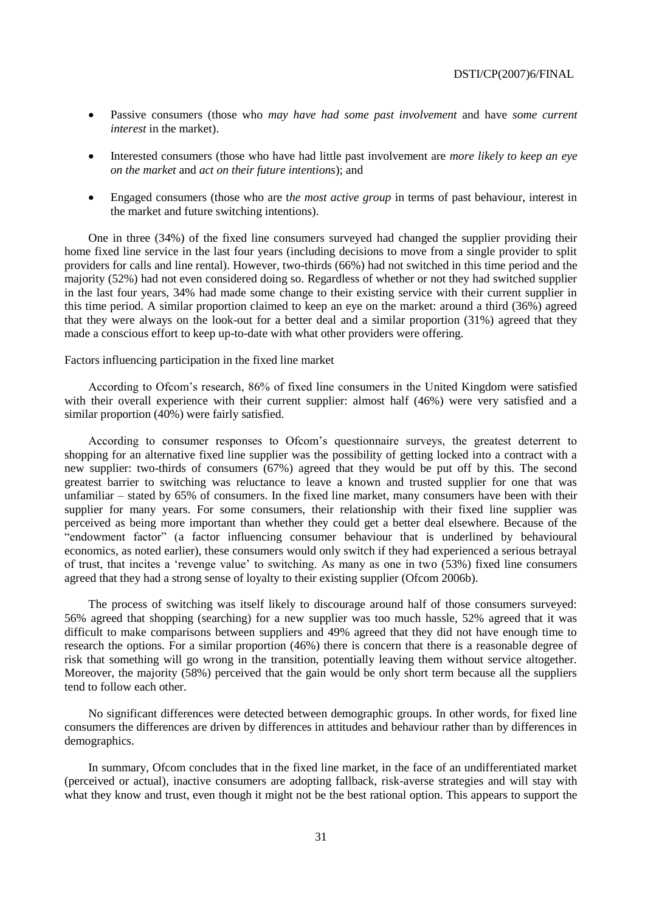- Passive consumers (those who *may have had some past involvement* and have *some current interest* in the market).
- Interested consumers (those who have had little past involvement are *more likely to keep an eye on the market* and *act on their future intentions*); and
- Engaged consumers (those who are t*he most active group* in terms of past behaviour, interest in the market and future switching intentions).

One in three (34%) of the fixed line consumers surveyed had changed the supplier providing their home fixed line service in the last four years (including decisions to move from a single provider to split providers for calls and line rental). However, two-thirds (66%) had not switched in this time period and the majority (52%) had not even considered doing so. Regardless of whether or not they had switched supplier in the last four years, 34% had made some change to their existing service with their current supplier in this time period. A similar proportion claimed to keep an eye on the market: around a third (36%) agreed that they were always on the look-out for a better deal and a similar proportion (31%) agreed that they made a conscious effort to keep up-to-date with what other providers were offering.

Factors influencing participation in the fixed line market

According to Ofcom's research, 86% of fixed line consumers in the United Kingdom were satisfied with their overall experience with their current supplier: almost half (46%) were very satisfied and a similar proportion (40%) were fairly satisfied.

According to consumer responses to Ofcom's questionnaire surveys, the greatest deterrent to shopping for an alternative fixed line supplier was the possibility of getting locked into a contract with a new supplier: two-thirds of consumers (67%) agreed that they would be put off by this. The second greatest barrier to switching was reluctance to leave a known and trusted supplier for one that was unfamiliar – stated by 65% of consumers. In the fixed line market, many consumers have been with their supplier for many years. For some consumers, their relationship with their fixed line supplier was perceived as being more important than whether they could get a better deal elsewhere. Because of the "endowment factor" (a factor influencing consumer behaviour that is underlined by behavioural economics, as noted earlier), these consumers would only switch if they had experienced a serious betrayal of trust, that incites a 'revenge value' to switching. As many as one in two (53%) fixed line consumers agreed that they had a strong sense of loyalty to their existing supplier (Ofcom 2006b).

The process of switching was itself likely to discourage around half of those consumers surveyed: 56% agreed that shopping (searching) for a new supplier was too much hassle, 52% agreed that it was difficult to make comparisons between suppliers and 49% agreed that they did not have enough time to research the options. For a similar proportion (46%) there is concern that there is a reasonable degree of risk that something will go wrong in the transition, potentially leaving them without service altogether. Moreover, the majority (58%) perceived that the gain would be only short term because all the suppliers tend to follow each other.

No significant differences were detected between demographic groups. In other words, for fixed line consumers the differences are driven by differences in attitudes and behaviour rather than by differences in demographics.

In summary, Ofcom concludes that in the fixed line market, in the face of an undifferentiated market (perceived or actual), inactive consumers are adopting fallback, risk-averse strategies and will stay with what they know and trust, even though it might not be the best rational option. This appears to support the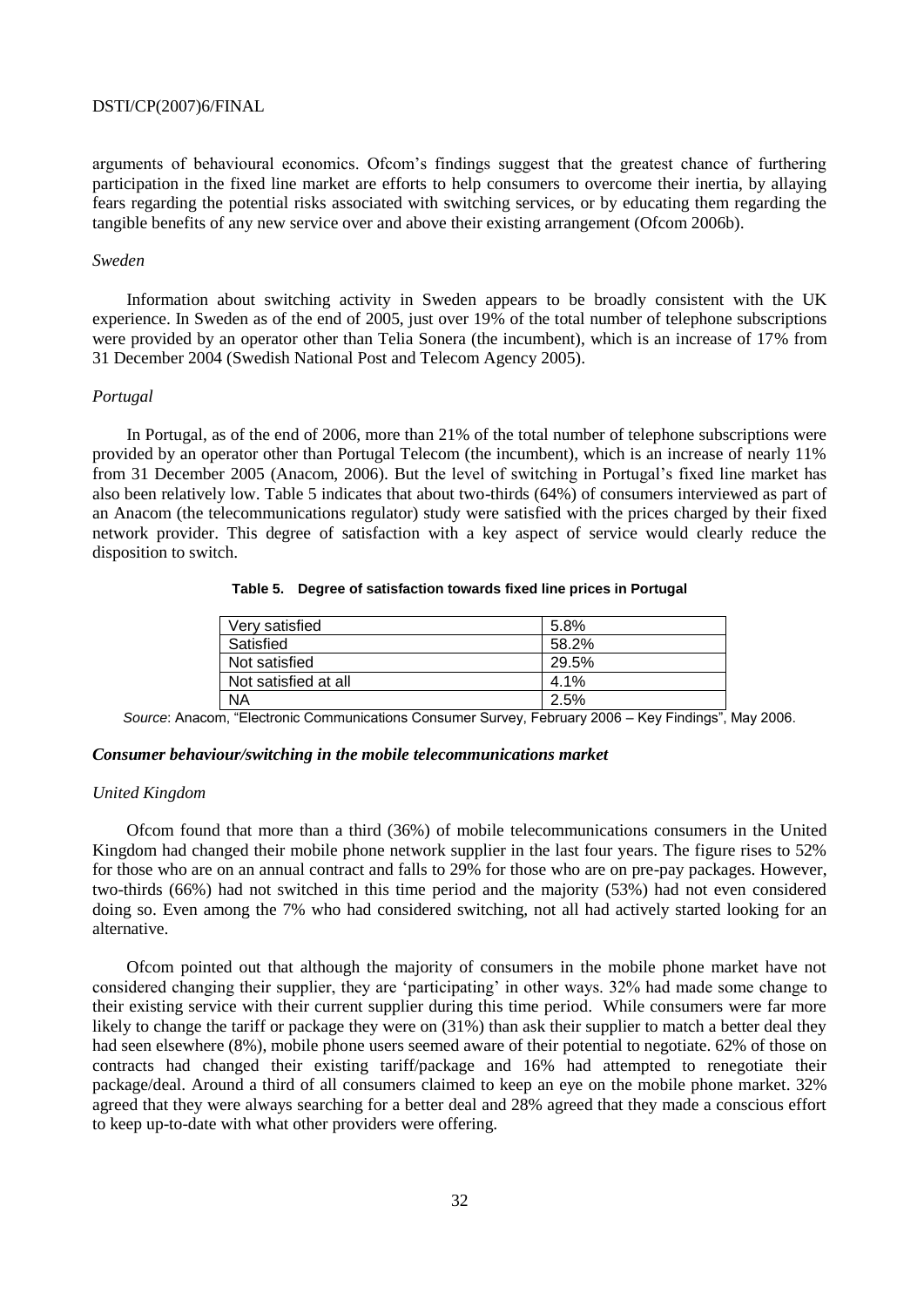arguments of behavioural economics. Ofcom's findings suggest that the greatest chance of furthering participation in the fixed line market are efforts to help consumers to overcome their inertia, by allaying fears regarding the potential risks associated with switching services, or by educating them regarding the tangible benefits of any new service over and above their existing arrangement (Ofcom 2006b).

*Sweden*

Information about switching activity in Sweden appears to be broadly consistent with the UK experience. In Sweden as of the end of 2005, just over 19% of the total number of telephone subscriptions were provided by an operator other than Telia Sonera (the incumbent), which is an increase of 17% from 31 December 2004 (Swedish National Post and Telecom Agency 2005).

*Portugal*

In Portugal, as of the end of 2006, more than 21% of the total number of telephone subscriptions were provided by an operator other than Portugal Telecom (the incumbent), which is an increase of nearly 11% from 31 December 2005 (Anacom, 2006). But the level of switching in Portugal's fixed line market has also been relatively low. Table 5 indicates that about two-thirds (64%) of consumers interviewed as part of an Anacom (the telecommunications regulator) study were satisfied with the prices charged by their fixed network provider. This degree of satisfaction with a key aspect of service would clearly reduce the disposition to switch.

**Table 5. Degree of satisfaction towards fixed line prices in Portugal**

| | |
|---|---|
| Very satisfied | 5.8% |
| Satisfied | 58.2% |
| Not satisfied | 29.5% |
| Not satisfied at all | 4.1% |
| NA | 2.5% |

*Source*: Anacom, "Electronic Communications Consumer Survey, February 2006 – Key Findings", May 2006.

***Consumer behaviour/switching in the mobile telecommunications market***

*United Kingdom*

Ofcom found that more than a third (36%) of mobile telecommunications consumers in the United Kingdom had changed their mobile phone network supplier in the last four years. The figure rises to 52% for those who are on an annual contract and falls to 29% for those who are on pre-pay packages. However, two-thirds (66%) had not switched in this time period and the majority (53%) had not even considered doing so. Even among the 7% who had considered switching, not all had actively started looking for an alternative.

Ofcom pointed out that although the majority of consumers in the mobile phone market have not considered changing their supplier, they are 'participating' in other ways. 32% had made some change to their existing service with their current supplier during this time period. While consumers were far more likely to change the tariff or package they were on (31%) than ask their supplier to match a better deal they had seen elsewhere (8%), mobile phone users seemed aware of their potential to negotiate. 62% of those on contracts had changed their existing tariff/package and 16% had attempted to renegotiate their package/deal. Around a third of all consumers claimed to keep an eye on the mobile phone market. 32% agreed that they were always searching for a better deal and 28% agreed that they made a conscious effort to keep up-to-date with what other providers were offering.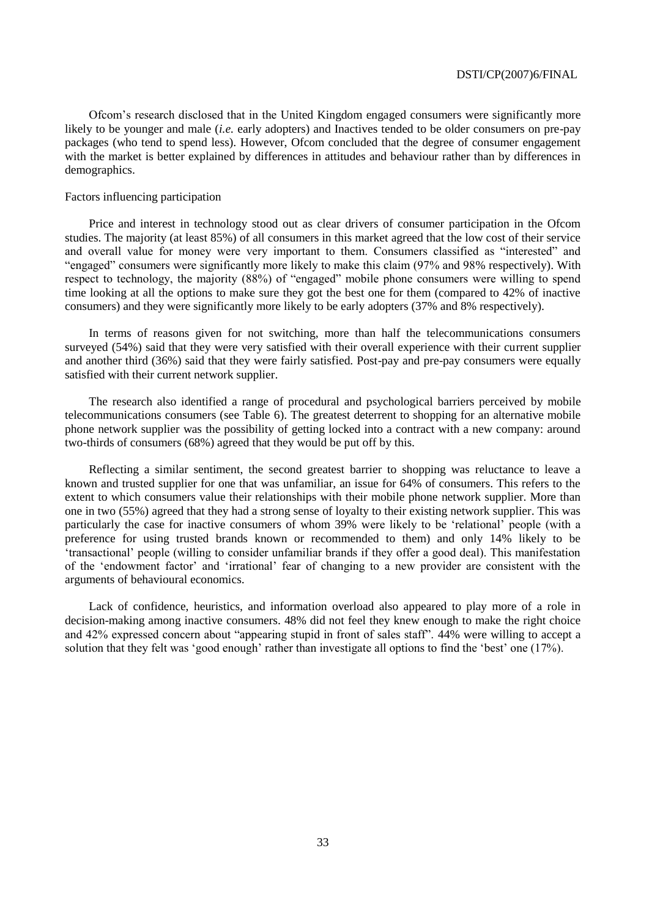Ofcom's research disclosed that in the United Kingdom engaged consumers were significantly more likely to be younger and male (*i.e.* early adopters) and Inactives tended to be older consumers on pre-pay packages (who tend to spend less). However, Ofcom concluded that the degree of consumer engagement with the market is better explained by differences in attitudes and behaviour rather than by differences in demographics.

Factors influencing participation

Price and interest in technology stood out as clear drivers of consumer participation in the Ofcom studies. The majority (at least 85%) of all consumers in this market agreed that the low cost of their service and overall value for money were very important to them. Consumers classified as "interested" and "engaged" consumers were significantly more likely to make this claim (97% and 98% respectively). With respect to technology, the majority (88%) of "engaged" mobile phone consumers were willing to spend time looking at all the options to make sure they got the best one for them (compared to 42% of inactive consumers) and they were significantly more likely to be early adopters (37% and 8% respectively).

In terms of reasons given for not switching, more than half the telecommunications consumers surveyed (54%) said that they were very satisfied with their overall experience with their current supplier and another third (36%) said that they were fairly satisfied. Post-pay and pre-pay consumers were equally satisfied with their current network supplier.

The research also identified a range of procedural and psychological barriers perceived by mobile telecommunications consumers (see Table 6). The greatest deterrent to shopping for an alternative mobile phone network supplier was the possibility of getting locked into a contract with a new company: around two-thirds of consumers (68%) agreed that they would be put off by this.

Reflecting a similar sentiment, the second greatest barrier to shopping was reluctance to leave a known and trusted supplier for one that was unfamiliar, an issue for 64% of consumers. This refers to the extent to which consumers value their relationships with their mobile phone network supplier. More than one in two (55%) agreed that they had a strong sense of loyalty to their existing network supplier. This was particularly the case for inactive consumers of whom 39% were likely to be 'relational' people (with a preference for using trusted brands known or recommended to them) and only 14% likely to be 'transactional' people (willing to consider unfamiliar brands if they offer a good deal). This manifestation of the 'endowment factor' and 'irrational' fear of changing to a new provider are consistent with the arguments of behavioural economics.

Lack of confidence, heuristics, and information overload also appeared to play more of a role in decision-making among inactive consumers. 48% did not feel they knew enough to make the right choice and 42% expressed concern about "appearing stupid in front of sales staff". 44% were willing to accept a solution that they felt was 'good enough' rather than investigate all options to find the 'best' one (17%).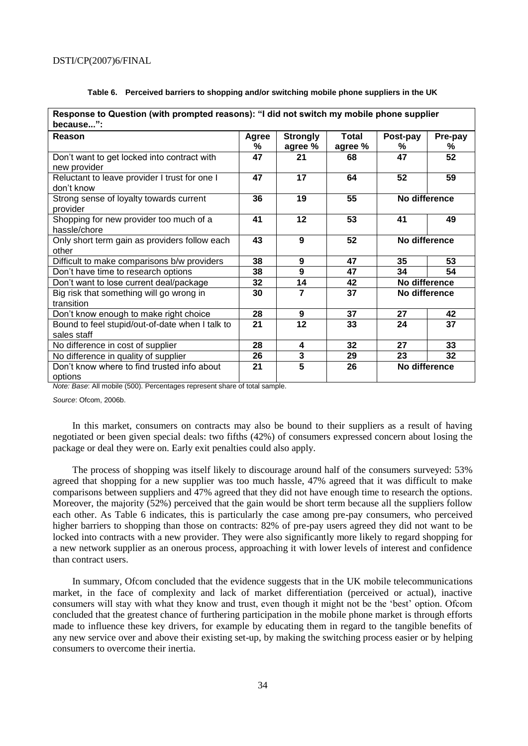**Table 6. Perceived barriers to shopping and/or switching mobile phone suppliers in the UK**

| **Response to Question (with prompted reasons): "I did not switch my mobile phone supplier because...":** | | | | | |
|---|---|---|---|---|---|
| **Reason** | **Agree %** | **Strongly agree %** | **Total agree %** | **Post-pay %** | **Pre-pay %** |
| Don't want to get locked into contract with new provider | 47 | 21 | 68 | 47 | 52 |
| Reluctant to leave provider I trust for one I don't know | 47 | 17 | 64 | 52 | 59 |
| Strong sense of loyalty towards current provider | 36 | 19 | 55 | No difference | |
| Shopping for new provider too much of a hassle/chore | 41 | 12 | 53 | 41 | 49 |
| Only short term gain as providers follow each other | 43 | 9 | 52 | No difference | |
| Difficult to make comparisons b/w providers | 38 | 9 | 47 | 35 | 53 |
| Don't have time to research options | 38 | 9 | 47 | 34 | 54 |
| Don't want to lose current deal/package | 32 | 14 | 42 | No difference | |
| Big risk that something will go wrong in transition | 30 | 7 | 37 | No difference | |
| Don't know enough to make right choice | 28 | 9 | 37 | 27 | 42 |
| Bound to feel stupid/out-of-date when I talk to sales staff | 21 | 12 | 33 | 24 | 37 |
| No difference in cost of supplier | 28 | 4 | 32 | 27 | 33 |
| No difference in quality of supplier | 26 | 3 | 29 | 23 | 32 |
| Don't know where to find trusted info about options | 21 | 5 | 26 | No difference | |

*Note: Base*: All mobile (500). Percentages represent share of total sample.

*Source*: Ofcom, 2006b.

In this market, consumers on contracts may also be bound to their suppliers as a result of having negotiated or been given special deals: two fifths (42%) of consumers expressed concern about losing the package or deal they were on. Early exit penalties could also apply.

The process of shopping was itself likely to discourage around half of the consumers surveyed: 53% agreed that shopping for a new supplier was too much hassle, 47% agreed that it was difficult to make comparisons between suppliers and 47% agreed that they did not have enough time to research the options. Moreover, the majority (52%) perceived that the gain would be short term because all the suppliers follow each other. As Table 6 indicates, this is particularly the case among pre-pay consumers, who perceived higher barriers to shopping than those on contracts: 82% of pre-pay users agreed they did not want to be locked into contracts with a new provider. They were also significantly more likely to regard shopping for a new network supplier as an onerous process, approaching it with lower levels of interest and confidence than contract users.

In summary, Ofcom concluded that the evidence suggests that in the UK mobile telecommunications market, in the face of complexity and lack of market differentiation (perceived or actual), inactive consumers will stay with what they know and trust, even though it might not be the 'best' option. Ofcom concluded that the greatest chance of furthering participation in the mobile phone market is through efforts made to influence these key drivers, for example by educating them in regard to the tangible benefits of any new service over and above their existing set-up, by making the switching process easier or by helping consumers to overcome their inertia.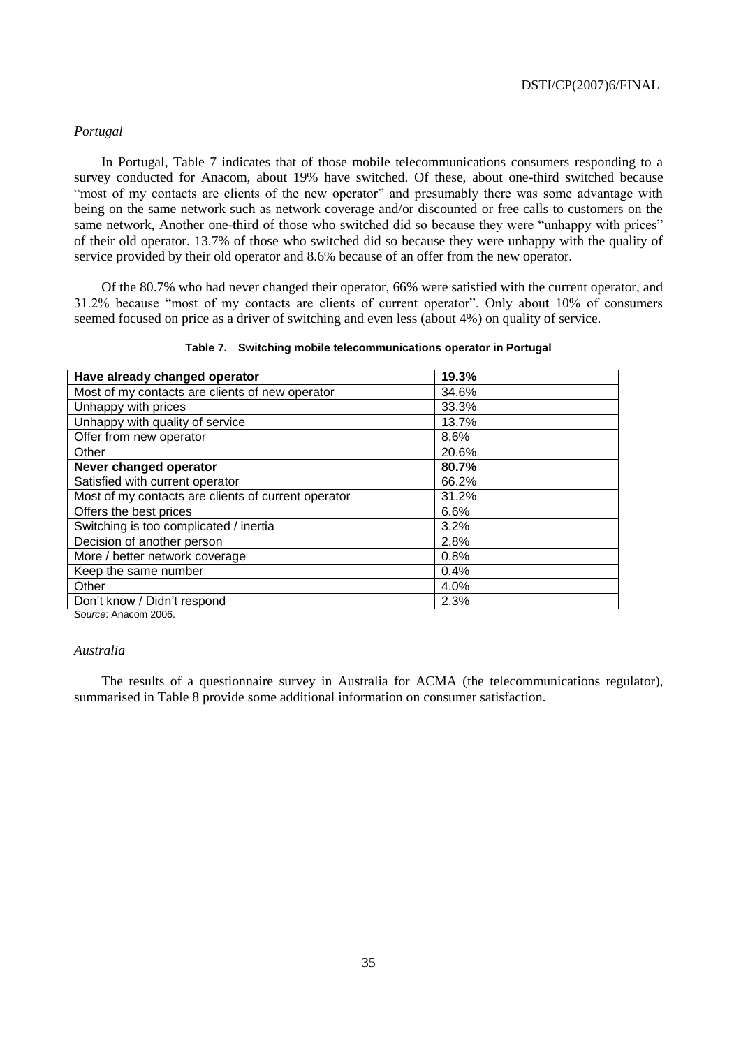*Portugal*

In Portugal, Table 7 indicates that of those mobile telecommunications consumers responding to a survey conducted for Anacom, about 19% have switched. Of these, about one-third switched because "most of my contacts are clients of the new operator" and presumably there was some advantage with being on the same network such as network coverage and/or discounted or free calls to customers on the same network, Another one-third of those who switched did so because they were "unhappy with prices" of their old operator. 13.7% of those who switched did so because they were unhappy with the quality of service provided by their old operator and 8.6% because of an offer from the new operator.

Of the 80.7% who had never changed their operator, 66% were satisfied with the current operator, and 31.2% because "most of my contacts are clients of current operator". Only about 10% of consumers seemed focused on price as a driver of switching and even less (about 4%) on quality of service.

**Table 7. Switching mobile telecommunications operator in Portugal**

| **Have already changed operator** | **19.3%** |
|---|---|
| Most of my contacts are clients of new operator | 34.6% |
| Unhappy with prices | 33.3% |
| Unhappy with quality of service | 13.7% |
| Offer from new operator | 8.6% |
| Other | 20.6% |
| **Never changed operator** | **80.7%** |
| Satisfied with current operator | 66.2% |
| Most of my contacts are clients of current operator | 31.2% |
| Offers the best prices | 6.6% |
| Switching is too complicated / inertia | 3.2% |
| Decision of another person | 2.8% |
| More / better network coverage | 0.8% |
| Keep the same number | 0.4% |
| Other | 4.0% |
| Don't know / Didn't respond | 2.3% |

*Source*: Anacom 2006.

*Australia*

The results of a questionnaire survey in Australia for ACMA (the telecommunications regulator), summarised in Table 8 provide some additional information on consumer satisfaction.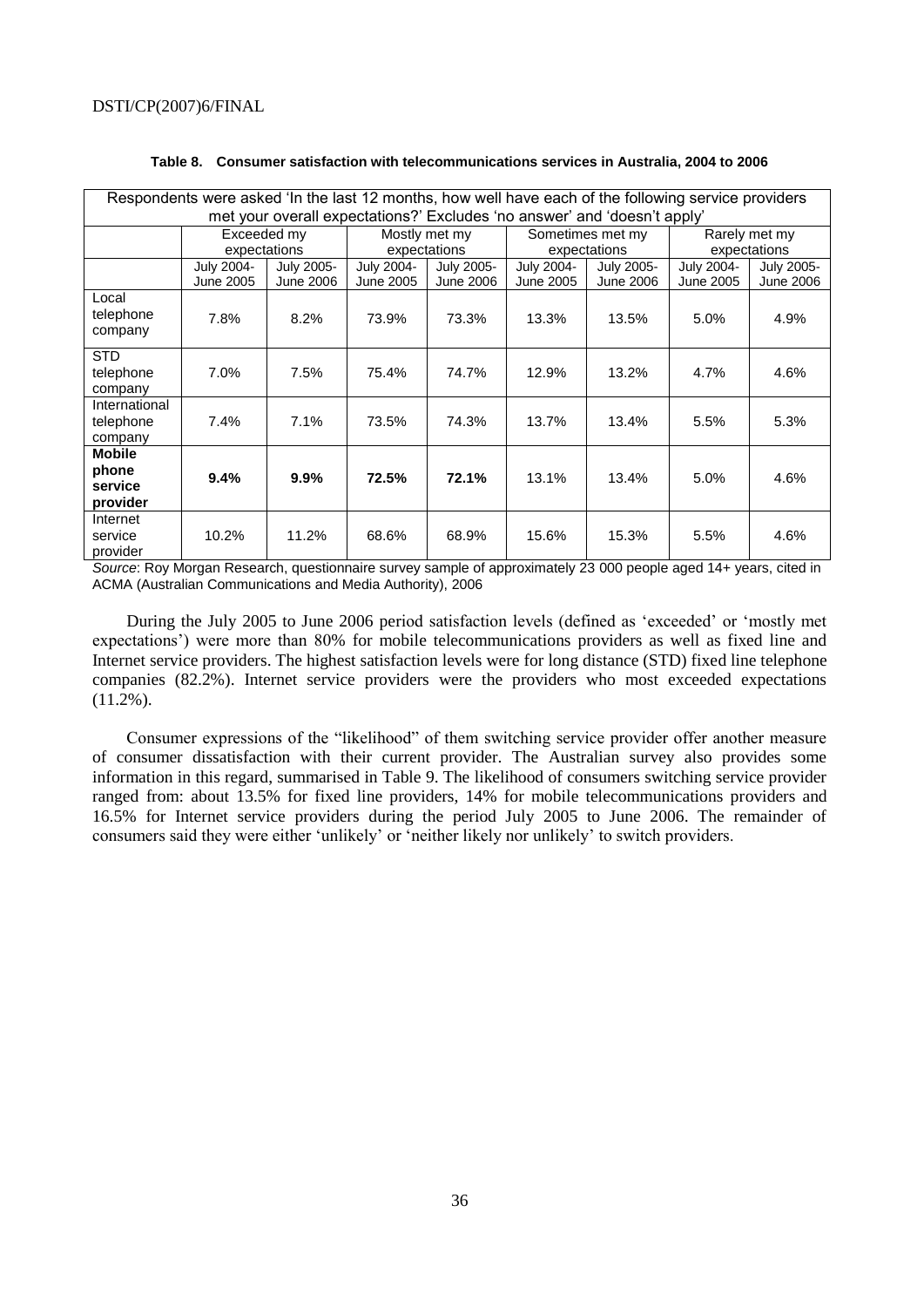**Table 8. Consumer satisfaction with telecommunications services in Australia, 2004 to 2006**

| Respondents were asked 'In the last 12 months, how well have each of the following service providers met your overall expectations?' Excludes 'no answer' and 'doesn't apply' | | | | | | | | |
|---|---|---|---|---|---|---|---|---|
| | Exceeded my expectations | | Mostly met my expectations | | Sometimes met my expectations | | Rarely met my expectations | |
| | July 2004-June 2005 | July 2005-June 2006 | July 2004-June 2005 | July 2005-June 2006 | July 2004-June 2005 | July 2005-June 2006 | July 2004-June 2005 | July 2005-June 2006 |
| Local telephone company | 7.8% | 8.2% | 73.9% | 73.3% | 13.3% | 13.5% | 5.0% | 4.9% |
| STD telephone company | 7.0% | 7.5% | 75.4% | 74.7% | 12.9% | 13.2% | 4.7% | 4.6% |
| International telephone company | 7.4% | 7.1% | 73.5% | 74.3% | 13.7% | 13.4% | 5.5% | 5.3% |
| **Mobile phone service provider** | **9.4%** | **9.9%** | **72.5%** | **72.1%** | 13.1% | 13.4% | 5.0% | 4.6% |
| Internet service provider | 10.2% | 11.2% | 68.6% | 68.9% | 15.6% | 15.3% | 5.5% | 4.6% |

*Source*: Roy Morgan Research, questionnaire survey sample of approximately 23 000 people aged 14+ years, cited in ACMA (Australian Communications and Media Authority), 2006

During the July 2005 to June 2006 period satisfaction levels (defined as 'exceeded' or 'mostly met expectations') were more than 80% for mobile telecommunications providers as well as fixed line and Internet service providers. The highest satisfaction levels were for long distance (STD) fixed line telephone companies (82.2%). Internet service providers were the providers who most exceeded expectations (11.2%).

Consumer expressions of the "likelihood" of them switching service provider offer another measure of consumer dissatisfaction with their current provider. The Australian survey also provides some information in this regard, summarised in Table 9. The likelihood of consumers switching service provider ranged from: about 13.5% for fixed line providers, 14% for mobile telecommunications providers and 16.5% for Internet service providers during the period July 2005 to June 2006. The remainder of consumers said they were either 'unlikely' or 'neither likely nor unlikely' to switch providers.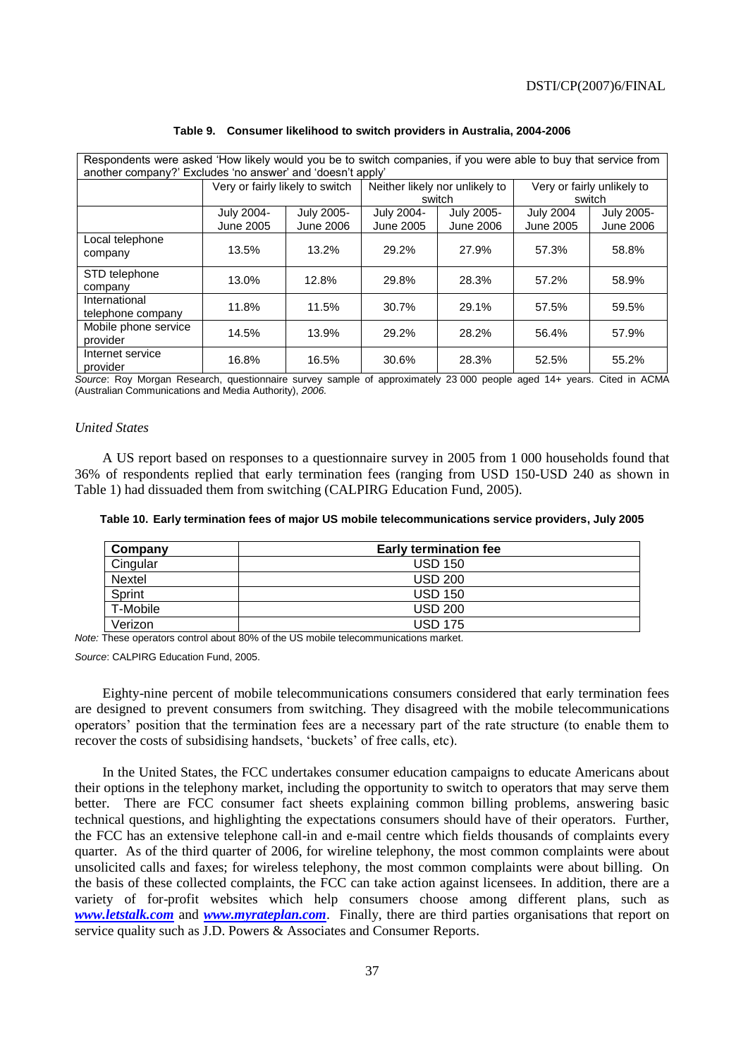**Table 9. Consumer likelihood to switch providers in Australia, 2004-2006**

| Respondents were asked 'How likely would you be to switch companies, if you were able to buy that service from another company?' Excludes 'no answer' and 'doesn't apply' | | | | | | |
|---|---|---|---|---|---|---|
| | Very or fairly likely to switch | | Neither likely nor unlikely to switch | | Very or fairly unlikely to switch | |
| | July 2004-June 2005 | July 2005-June 2006 | July 2004-June 2005 | July 2005-June 2006 | July 2004 June 2005 | July 2005-June 2006 |
| Local telephone company | 13.5% | 13.2% | 29.2% | 27.9% | 57.3% | 58.8% |
| STD telephone company | 13.0% | 12.8% | 29.8% | 28.3% | 57.2% | 58.9% |
| International telephone company | 11.8% | 11.5% | 30.7% | 29.1% | 57.5% | 59.5% |
| Mobile phone service provider | 14.5% | 13.9% | 29.2% | 28.2% | 56.4% | 57.9% |
| Internet service provider | 16.8% | 16.5% | 30.6% | 28.3% | 52.5% | 55.2% |

*Source*: Roy Morgan Research, questionnaire survey sample of approximately 23 000 people aged 14+ years. Cited in ACMA (Australian Communications and Media Authority), *2006.*

*United States*

A US report based on responses to a questionnaire survey in 2005 from 1 000 households found that 36% of respondents replied that early termination fees (ranging from USD 150-USD 240 as shown in Table 1) had dissuaded them from switching (CALPIRG Education Fund, 2005).

**Table 10. Early termination fees of major US mobile telecommunications service providers, July 2005**

| Company | Early termination fee |
|---|---|
| Cingular | USD 150 |
| Nextel | USD 200 |
| Sprint | USD 150 |
| T-Mobile | USD 200 |
| Verizon | USD 175 |

*Note:* These operators control about 80% of the US mobile telecommunications market.

*Source*: CALPIRG Education Fund, 2005.

Eighty-nine percent of mobile telecommunications consumers considered that early termination fees are designed to prevent consumers from switching. They disagreed with the mobile telecommunications operators' position that the termination fees are a necessary part of the rate structure (to enable them to recover the costs of subsidising handsets, 'buckets' of free calls, etc).

In the United States, the FCC undertakes consumer education campaigns to educate Americans about their options in the telephony market, including the opportunity to switch to operators that may serve them better. There are FCC consumer fact sheets explaining common billing problems, answering basic technical questions, and highlighting the expectations consumers should have of their operators. Further, the FCC has an extensive telephone call-in and e-mail centre which fields thousands of complaints every quarter. As of the third quarter of 2006, for wireline telephony, the most common complaints were about unsolicited calls and faxes; for wireless telephony, the most common complaints were about billing. On the basis of these collected complaints, the FCC can take action against licensees. In addition, there are a variety of for-profit websites which help consumers choose among different plans, such as ***www.letstalk.com*** and ***www.myrateplan.com***. Finally, there are third parties organisations that report on service quality such as J.D. Powers & Associates and Consumer Reports.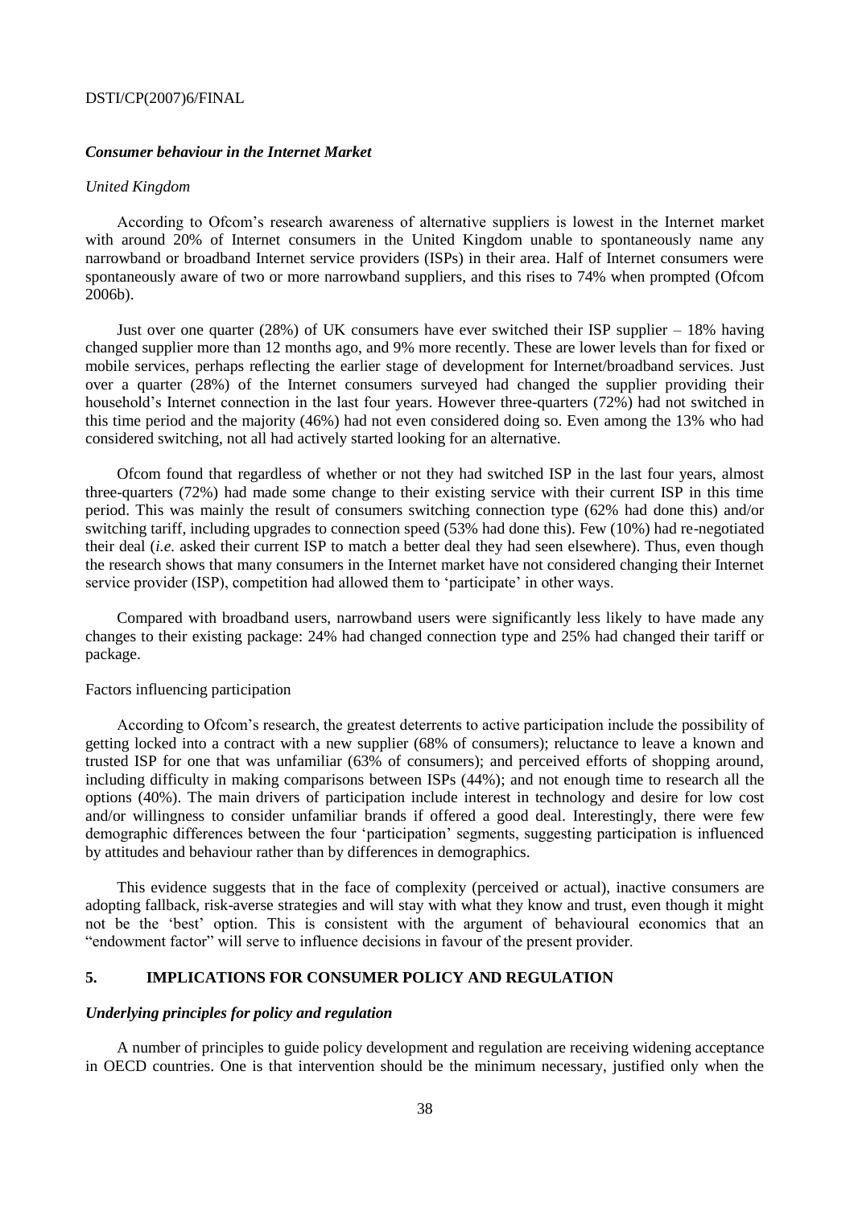### *Consumer behaviour in the Internet Market*

*United Kingdom*

According to Ofcom's research awareness of alternative suppliers is lowest in the Internet market with around 20% of Internet consumers in the United Kingdom unable to spontaneously name any narrowband or broadband Internet service providers (ISPs) in their area. Half of Internet consumers were spontaneously aware of two or more narrowband suppliers, and this rises to 74% when prompted (Ofcom 2006b).

Just over one quarter (28%) of UK consumers have ever switched their ISP supplier – 18% having changed supplier more than 12 months ago, and 9% more recently. These are lower levels than for fixed or mobile services, perhaps reflecting the earlier stage of development for Internet/broadband services. Just over a quarter (28%) of the Internet consumers surveyed had changed the supplier providing their household's Internet connection in the last four years. However three-quarters (72%) had not switched in this time period and the majority (46%) had not even considered doing so. Even among the 13% who had considered switching, not all had actively started looking for an alternative.

Ofcom found that regardless of whether or not they had switched ISP in the last four years, almost three-quarters (72%) had made some change to their existing service with their current ISP in this time period. This was mainly the result of consumers switching connection type (62% had done this) and/or switching tariff, including upgrades to connection speed (53% had done this). Few (10%) had re-negotiated their deal (*i.e.* asked their current ISP to match a better deal they had seen elsewhere). Thus, even though the research shows that many consumers in the Internet market have not considered changing their Internet service provider (ISP), competition had allowed them to 'participate' in other ways.

Compared with broadband users, narrowband users were significantly less likely to have made any changes to their existing package: 24% had changed connection type and 25% had changed their tariff or package.

Factors influencing participation

According to Ofcom's research, the greatest deterrents to active participation include the possibility of getting locked into a contract with a new supplier (68% of consumers); reluctance to leave a known and trusted ISP for one that was unfamiliar (63% of consumers); and perceived efforts of shopping around, including difficulty in making comparisons between ISPs (44%); and not enough time to research all the options (40%). The main drivers of participation include interest in technology and desire for low cost and/or willingness to consider unfamiliar brands if offered a good deal. Interestingly, there were few demographic differences between the four 'participation' segments, suggesting participation is influenced by attitudes and behaviour rather than by differences in demographics.

This evidence suggests that in the face of complexity (perceived or actual), inactive consumers are adopting fallback, risk-averse strategies and will stay with what they know and trust, even though it might not be the 'best' option. This is consistent with the argument of behavioural economics that an "endowment factor" will serve to influence decisions in favour of the present provider.

## 5. IMPLICATIONS FOR CONSUMER POLICY AND REGULATION

### *Underlying principles for policy and regulation*

A number of principles to guide policy development and regulation are receiving widening acceptance in OECD countries. One is that intervention should be the minimum necessary, justified only when the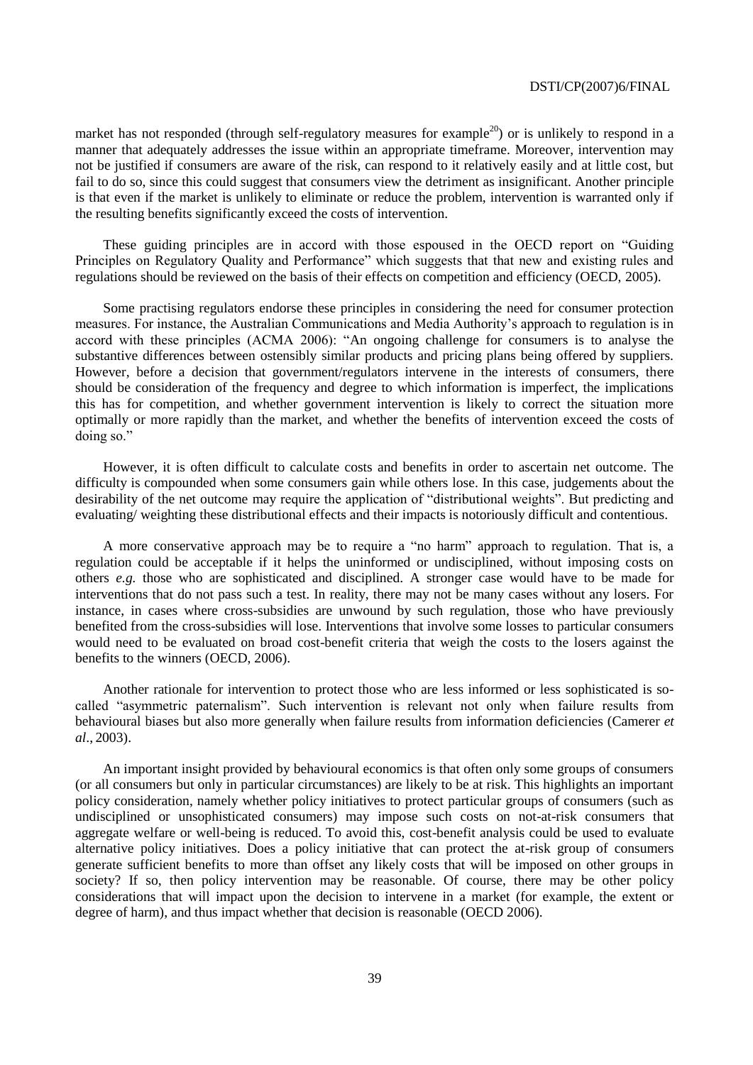market has not responded (through self-regulatory measures for example[20]) or is unlikely to respond in a manner that adequately addresses the issue within an appropriate timeframe. Moreover, intervention may not be justified if consumers are aware of the risk, can respond to it relatively easily and at little cost, but fail to do so, since this could suggest that consumers view the detriment as insignificant. Another principle is that even if the market is unlikely to eliminate or reduce the problem, intervention is warranted only if the resulting benefits significantly exceed the costs of intervention.

These guiding principles are in accord with those espoused in the OECD report on "Guiding Principles on Regulatory Quality and Performance" which suggests that that new and existing rules and regulations should be reviewed on the basis of their effects on competition and efficiency (OECD, 2005).

Some practising regulators endorse these principles in considering the need for consumer protection measures. For instance, the Australian Communications and Media Authority's approach to regulation is in accord with these principles (ACMA 2006): "An ongoing challenge for consumers is to analyse the substantive differences between ostensibly similar products and pricing plans being offered by suppliers. However, before a decision that government/regulators intervene in the interests of consumers, there should be consideration of the frequency and degree to which information is imperfect, the implications this has for competition, and whether government intervention is likely to correct the situation more optimally or more rapidly than the market, and whether the benefits of intervention exceed the costs of doing so."

However, it is often difficult to calculate costs and benefits in order to ascertain net outcome. The difficulty is compounded when some consumers gain while others lose. In this case, judgements about the desirability of the net outcome may require the application of "distributional weights". But predicting and evaluating/ weighting these distributional effects and their impacts is notoriously difficult and contentious.

A more conservative approach may be to require a "no harm" approach to regulation. That is, a regulation could be acceptable if it helps the uninformed or undisciplined, without imposing costs on others *e.g.* those who are sophisticated and disciplined. A stronger case would have to be made for interventions that do not pass such a test. In reality, there may not be many cases without any losers. For instance, in cases where cross-subsidies are unwound by such regulation, those who have previously benefited from the cross-subsidies will lose. Interventions that involve some losses to particular consumers would need to be evaluated on broad cost-benefit criteria that weigh the costs to the losers against the benefits to the winners (OECD, 2006).

Another rationale for intervention to protect those who are less informed or less sophisticated is so-called "asymmetric paternalism". Such intervention is relevant not only when failure results from behavioural biases but also more generally when failure results from information deficiencies (Camerer *et al*., 2003).

An important insight provided by behavioural economics is that often only some groups of consumers (or all consumers but only in particular circumstances) are likely to be at risk. This highlights an important policy consideration, namely whether policy initiatives to protect particular groups of consumers (such as undisciplined or unsophisticated consumers) may impose such costs on not-at-risk consumers that aggregate welfare or well-being is reduced. To avoid this, cost-benefit analysis could be used to evaluate alternative policy initiatives. Does a policy initiative that can protect the at-risk group of consumers generate sufficient benefits to more than offset any likely costs that will be imposed on other groups in society? If so, then policy intervention may be reasonable. Of course, there may be other policy considerations that will impact upon the decision to intervene in a market (for example, the extent or degree of harm), and thus impact whether that decision is reasonable (OECD 2006).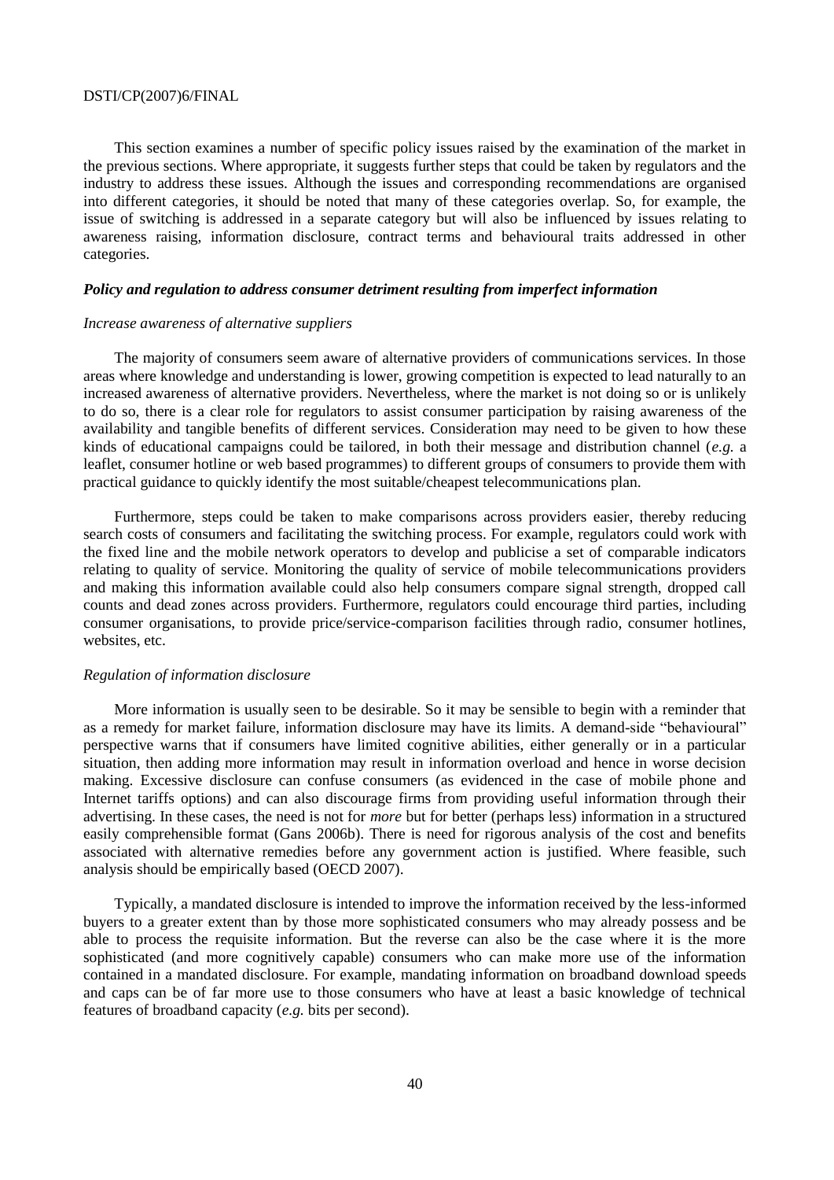This section examines a number of specific policy issues raised by the examination of the market in the previous sections. Where appropriate, it suggests further steps that could be taken by regulators and the industry to address these issues. Although the issues and corresponding recommendations are organised into different categories, it should be noted that many of these categories overlap. So, for example, the issue of switching is addressed in a separate category but will also be influenced by issues relating to awareness raising, information disclosure, contract terms and behavioural traits addressed in other categories.

### *Policy and regulation to address consumer detriment resulting from imperfect information*

#### *Increase awareness of alternative suppliers*

The majority of consumers seem aware of alternative providers of communications services. In those areas where knowledge and understanding is lower, growing competition is expected to lead naturally to an increased awareness of alternative providers. Nevertheless, where the market is not doing so or is unlikely to do so, there is a clear role for regulators to assist consumer participation by raising awareness of the availability and tangible benefits of different services. Consideration may need to be given to how these kinds of educational campaigns could be tailored, in both their message and distribution channel (*e.g.* a leaflet, consumer hotline or web based programmes) to different groups of consumers to provide them with practical guidance to quickly identify the most suitable/cheapest telecommunications plan.

Furthermore, steps could be taken to make comparisons across providers easier, thereby reducing search costs of consumers and facilitating the switching process. For example, regulators could work with the fixed line and the mobile network operators to develop and publicise a set of comparable indicators relating to quality of service. Monitoring the quality of service of mobile telecommunications providers and making this information available could also help consumers compare signal strength, dropped call counts and dead zones across providers. Furthermore, regulators could encourage third parties, including consumer organisations, to provide price/service-comparison facilities through radio, consumer hotlines, websites, etc.

#### *Regulation of information disclosure*

More information is usually seen to be desirable. So it may be sensible to begin with a reminder that as a remedy for market failure, information disclosure may have its limits. A demand-side "behavioural" perspective warns that if consumers have limited cognitive abilities, either generally or in a particular situation, then adding more information may result in information overload and hence in worse decision making. Excessive disclosure can confuse consumers (as evidenced in the case of mobile phone and Internet tariffs options) and can also discourage firms from providing useful information through their advertising. In these cases, the need is not for *more* but for better (perhaps less) information in a structured easily comprehensible format (Gans 2006b). There is need for rigorous analysis of the cost and benefits associated with alternative remedies before any government action is justified. Where feasible, such analysis should be empirically based (OECD 2007).

Typically, a mandated disclosure is intended to improve the information received by the less-informed buyers to a greater extent than by those more sophisticated consumers who may already possess and be able to process the requisite information. But the reverse can also be the case where it is the more sophisticated (and more cognitively capable) consumers who can make more use of the information contained in a mandated disclosure. For example, mandating information on broadband download speeds and caps can be of far more use to those consumers who have at least a basic knowledge of technical features of broadband capacity (*e.g.* bits per second).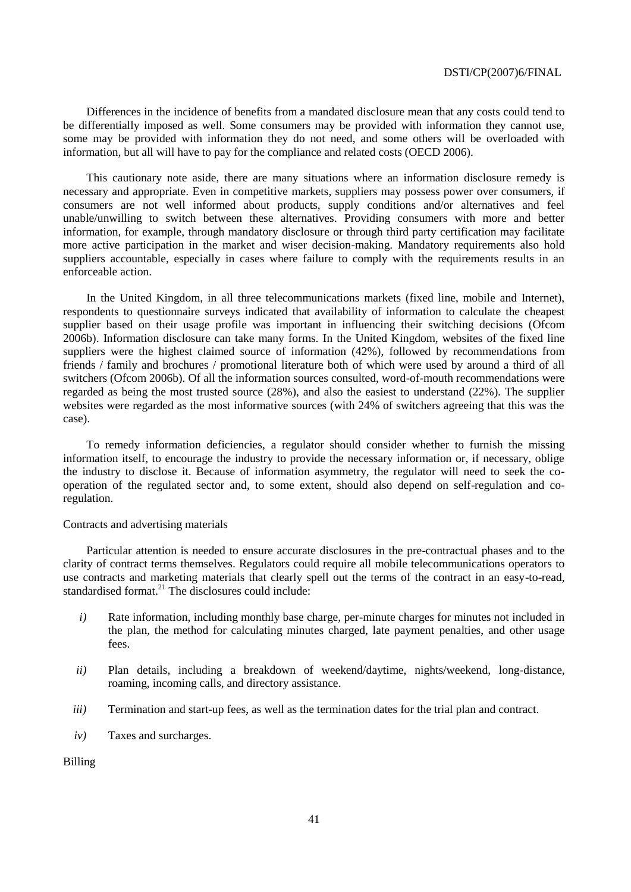Differences in the incidence of benefits from a mandated disclosure mean that any costs could tend to be differentially imposed as well. Some consumers may be provided with information they cannot use, some may be provided with information they do not need, and some others will be overloaded with information, but all will have to pay for the compliance and related costs (OECD 2006).

This cautionary note aside, there are many situations where an information disclosure remedy is necessary and appropriate. Even in competitive markets, suppliers may possess power over consumers, if consumers are not well informed about products, supply conditions and/or alternatives and feel unable/unwilling to switch between these alternatives. Providing consumers with more and better information, for example, through mandatory disclosure or through third party certification may facilitate more active participation in the market and wiser decision-making. Mandatory requirements also hold suppliers accountable, especially in cases where failure to comply with the requirements results in an enforceable action.

In the United Kingdom, in all three telecommunications markets (fixed line, mobile and Internet), respondents to questionnaire surveys indicated that availability of information to calculate the cheapest supplier based on their usage profile was important in influencing their switching decisions (Ofcom 2006b). Information disclosure can take many forms. In the United Kingdom, websites of the fixed line suppliers were the highest claimed source of information (42%), followed by recommendations from friends / family and brochures / promotional literature both of which were used by around a third of all switchers (Ofcom 2006b). Of all the information sources consulted, word-of-mouth recommendations were regarded as being the most trusted source (28%), and also the easiest to understand (22%). The supplier websites were regarded as the most informative sources (with 24% of switchers agreeing that this was the case).

To remedy information deficiencies, a regulator should consider whether to furnish the missing information itself, to encourage the industry to provide the necessary information or, if necessary, oblige the industry to disclose it. Because of information asymmetry, the regulator will need to seek the co-operation of the regulated sector and, to some extent, should also depend on self-regulation and co-regulation.

Contracts and advertising materials

Particular attention is needed to ensure accurate disclosures in the pre-contractual phases and to the clarity of contract terms themselves. Regulators could require all mobile telecommunications operators to use contracts and marketing materials that clearly spell out the terms of the contract in an easy-to-read, standardised format.[21] The disclosures could include:

*i)* Rate information, including monthly base charge, per-minute charges for minutes not included in the plan, the method for calculating minutes charged, late payment penalties, and other usage fees.

*ii)* Plan details, including a breakdown of weekend/daytime, nights/weekend, long-distance, roaming, incoming calls, and directory assistance.

*iii)* Termination and start-up fees, as well as the termination dates for the trial plan and contract.

*iv)* Taxes and surcharges.

Billing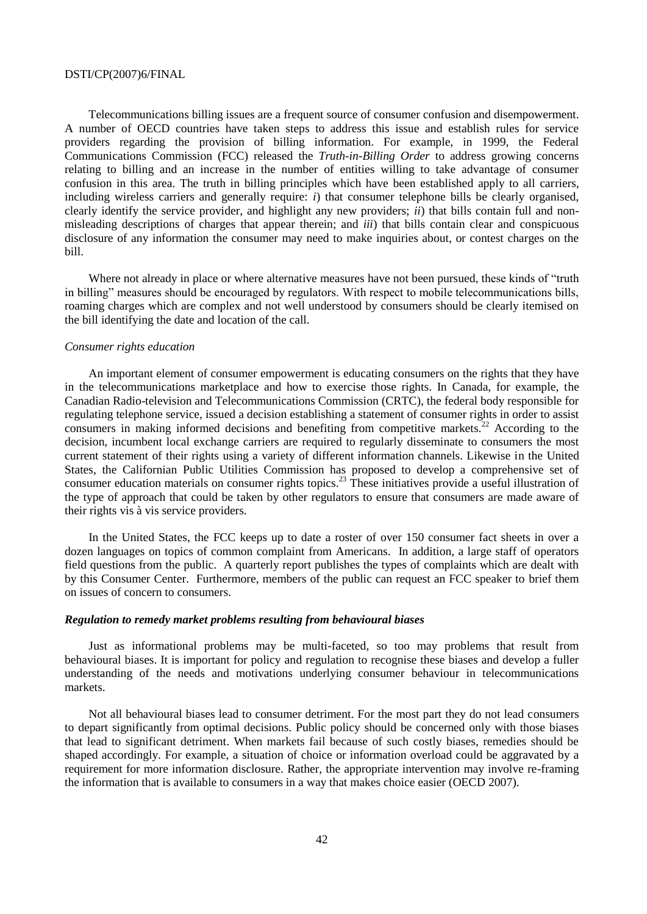Telecommunications billing issues are a frequent source of consumer confusion and disempowerment. A number of OECD countries have taken steps to address this issue and establish rules for service providers regarding the provision of billing information. For example, in 1999, the Federal Communications Commission (FCC) released the *Truth-in-Billing Order* to address growing concerns relating to billing and an increase in the number of entities willing to take advantage of consumer confusion in this area. The truth in billing principles which have been established apply to all carriers, including wireless carriers and generally require: *i*) that consumer telephone bills be clearly organised, clearly identify the service provider, and highlight any new providers; *ii*) that bills contain full and non-misleading descriptions of charges that appear therein; and *iii*) that bills contain clear and conspicuous disclosure of any information the consumer may need to make inquiries about, or contest charges on the bill.

Where not already in place or where alternative measures have not been pursued, these kinds of "truth in billing" measures should be encouraged by regulators. With respect to mobile telecommunications bills, roaming charges which are complex and not well understood by consumers should be clearly itemised on the bill identifying the date and location of the call.

*Consumer rights education*

An important element of consumer empowerment is educating consumers on the rights that they have in the telecommunications marketplace and how to exercise those rights. In Canada, for example, the Canadian Radio-television and Telecommunications Commission (CRTC), the federal body responsible for regulating telephone service, issued a decision establishing a statement of consumer rights in order to assist consumers in making informed decisions and benefiting from competitive markets.[22] According to the decision, incumbent local exchange carriers are required to regularly disseminate to consumers the most current statement of their rights using a variety of different information channels. Likewise in the United States, the Californian Public Utilities Commission has proposed to develop a comprehensive set of consumer education materials on consumer rights topics.[23] These initiatives provide a useful illustration of the type of approach that could be taken by other regulators to ensure that consumers are made aware of their rights vis à vis service providers.

In the United States, the FCC keeps up to date a roster of over 150 consumer fact sheets in over a dozen languages on topics of common complaint from Americans. In addition, a large staff of operators field questions from the public. A quarterly report publishes the types of complaints which are dealt with by this Consumer Center. Furthermore, members of the public can request an FCC speaker to brief them on issues of concern to consumers.

***Regulation to remedy market problems resulting from behavioural biases***

Just as informational problems may be multi-faceted, so too may problems that result from behavioural biases. It is important for policy and regulation to recognise these biases and develop a fuller understanding of the needs and motivations underlying consumer behaviour in telecommunications markets.

Not all behavioural biases lead to consumer detriment. For the most part they do not lead consumers to depart significantly from optimal decisions. Public policy should be concerned only with those biases that lead to significant detriment. When markets fail because of such costly biases, remedies should be shaped accordingly. For example, a situation of choice or information overload could be aggravated by a requirement for more information disclosure. Rather, the appropriate intervention may involve re-framing the information that is available to consumers in a way that makes choice easier (OECD 2007).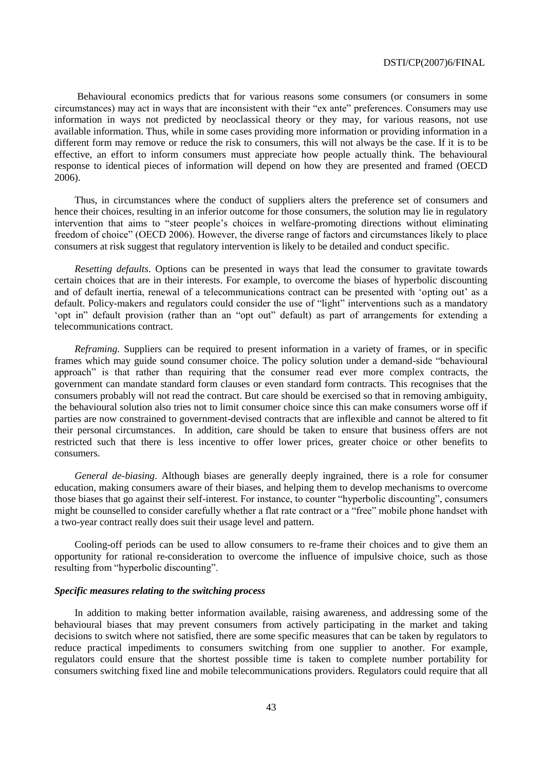Behavioural economics predicts that for various reasons some consumers (or consumers in some circumstances) may act in ways that are inconsistent with their "ex ante" preferences. Consumers may use information in ways not predicted by neoclassical theory or they may, for various reasons, not use available information. Thus, while in some cases providing more information or providing information in a different form may remove or reduce the risk to consumers, this will not always be the case. If it is to be effective, an effort to inform consumers must appreciate how people actually think. The behavioural response to identical pieces of information will depend on how they are presented and framed (OECD 2006).

Thus, in circumstances where the conduct of suppliers alters the preference set of consumers and hence their choices, resulting in an inferior outcome for those consumers, the solution may lie in regulatory intervention that aims to "steer people's choices in welfare-promoting directions without eliminating freedom of choice" (OECD 2006). However, the diverse range of factors and circumstances likely to place consumers at risk suggest that regulatory intervention is likely to be detailed and conduct specific.

*Resetting defaults*. Options can be presented in ways that lead the consumer to gravitate towards certain choices that are in their interests. For example, to overcome the biases of hyperbolic discounting and of default inertia, renewal of a telecommunications contract can be presented with 'opting out' as a default. Policy-makers and regulators could consider the use of "light" interventions such as a mandatory 'opt in" default provision (rather than an "opt out" default) as part of arrangements for extending a telecommunications contract.

*Reframing*. Suppliers can be required to present information in a variety of frames, or in specific frames which may guide sound consumer choice. The policy solution under a demand-side "behavioural approach" is that rather than requiring that the consumer read ever more complex contracts, the government can mandate standard form clauses or even standard form contracts. This recognises that the consumers probably will not read the contract. But care should be exercised so that in removing ambiguity, the behavioural solution also tries not to limit consumer choice since this can make consumers worse off if parties are now constrained to government-devised contracts that are inflexible and cannot be altered to fit their personal circumstances. In addition, care should be taken to ensure that business offers are not restricted such that there is less incentive to offer lower prices, greater choice or other benefits to consumers.

*General de-biasing*. Although biases are generally deeply ingrained, there is a role for consumer education, making consumers aware of their biases, and helping them to develop mechanisms to overcome those biases that go against their self-interest. For instance, to counter "hyperbolic discounting", consumers might be counselled to consider carefully whether a flat rate contract or a "free" mobile phone handset with a two-year contract really does suit their usage level and pattern.

Cooling-off periods can be used to allow consumers to re-frame their choices and to give them an opportunity for rational re-consideration to overcome the influence of impulsive choice, such as those resulting from "hyperbolic discounting".

### *Specific measures relating to the switching process*

In addition to making better information available, raising awareness, and addressing some of the behavioural biases that may prevent consumers from actively participating in the market and taking decisions to switch where not satisfied, there are some specific measures that can be taken by regulators to reduce practical impediments to consumers switching from one supplier to another. For example, regulators could ensure that the shortest possible time is taken to complete number portability for consumers switching fixed line and mobile telecommunications providers. Regulators could require that all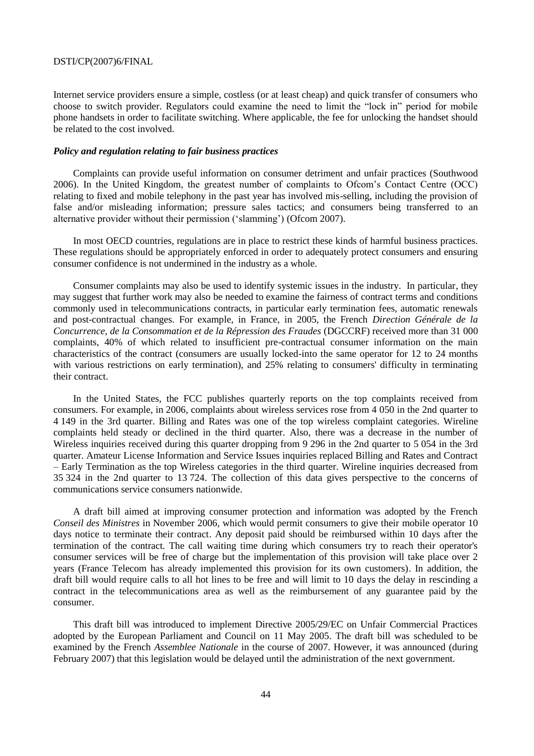Internet service providers ensure a simple, costless (or at least cheap) and quick transfer of consumers who choose to switch provider. Regulators could examine the need to limit the "lock in" period for mobile phone handsets in order to facilitate switching. Where applicable, the fee for unlocking the handset should be related to the cost involved.

### *Policy and regulation relating to fair business practices*

Complaints can provide useful information on consumer detriment and unfair practices (Southwood 2006). In the United Kingdom, the greatest number of complaints to Ofcom's Contact Centre (OCC) relating to fixed and mobile telephony in the past year has involved mis-selling, including the provision of false and/or misleading information; pressure sales tactics; and consumers being transferred to an alternative provider without their permission ('slamming') (Ofcom 2007).

In most OECD countries, regulations are in place to restrict these kinds of harmful business practices. These regulations should be appropriately enforced in order to adequately protect consumers and ensuring consumer confidence is not undermined in the industry as a whole.

Consumer complaints may also be used to identify systemic issues in the industry. In particular, they may suggest that further work may also be needed to examine the fairness of contract terms and conditions commonly used in telecommunications contracts, in particular early termination fees, automatic renewals and post-contractual changes. For example, in France, in 2005, the French *Direction Générale de la Concurrence, de la Consommation et de la Répression des Fraudes* (DGCCRF) received more than 31 000 complaints, 40% of which related to insufficient pre-contractual consumer information on the main characteristics of the contract (consumers are usually locked-into the same operator for 12 to 24 months with various restrictions on early termination), and 25% relating to consumers' difficulty in terminating their contract.

In the United States, the FCC publishes quarterly reports on the top complaints received from consumers. For example, in 2006, complaints about wireless services rose from 4 050 in the 2nd quarter to 4 149 in the 3rd quarter. Billing and Rates was one of the top wireless complaint categories. Wireline complaints held steady or declined in the third quarter. Also, there was a decrease in the number of Wireless inquiries received during this quarter dropping from 9 296 in the 2nd quarter to 5 054 in the 3rd quarter. Amateur License Information and Service Issues inquiries replaced Billing and Rates and Contract – Early Termination as the top Wireless categories in the third quarter. Wireline inquiries decreased from 35 324 in the 2nd quarter to 13 724. The collection of this data gives perspective to the concerns of communications service consumers nationwide.

A draft bill aimed at improving consumer protection and information was adopted by the French *Conseil des Ministres* in November 2006, which would permit consumers to give their mobile operator 10 days notice to terminate their contract. Any deposit paid should be reimbursed within 10 days after the termination of the contract. The call waiting time during which consumers try to reach their operator's consumer services will be free of charge but the implementation of this provision will take place over 2 years (France Telecom has already implemented this provision for its own customers). In addition, the draft bill would require calls to all hot lines to be free and will limit to 10 days the delay in rescinding a contract in the telecommunications area as well as the reimbursement of any guarantee paid by the consumer.

This draft bill was introduced to implement Directive 2005/29/EC on Unfair Commercial Practices adopted by the European Parliament and Council on 11 May 2005. The draft bill was scheduled to be examined by the French *Assemblee Nationale* in the course of 2007. However, it was announced (during February 2007) that this legislation would be delayed until the administration of the next government.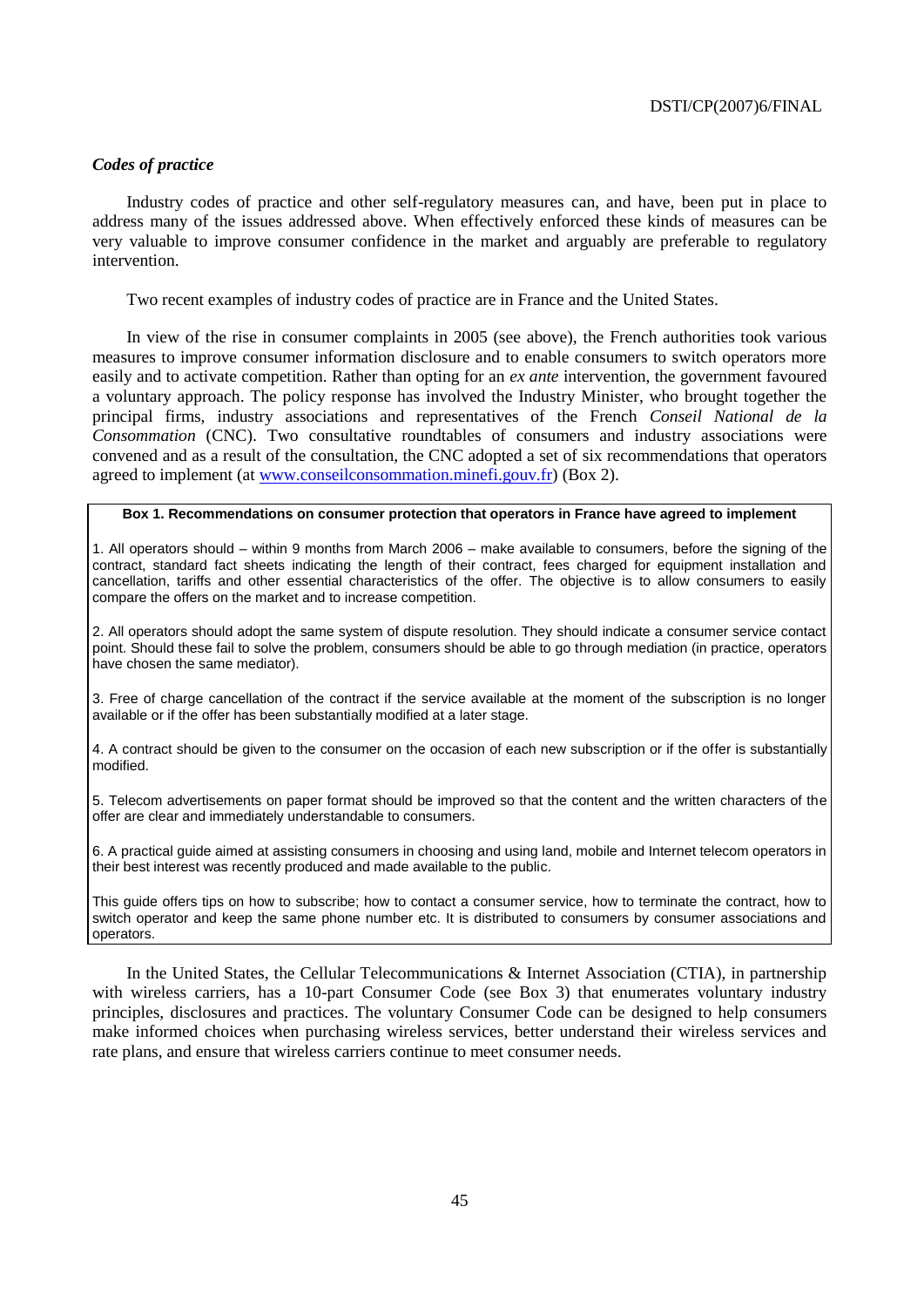### *Codes of practice*

Industry codes of practice and other self-regulatory measures can, and have, been put in place to address many of the issues addressed above. When effectively enforced these kinds of measures can be very valuable to improve consumer confidence in the market and arguably are preferable to regulatory intervention.

Two recent examples of industry codes of practice are in France and the United States.

In view of the rise in consumer complaints in 2005 (see above), the French authorities took various measures to improve consumer information disclosure and to enable consumers to switch operators more easily and to activate competition. Rather than opting for an *ex ante* intervention, the government favoured a voluntary approach. The policy response has involved the Industry Minister, who brought together the principal firms, industry associations and representatives of the French *Conseil National de la Consommation* (CNC). Two consultative roundtables of consumers and industry associations were convened and as a result of the consultation, the CNC adopted a set of six recommendations that operators agreed to implement (at www.conseilconsommation.minefi.gouv.fr) (Box 2).

**Box 1. Recommendations on consumer protection that operators in France have agreed to implement**

1. All operators should – within 9 months from March 2006 – make available to consumers, before the signing of the contract, standard fact sheets indicating the length of their contract, fees charged for equipment installation and cancellation, tariffs and other essential characteristics of the offer. The objective is to allow consumers to easily compare the offers on the market and to increase competition.

2. All operators should adopt the same system of dispute resolution. They should indicate a consumer service contact point. Should these fail to solve the problem, consumers should be able to go through mediation (in practice, operators have chosen the same mediator).

3. Free of charge cancellation of the contract if the service available at the moment of the subscription is no longer available or if the offer has been substantially modified at a later stage.

4. A contract should be given to the consumer on the occasion of each new subscription or if the offer is substantially modified.

5. Telecom advertisements on paper format should be improved so that the content and the written characters of the offer are clear and immediately understandable to consumers.

6. A practical guide aimed at assisting consumers in choosing and using land, mobile and Internet telecom operators in their best interest was recently produced and made available to the public.

This guide offers tips on how to subscribe; how to contact a consumer service, how to terminate the contract, how to switch operator and keep the same phone number etc. It is distributed to consumers by consumer associations and operators.

In the United States, the Cellular Telecommunications & Internet Association (CTIA), in partnership with wireless carriers, has a 10-part Consumer Code (see Box 3) that enumerates voluntary industry principles, disclosures and practices. The voluntary Consumer Code can be designed to help consumers make informed choices when purchasing wireless services, better understand their wireless services and rate plans, and ensure that wireless carriers continue to meet consumer needs.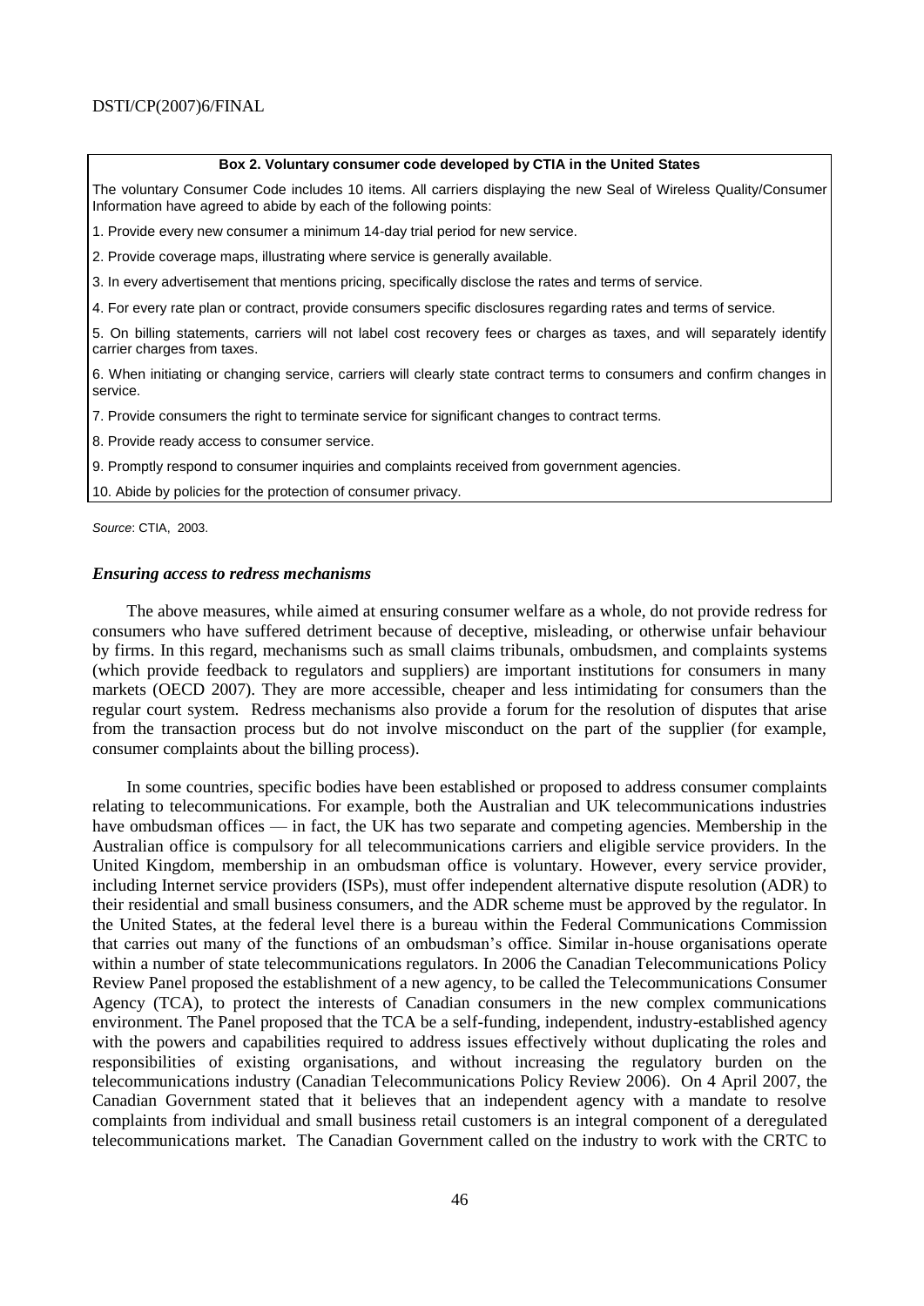**Box 2. Voluntary consumer code developed by CTIA in the United States**

The voluntary Consumer Code includes 10 items. All carriers displaying the new Seal of Wireless Quality/Consumer Information have agreed to abide by each of the following points:

1. Provide every new consumer a minimum 14-day trial period for new service.
2. Provide coverage maps, illustrating where service is generally available.
3. In every advertisement that mentions pricing, specifically disclose the rates and terms of service.
4. For every rate plan or contract, provide consumers specific disclosures regarding rates and terms of service.
5. On billing statements, carriers will not label cost recovery fees or charges as taxes, and will separately identify carrier charges from taxes.
6. When initiating or changing service, carriers will clearly state contract terms to consumers and confirm changes in service.
7. Provide consumers the right to terminate service for significant changes to contract terms.
8. Provide ready access to consumer service.
9. Promptly respond to consumer inquiries and complaints received from government agencies.
10. Abide by policies for the protection of consumer privacy.

*Source*: CTIA, 2003.

### *Ensuring access to redress mechanisms*

The above measures, while aimed at ensuring consumer welfare as a whole, do not provide redress for consumers who have suffered detriment because of deceptive, misleading, or otherwise unfair behaviour by firms. In this regard, mechanisms such as small claims tribunals, ombudsmen, and complaints systems (which provide feedback to regulators and suppliers) are important institutions for consumers in many markets (OECD 2007). They are more accessible, cheaper and less intimidating for consumers than the regular court system. Redress mechanisms also provide a forum for the resolution of disputes that arise from the transaction process but do not involve misconduct on the part of the supplier (for example, consumer complaints about the billing process).

In some countries, specific bodies have been established or proposed to address consumer complaints relating to telecommunications. For example, both the Australian and UK telecommunications industries have ombudsman offices — in fact, the UK has two separate and competing agencies. Membership in the Australian office is compulsory for all telecommunications carriers and eligible service providers. In the United Kingdom, membership in an ombudsman office is voluntary. However, every service provider, including Internet service providers (ISPs), must offer independent alternative dispute resolution (ADR) to their residential and small business consumers, and the ADR scheme must be approved by the regulator. In the United States, at the federal level there is a bureau within the Federal Communications Commission that carries out many of the functions of an ombudsman's office. Similar in-house organisations operate within a number of state telecommunications regulators. In 2006 the Canadian Telecommunications Policy Review Panel proposed the establishment of a new agency, to be called the Telecommunications Consumer Agency (TCA), to protect the interests of Canadian consumers in the new complex communications environment. The Panel proposed that the TCA be a self-funding, independent, industry-established agency with the powers and capabilities required to address issues effectively without duplicating the roles and responsibilities of existing organisations, and without increasing the regulatory burden on the telecommunications industry (Canadian Telecommunications Policy Review 2006). On 4 April 2007, the Canadian Government stated that it believes that an independent agency with a mandate to resolve complaints from individual and small business retail customers is an integral component of a deregulated telecommunications market. The Canadian Government called on the industry to work with the CRTC to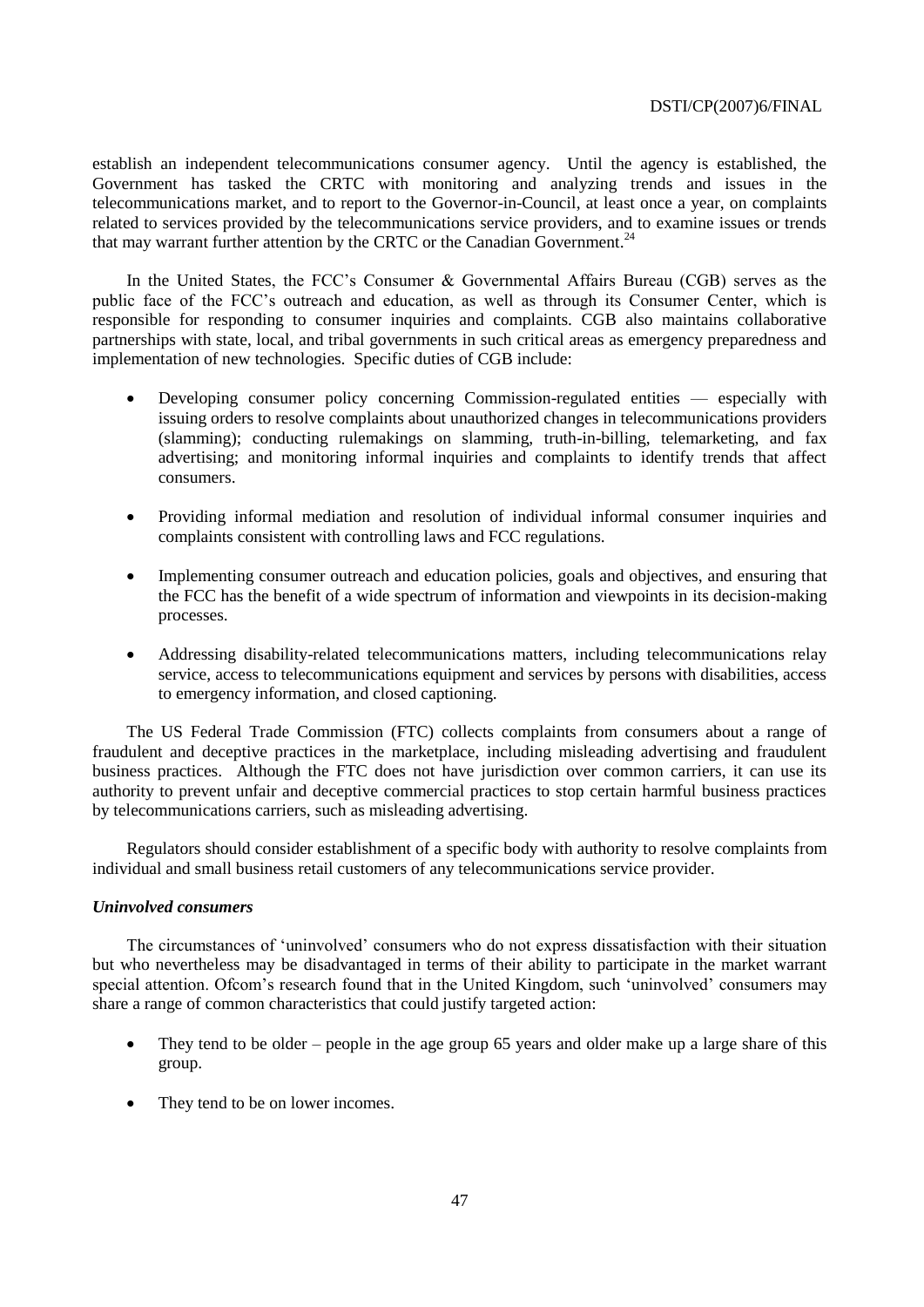establish an independent telecommunications consumer agency. Until the agency is established, the Government has tasked the CRTC with monitoring and analyzing trends and issues in the telecommunications market, and to report to the Governor-in-Council, at least once a year, on complaints related to services provided by the telecommunications service providers, and to examine issues or trends that may warrant further attention by the CRTC or the Canadian Government.[24]

In the United States, the FCC's Consumer & Governmental Affairs Bureau (CGB) serves as the public face of the FCC's outreach and education, as well as through its Consumer Center, which is responsible for responding to consumer inquiries and complaints. CGB also maintains collaborative partnerships with state, local, and tribal governments in such critical areas as emergency preparedness and implementation of new technologies. Specific duties of CGB include:

- Developing consumer policy concerning Commission-regulated entities — especially with issuing orders to resolve complaints about unauthorized changes in telecommunications providers (slamming); conducting rulemakings on slamming, truth-in-billing, telemarketing, and fax advertising; and monitoring informal inquiries and complaints to identify trends that affect consumers.
- Providing informal mediation and resolution of individual informal consumer inquiries and complaints consistent with controlling laws and FCC regulations.
- Implementing consumer outreach and education policies, goals and objectives, and ensuring that the FCC has the benefit of a wide spectrum of information and viewpoints in its decision-making processes.
- Addressing disability-related telecommunications matters, including telecommunications relay service, access to telecommunications equipment and services by persons with disabilities, access to emergency information, and closed captioning.

The US Federal Trade Commission (FTC) collects complaints from consumers about a range of fraudulent and deceptive practices in the marketplace, including misleading advertising and fraudulent business practices. Although the FTC does not have jurisdiction over common carriers, it can use its authority to prevent unfair and deceptive commercial practices to stop certain harmful business practices by telecommunications carriers, such as misleading advertising.

Regulators should consider establishment of a specific body with authority to resolve complaints from individual and small business retail customers of any telecommunications service provider.

***Uninvolved consumers***

The circumstances of 'uninvolved' consumers who do not express dissatisfaction with their situation but who nevertheless may be disadvantaged in terms of their ability to participate in the market warrant special attention. Ofcom's research found that in the United Kingdom, such 'uninvolved' consumers may share a range of common characteristics that could justify targeted action:

- They tend to be older – people in the age group 65 years and older make up a large share of this group.
- They tend to be on lower incomes.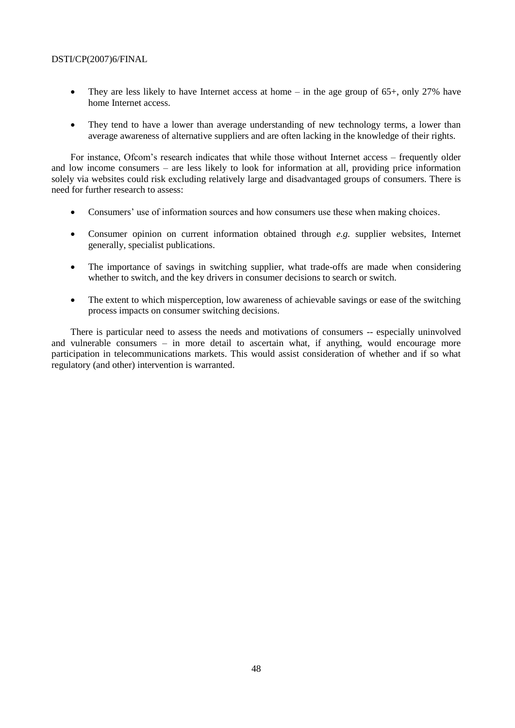- They are less likely to have Internet access at home – in the age group of 65+, only 27% have home Internet access.
- They tend to have a lower than average understanding of new technology terms, a lower than average awareness of alternative suppliers and are often lacking in the knowledge of their rights.

For instance, Ofcom's research indicates that while those without Internet access – frequently older and low income consumers – are less likely to look for information at all, providing price information solely via websites could risk excluding relatively large and disadvantaged groups of consumers. There is need for further research to assess:

- Consumers' use of information sources and how consumers use these when making choices.
- Consumer opinion on current information obtained through *e.g.* supplier websites, Internet generally, specialist publications.
- The importance of savings in switching supplier, what trade-offs are made when considering whether to switch, and the key drivers in consumer decisions to search or switch.
- The extent to which misperception, low awareness of achievable savings or ease of the switching process impacts on consumer switching decisions.

There is particular need to assess the needs and motivations of consumers -- especially uninvolved and vulnerable consumers – in more detail to ascertain what, if anything, would encourage more participation in telecommunications markets. This would assist consideration of whether and if so what regulatory (and other) intervention is warranted.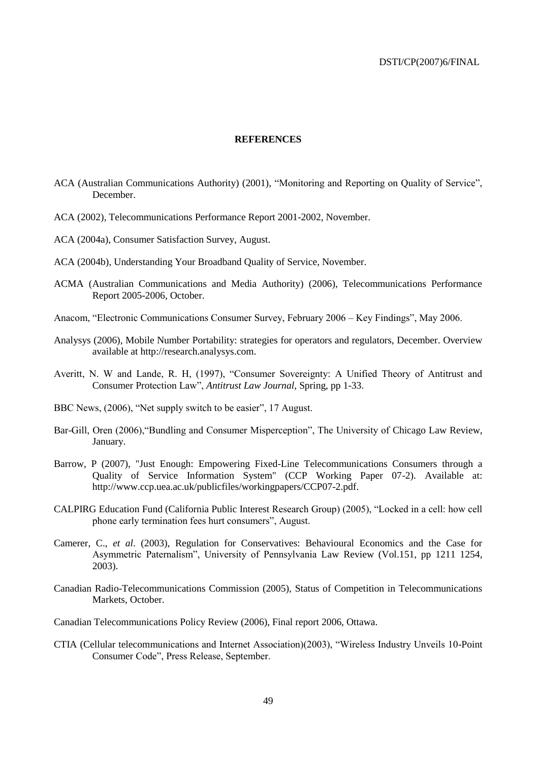## REFERENCES

ACA (Australian Communications Authority) (2001), "Monitoring and Reporting on Quality of Service", December.

ACA (2002), Telecommunications Performance Report 2001-2002, November.

ACA (2004a), Consumer Satisfaction Survey, August.

ACA (2004b), Understanding Your Broadband Quality of Service, November.

ACMA (Australian Communications and Media Authority) (2006), Telecommunications Performance Report 2005-2006, October.

Anacom, "Electronic Communications Consumer Survey, February 2006 – Key Findings", May 2006.

Analysys (2006), Mobile Number Portability: strategies for operators and regulators, December. Overview available at http://research.analysys.com.

Averitt, N. W and Lande, R. H, (1997), "Consumer Sovereignty: A Unified Theory of Antitrust and Consumer Protection Law", *Antitrust Law Journal*, Spring, pp 1-33.

BBC News, (2006), "Net supply switch to be easier", 17 August.

Bar-Gill, Oren (2006),"Bundling and Consumer Misperception", The University of Chicago Law Review, January.

Barrow, P (2007), "Just Enough: Empowering Fixed-Line Telecommunications Consumers through a Quality of Service Information System" (CCP Working Paper 07-2). Available at: http://www.ccp.uea.ac.uk/publicfiles/workingpapers/CCP07-2.pdf.

CALPIRG Education Fund (California Public Interest Research Group) (2005), "Locked in a cell: how cell phone early termination fees hurt consumers", August.

Camerer, C., *et al*. (2003), Regulation for Conservatives: Behavioural Economics and the Case for Asymmetric Paternalism", University of Pennsylvania Law Review (Vol.151, pp 1211 1254, 2003).

Canadian Radio-Telecommunications Commission (2005), Status of Competition in Telecommunications Markets, October.

Canadian Telecommunications Policy Review (2006), Final report 2006, Ottawa.

CTIA (Cellular telecommunications and Internet Association)(2003), "Wireless Industry Unveils 10-Point Consumer Code", Press Release, September.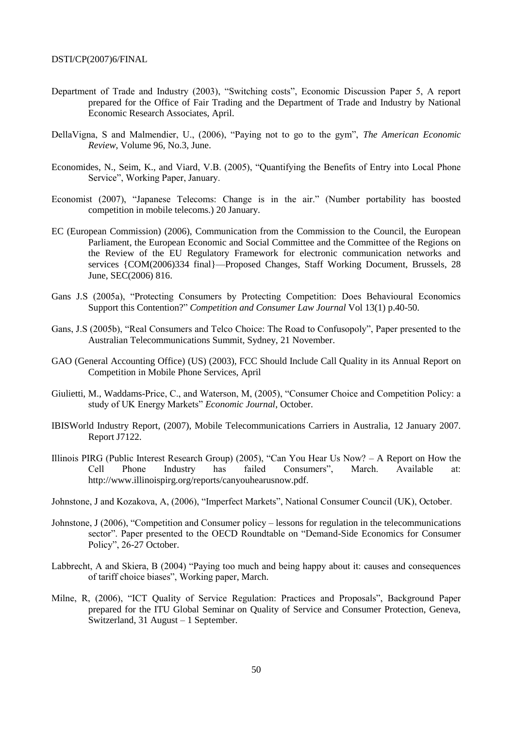Department of Trade and Industry (2003), "Switching costs", Economic Discussion Paper 5, A report prepared for the Office of Fair Trading and the Department of Trade and Industry by National Economic Research Associates, April.

DellaVigna, S and Malmendier, U., (2006), "Paying not to go to the gym", *The American Economic Review*, Volume 96, No.3, June.

Economides, N., Seim, K., and Viard, V.B. (2005), "Quantifying the Benefits of Entry into Local Phone Service", Working Paper, January.

Economist (2007), "Japanese Telecoms: Change is in the air." (Number portability has boosted competition in mobile telecoms.) 20 January.

EC (European Commission) (2006), Communication from the Commission to the Council, the European Parliament, the European Economic and Social Committee and the Committee of the Regions on the Review of the EU Regulatory Framework for electronic communication networks and services {COM(2006)334 final}—Proposed Changes, Staff Working Document, Brussels, 28 June, SEC(2006) 816.

Gans J.S (2005a), "Protecting Consumers by Protecting Competition: Does Behavioural Economics Support this Contention?" *Competition and Consumer Law Journal* Vol 13(1) p.40-50.

Gans, J.S (2005b), "Real Consumers and Telco Choice: The Road to Confusopoly", Paper presented to the Australian Telecommunications Summit, Sydney, 21 November.

GAO (General Accounting Office) (US) (2003), FCC Should Include Call Quality in its Annual Report on Competition in Mobile Phone Services, April

Giulietti, M., Waddams-Price, C., and Waterson, M, (2005), "Consumer Choice and Competition Policy: a study of UK Energy Markets" *Economic Journal*, October.

IBISWorld Industry Report, (2007), Mobile Telecommunications Carriers in Australia, 12 January 2007. Report J7122.

Illinois PIRG (Public Interest Research Group) (2005), "Can You Hear Us Now? – A Report on How the Cell Phone Industry has failed Consumers", March. Available at: http://www.illinoispirg.org/reports/canyouhearusnow.pdf.

Johnstone, J and Kozakova, A, (2006), "Imperfect Markets", National Consumer Council (UK), October.

Johnstone, J (2006), "Competition and Consumer policy – lessons for regulation in the telecommunications sector". Paper presented to the OECD Roundtable on "Demand-Side Economics for Consumer Policy", 26-27 October.

Labbrecht, A and Skiera, B (2004) "Paying too much and being happy about it: causes and consequences of tariff choice biases", Working paper, March.

Milne, R, (2006), "ICT Quality of Service Regulation: Practices and Proposals", Background Paper prepared for the ITU Global Seminar on Quality of Service and Consumer Protection, Geneva, Switzerland, 31 August – 1 September.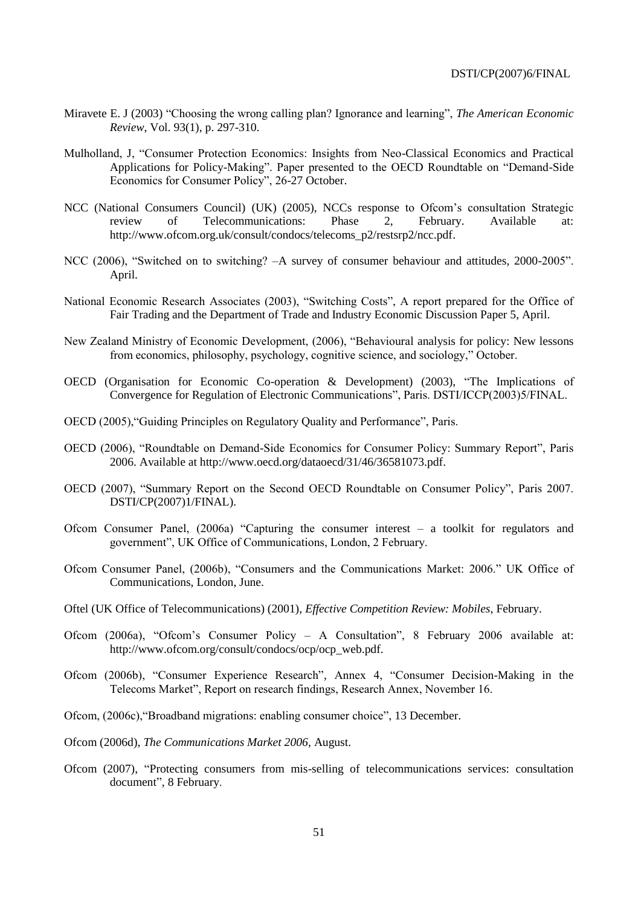Miravete E. J (2003) "Choosing the wrong calling plan? Ignorance and learning", *The American Economic Review*, Vol. 93(1), p. 297-310.

Mulholland, J, "Consumer Protection Economics: Insights from Neo-Classical Economics and Practical Applications for Policy-Making". Paper presented to the OECD Roundtable on "Demand-Side Economics for Consumer Policy", 26-27 October.

NCC (National Consumers Council) (UK) (2005), NCCs response to Ofcom's consultation Strategic review of Telecommunications: Phase 2, February. Available at: http://www.ofcom.org.uk/consult/condocs/telecoms_p2/restsrp2/ncc.pdf.

NCC (2006), "Switched on to switching? –A survey of consumer behaviour and attitudes, 2000-2005". April.

National Economic Research Associates (2003), "Switching Costs", A report prepared for the Office of Fair Trading and the Department of Trade and Industry Economic Discussion Paper 5, April.

New Zealand Ministry of Economic Development, (2006), "Behavioural analysis for policy: New lessons from economics, philosophy, psychology, cognitive science, and sociology," October.

OECD (Organisation for Economic Co-operation & Development) (2003), "The Implications of Convergence for Regulation of Electronic Communications", Paris. DSTI/ICCP(2003)5/FINAL.

OECD (2005),"Guiding Principles on Regulatory Quality and Performance", Paris.

OECD (2006), "Roundtable on Demand-Side Economics for Consumer Policy: Summary Report", Paris 2006. Available at http://www.oecd.org/dataoecd/31/46/36581073.pdf.

OECD (2007), "Summary Report on the Second OECD Roundtable on Consumer Policy", Paris 2007. DSTI/CP(2007)1/FINAL).

Ofcom Consumer Panel, (2006a) "Capturing the consumer interest – a toolkit for regulators and government", UK Office of Communications, London, 2 February.

Ofcom Consumer Panel, (2006b), "Consumers and the Communications Market: 2006." UK Office of Communications, London, June.

Oftel (UK Office of Telecommunications) (2001), *Effective Competition Review: Mobiles*, February.

Ofcom (2006a), "Ofcom's Consumer Policy – A Consultation", 8 February 2006 available at: http://www.ofcom.org/consult/condocs/ocp/ocp_web.pdf.

Ofcom (2006b), "Consumer Experience Research", Annex 4, "Consumer Decision-Making in the Telecoms Market", Report on research findings, Research Annex, November 16.

Ofcom, (2006c),"Broadband migrations: enabling consumer choice", 13 December.

Ofcom (2006d), *The Communications Market 2006*, August.

Ofcom (2007), "Protecting consumers from mis-selling of telecommunications services: consultation document", 8 February.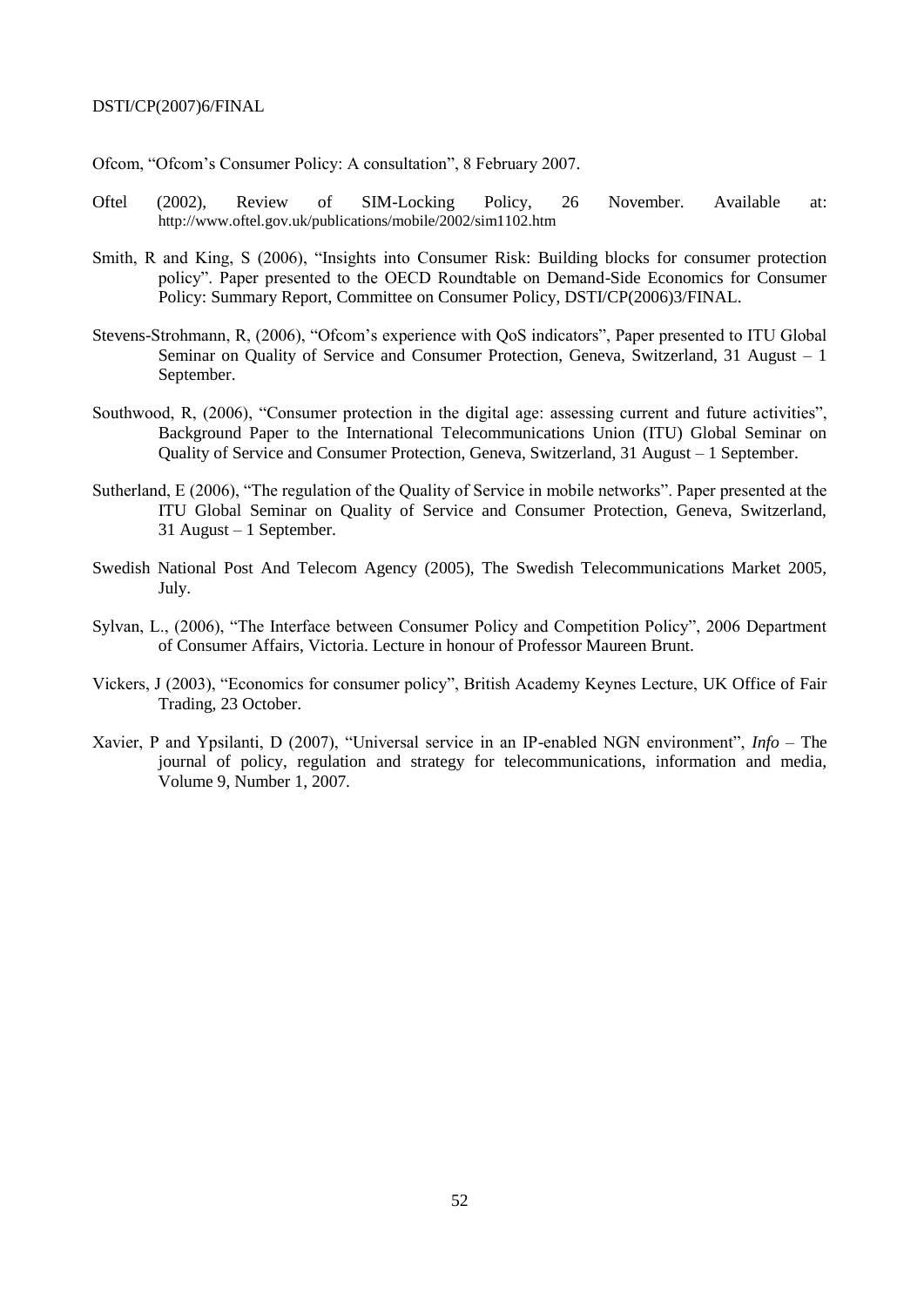Ofcom, "Ofcom's Consumer Policy: A consultation", 8 February 2007.

Oftel (2002), Review of SIM-Locking Policy, 26 November. Available at: http://www.oftel.gov.uk/publications/mobile/2002/sim1102.htm

Smith, R and King, S (2006), "Insights into Consumer Risk: Building blocks for consumer protection policy". Paper presented to the OECD Roundtable on Demand-Side Economics for Consumer Policy: Summary Report, Committee on Consumer Policy, DSTI/CP(2006)3/FINAL.

Stevens-Strohmann, R, (2006), "Ofcom's experience with QoS indicators", Paper presented to ITU Global Seminar on Quality of Service and Consumer Protection, Geneva, Switzerland, 31 August – 1 September.

Southwood, R, (2006), "Consumer protection in the digital age: assessing current and future activities", Background Paper to the International Telecommunications Union (ITU) Global Seminar on Quality of Service and Consumer Protection, Geneva, Switzerland, 31 August – 1 September.

Sutherland, E (2006), "The regulation of the Quality of Service in mobile networks". Paper presented at the ITU Global Seminar on Quality of Service and Consumer Protection, Geneva, Switzerland, 31 August – 1 September.

Swedish National Post And Telecom Agency (2005), The Swedish Telecommunications Market 2005, July.

Sylvan, L., (2006), "The Interface between Consumer Policy and Competition Policy", 2006 Department of Consumer Affairs, Victoria. Lecture in honour of Professor Maureen Brunt.

Vickers, J (2003), "Economics for consumer policy", British Academy Keynes Lecture, UK Office of Fair Trading, 23 October.

Xavier, P and Ypsilanti, D (2007), "Universal service in an IP-enabled NGN environment", *Info* – The journal of policy, regulation and strategy for telecommunications, information and media, Volume 9, Number 1, 2007.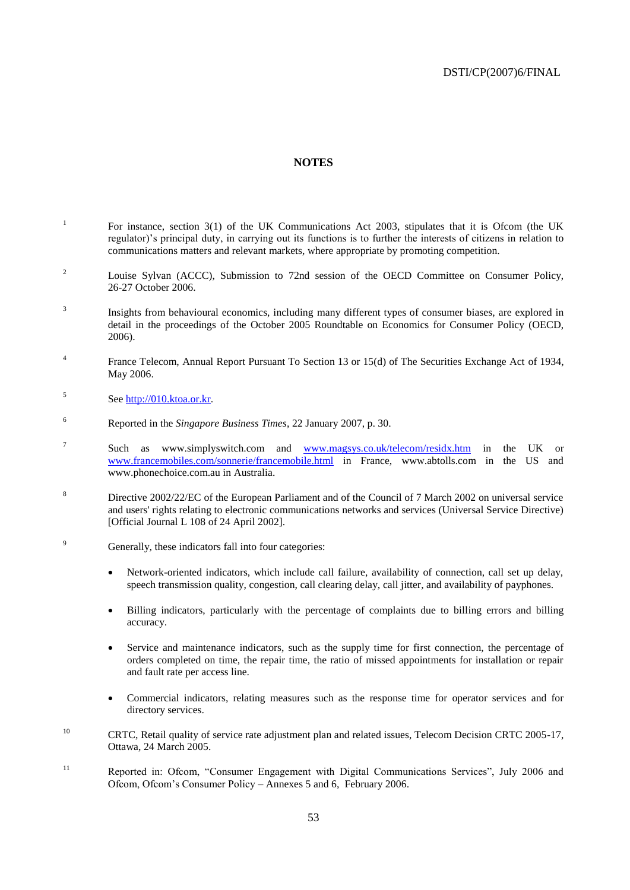## NOTES

1. For instance, section 3(1) of the UK Communications Act 2003, stipulates that it is Ofcom (the UK regulator)'s principal duty, in carrying out its functions is to further the interests of citizens in relation to communications matters and relevant markets, where appropriate by promoting competition.

2. Louise Sylvan (ACCC), Submission to 72nd session of the OECD Committee on Consumer Policy, 26-27 October 2006.

3. Insights from behavioural economics, including many different types of consumer biases, are explored in detail in the proceedings of the October 2005 Roundtable on Economics for Consumer Policy (OECD, 2006).

4. France Telecom, Annual Report Pursuant To Section 13 or 15(d) of The Securities Exchange Act of 1934, May 2006.

5. See http://010.ktoa.or.kr.

6. Reported in the *Singapore Business Times*, 22 January 2007, p. 30.

7. Such as www.simplyswitch.com and www.magsys.co.uk/telecom/residx.htm in the UK or www.francemobiles.com/sonnerie/francemobile.html in France, www.abtolls.com in the US and www.phonechoice.com.au in Australia.

8. Directive 2002/22/EC of the European Parliament and of the Council of 7 March 2002 on universal service and users' rights relating to electronic communications networks and services (Universal Service Directive) [Official Journal L 108 of 24 April 2002].

9. Generally, these indicators fall into four categories:

   - Network-oriented indicators, which include call failure, availability of connection, call set up delay, speech transmission quality, congestion, call clearing delay, call jitter, and availability of payphones.

   - Billing indicators, particularly with the percentage of complaints due to billing errors and billing accuracy.

   - Service and maintenance indicators, such as the supply time for first connection, the percentage of orders completed on time, the repair time, the ratio of missed appointments for installation or repair and fault rate per access line.

   - Commercial indicators, relating measures such as the response time for operator services and for directory services.

10. CRTC, Retail quality of service rate adjustment plan and related issues, Telecom Decision CRTC 2005-17, Ottawa, 24 March 2005.

11. Reported in: Ofcom, "Consumer Engagement with Digital Communications Services", July 2006 and Ofcom, Ofcom's Consumer Policy – Annexes 5 and 6, February 2006.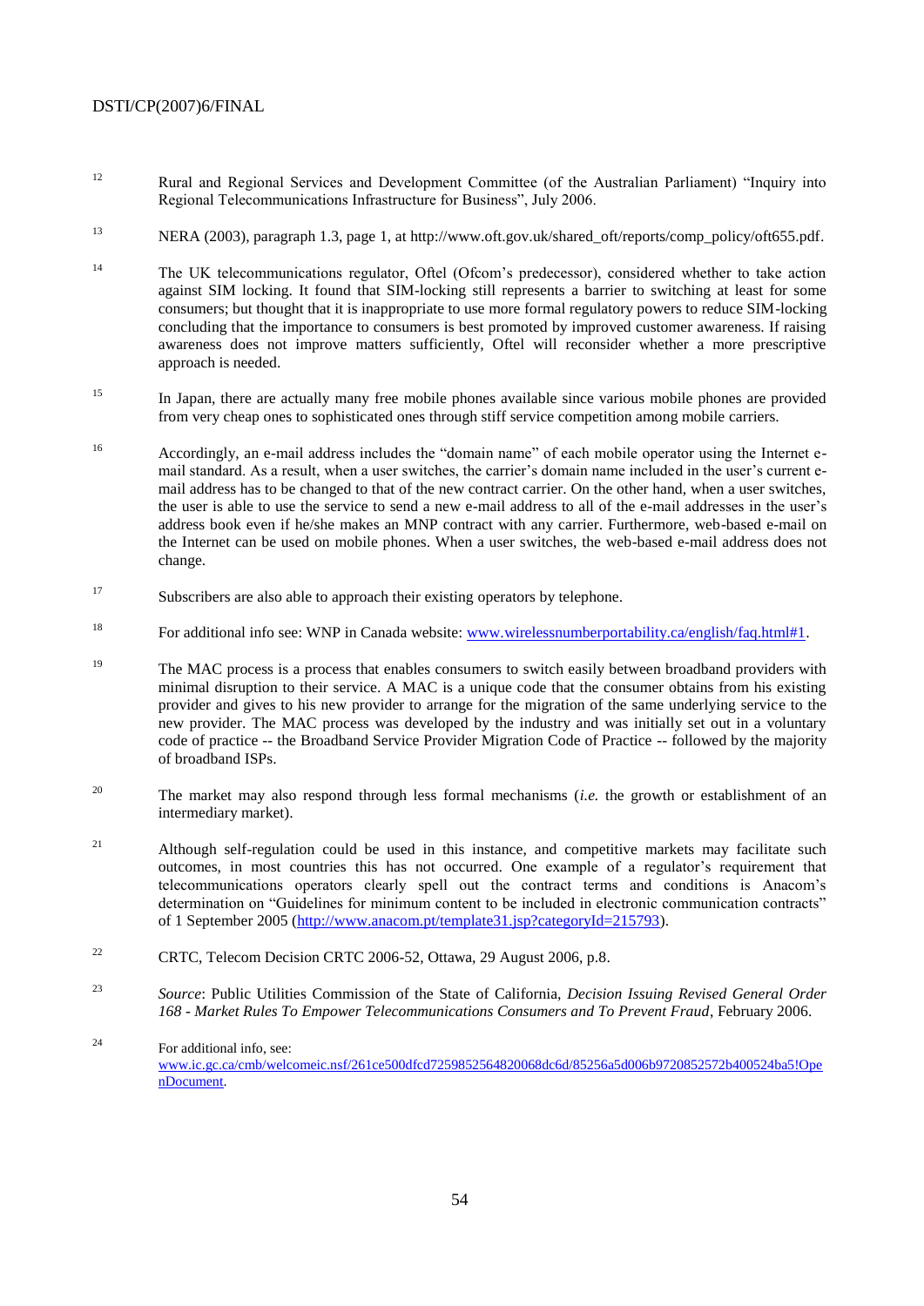12 Rural and Regional Services and Development Committee (of the Australian Parliament) "Inquiry into Regional Telecommunications Infrastructure for Business", July 2006.

13 NERA (2003), paragraph 1.3, page 1, at http://www.oft.gov.uk/shared_oft/reports/comp_policy/oft655.pdf.

14 The UK telecommunications regulator, Oftel (Ofcom's predecessor), considered whether to take action against SIM locking. It found that SIM-locking still represents a barrier to switching at least for some consumers; but thought that it is inappropriate to use more formal regulatory powers to reduce SIM-locking concluding that the importance to consumers is best promoted by improved customer awareness. If raising awareness does not improve matters sufficiently, Oftel will reconsider whether a more prescriptive approach is needed.

15 In Japan, there are actually many free mobile phones available since various mobile phones are provided from very cheap ones to sophisticated ones through stiff service competition among mobile carriers.

16 Accordingly, an e-mail address includes the "domain name" of each mobile operator using the Internet e-mail standard. As a result, when a user switches, the carrier's domain name included in the user's current e-mail address has to be changed to that of the new contract carrier. On the other hand, when a user switches, the user is able to use the service to send a new e-mail address to all of the e-mail addresses in the user's address book even if he/she makes an MNP contract with any carrier. Furthermore, web-based e-mail on the Internet can be used on mobile phones. When a user switches, the web-based e-mail address does not change.

17 Subscribers are also able to approach their existing operators by telephone.

18 For additional info see: WNP in Canada website: www.wirelessnumberportability.ca/english/faq.html#1.

19 The MAC process is a process that enables consumers to switch easily between broadband providers with minimal disruption to their service. A MAC is a unique code that the consumer obtains from his existing provider and gives to his new provider to arrange for the migration of the same underlying service to the new provider. The MAC process was developed by the industry and was initially set out in a voluntary code of practice -- the Broadband Service Provider Migration Code of Practice -- followed by the majority of broadband ISPs.

20 The market may also respond through less formal mechanisms (*i.e.* the growth or establishment of an intermediary market).

21 Although self-regulation could be used in this instance, and competitive markets may facilitate such outcomes, in most countries this has not occurred. One example of a regulator's requirement that telecommunications operators clearly spell out the contract terms and conditions is Anacom's determination on "Guidelines for minimum content to be included in electronic communication contracts" of 1 September 2005 (http://www.anacom.pt/template31.jsp?categoryId=215793).

22 CRTC, Telecom Decision CRTC 2006-52, Ottawa, 29 August 2006, p.8.

23 *Source*: Public Utilities Commission of the State of California, *Decision Issuing Revised General Order 168 - Market Rules To Empower Telecommunications Consumers and To Prevent Fraud*, February 2006.

24 For additional info, see: www.ic.gc.ca/cmb/welcomeic.nsf/261ce500dfcd7259852564820068dc6d/85256a5d006b9720852572b400524ba5!OpenDocument.